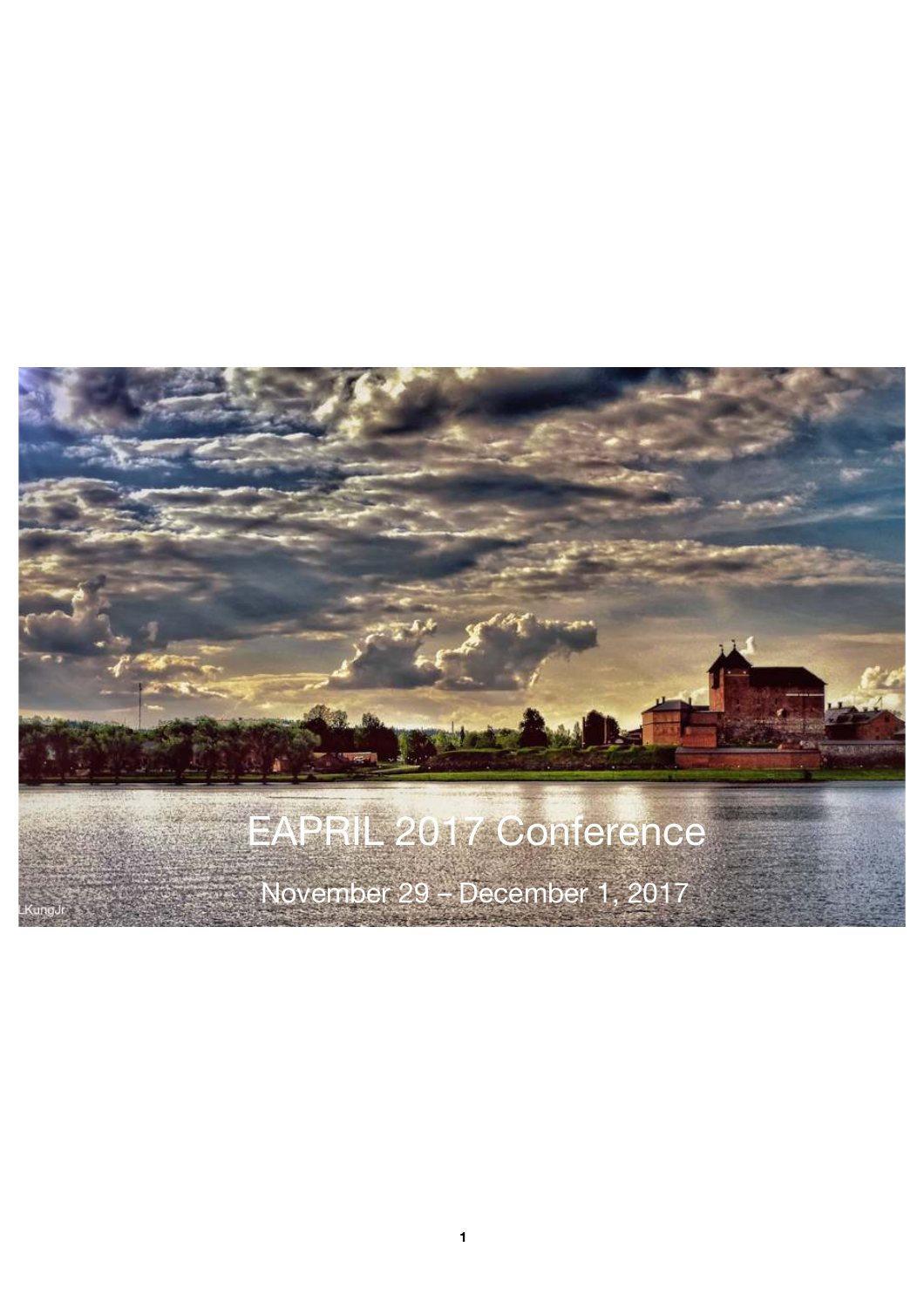# EAPRIL 2017 Conference

November 29 – December 1, 2017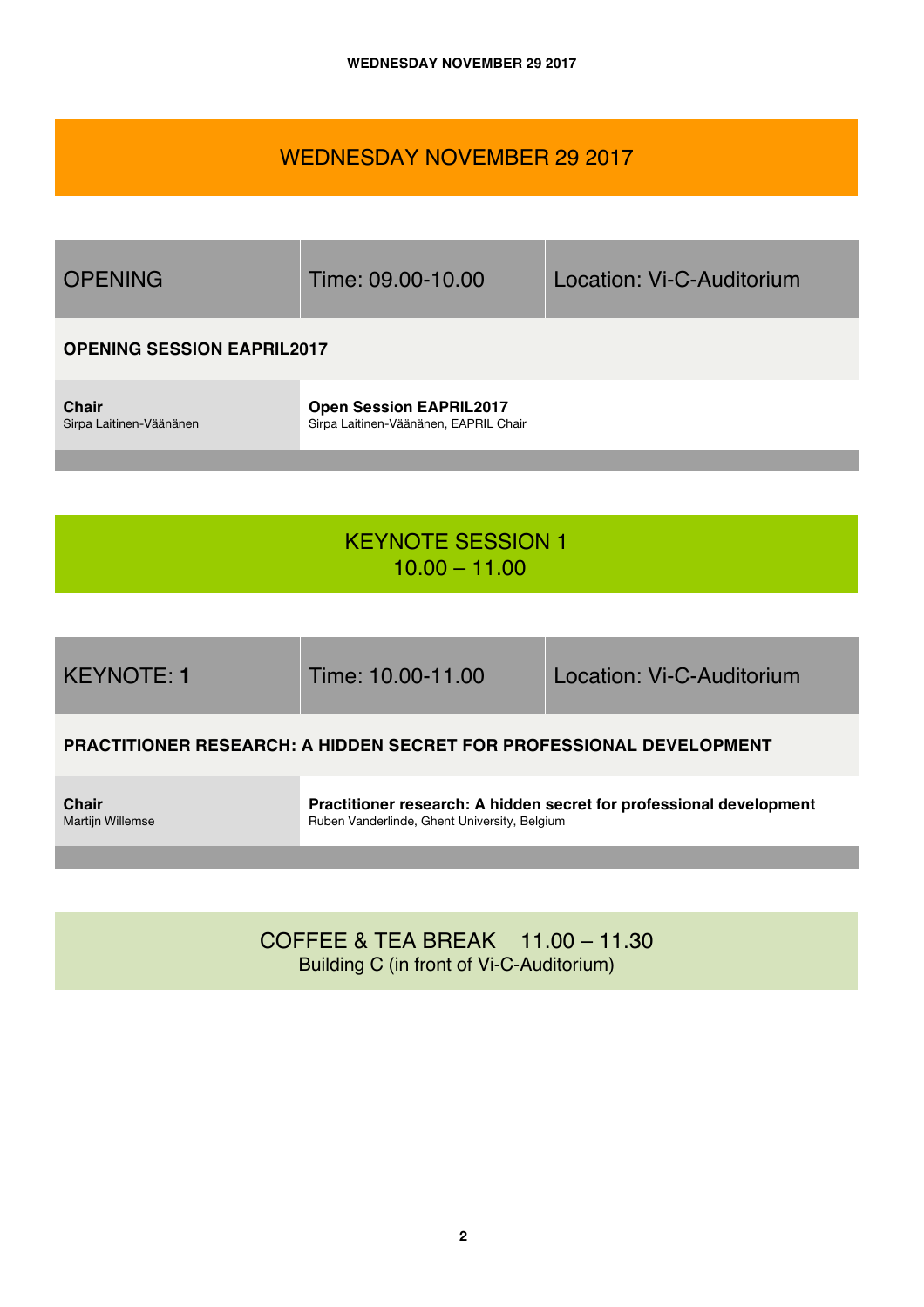# WEDNESDAY NOVEMBER 29 2017

| OPENING | Time: 09.00-10.00 | Location: Vi-C-Auditorium |
|---|---|---|

**OPENING SESSION EAPRIL2017**

| **Chair**<br>Sirpa Laitinen-Väänänen | **Open Session EAPRIL2017**<br>Sirpa Laitinen-Väänänen, EAPRIL Chair |
|---|---|

## KEYNOTE SESSION 1
10.00 – 11.00

| KEYNOTE: **1** | Time: 10.00-11.00 | Location: Vi-C-Auditorium |
|---|---|---|

**PRACTITIONER RESEARCH: A HIDDEN SECRET FOR PROFESSIONAL DEVELOPMENT**

| **Chair**<br>Martijn Willemse | **Practitioner research: A hidden secret for professional development**<br>Ruben Vanderlinde, Ghent University, Belgium |
|---|---|

## COFFEE & TEA BREAK 11.00 – 11.30
Building C (in front of Vi-C-Auditorium)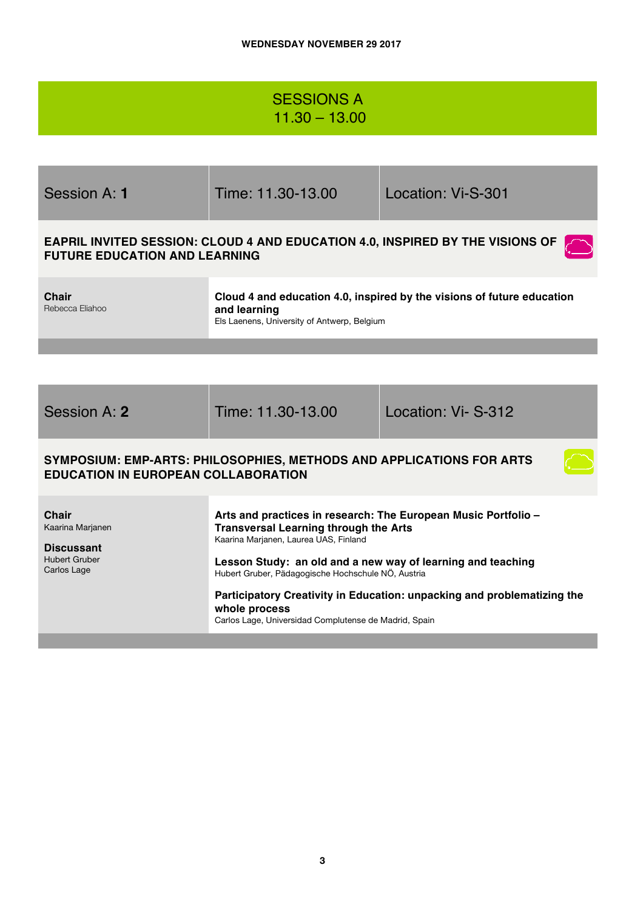**WEDNESDAY NOVEMBER 29 2017**

# SESSIONS A
# 11.30 – 13.00

| Session A: **1** | Time: 11.30-13.00 | Location: Vi-S-301 |
|---|---|---|

## EAPRIL INVITED SESSION: CLOUD 4 AND EDUCATION 4.0, INSPIRED BY THE VISIONS OF FUTURE EDUCATION AND LEARNING

**Chair**
Rebecca Eliahoo

**Cloud 4 and education 4.0, inspired by the visions of future education and learning**
Els Laenens, University of Antwerp, Belgium

| Session A: **2** | Time: 11.30-13.00 | Location: Vi- S-312 |
|---|---|---|

## SYMPOSIUM: EMP-ARTS: PHILOSOPHIES, METHODS AND APPLICATIONS FOR ARTS EDUCATION IN EUROPEAN COLLABORATION

**Chair**
Kaarina Marjanen

**Discussant**
Hubert Gruber
Carlos Lage

**Arts and practices in research: The European Music Portfolio – Transversal Learning through the Arts**
Kaarina Marjanen, Laurea UAS, Finland

**Lesson Study: an old and a new way of learning and teaching**
Hubert Gruber, Pädagogische Hochschule NÖ, Austria

**Participatory Creativity in Education: unpacking and problematizing the whole process**
Carlos Lage, Universidad Complutense de Madrid, Spain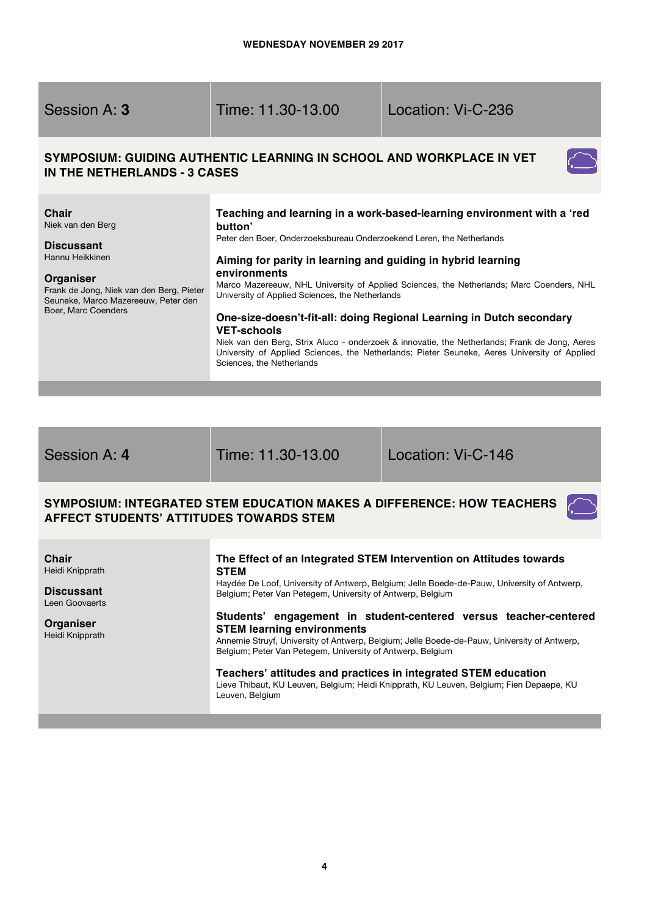WEDNESDAY NOVEMBER 29 2017

## Session A: **3** | Time: 11.30-13.00 | Location: Vi-C-236

### SYMPOSIUM: GUIDING AUTHENTIC LEARNING IN SCHOOL AND WORKPLACE IN VET IN THE NETHERLANDS - 3 CASES

**Chair**
Niek van den Berg

**Discussant**
Hannu Heikkinen

**Organiser**
Frank de Jong, Niek van den Berg, Pieter Seuneke, Marco Mazereeuw, Peter den Boer, Marc Coenders

**Teaching and learning in a work-based-learning environment with a 'red button'**
Peter den Boer, Onderzoeksbureau Onderzoekend Leren, the Netherlands

**Aiming for parity in learning and guiding in hybrid learning environments**
Marco Mazereeuw, NHL University of Applied Sciences, the Netherlands; Marc Coenders, NHL University of Applied Sciences, the Netherlands

**One-size-doesn't-fit-all: doing Regional Learning in Dutch secondary VET-schools**
Niek van den Berg, Strix Aluco - onderzoek & innovatie, the Netherlands; Frank de Jong, Aeres University of Applied Sciences, the Netherlands; Pieter Seuneke, Aeres University of Applied Sciences, the Netherlands

## Session A: **4** | Time: 11.30-13.00 | Location: Vi-C-146

### SYMPOSIUM: INTEGRATED STEM EDUCATION MAKES A DIFFERENCE: HOW TEACHERS AFFECT STUDENTS' ATTITUDES TOWARDS STEM

**Chair**
Heidi Knipprath

**Discussant**
Leen Goovaerts

**Organiser**
Heidi Knipprath

**The Effect of an Integrated STEM Intervention on Attitudes towards STEM**
Haydée De Loof, University of Antwerp, Belgium; Jelle Boede-de-Pauw, University of Antwerp, Belgium; Peter Van Petegem, University of Antwerp, Belgium

**Students' engagement in student-centered versus teacher-centered STEM learning environments**
Annemie Struyf, University of Antwerp, Belgium; Jelle Boede-de-Pauw, University of Antwerp, Belgium; Peter Van Petegem, University of Antwerp, Belgium

**Teachers' attitudes and practices in integrated STEM education**
Lieve Thibaut, KU Leuven, Belgium; Heidi Knipprath, KU Leuven, Belgium; Fien Depaepe, KU Leuven, Belgium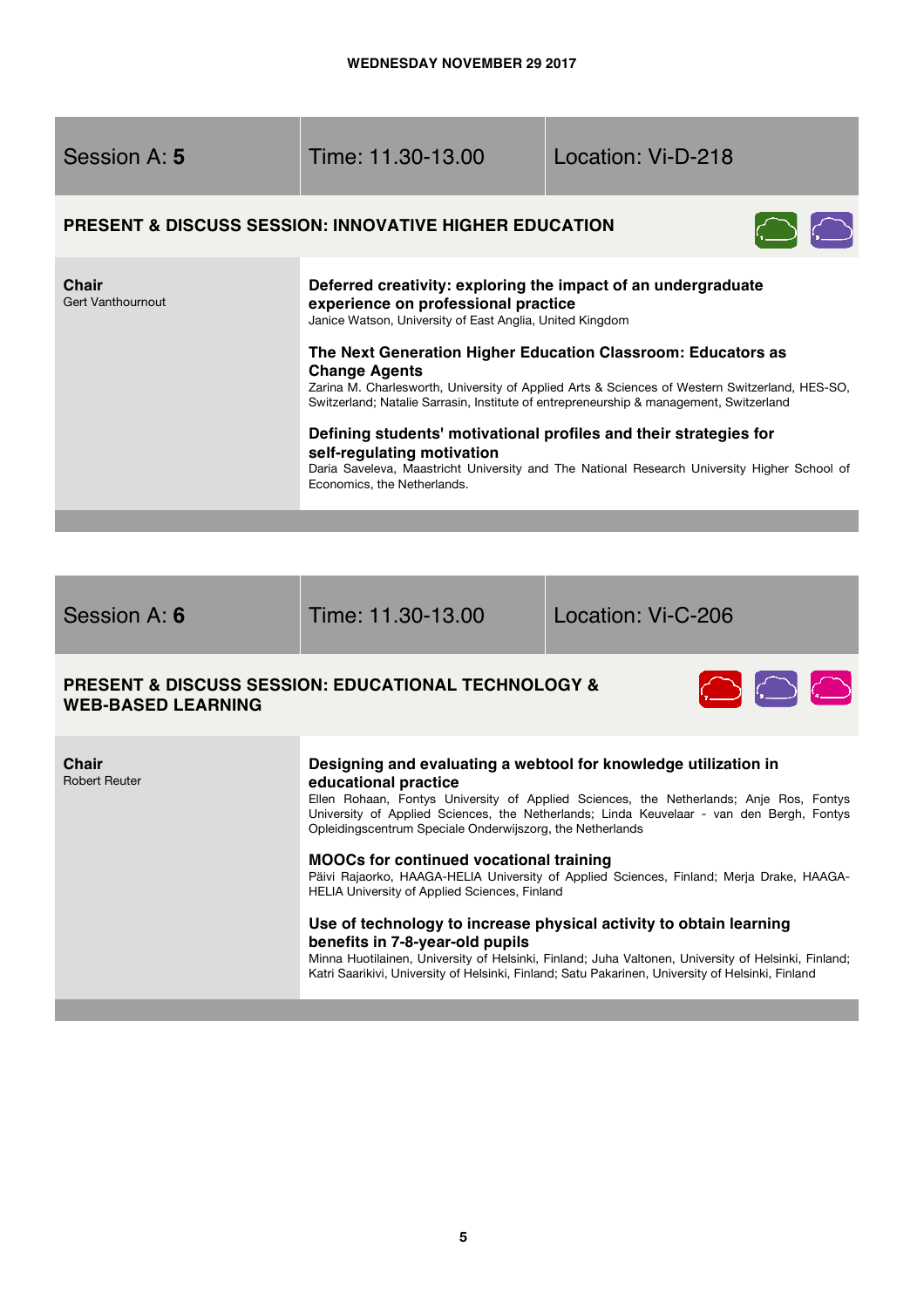**WEDNESDAY NOVEMBER 29 2017**

| Session A: **5** | Time: 11.30-13.00 | Location: Vi-D-218 |
|---|---|---|

## PRESENT & DISCUSS SESSION: INNOVATIVE HIGHER EDUCATION

**Chair**
Gert Vanthournout

**Deferred creativity: exploring the impact of an undergraduate experience on professional practice**
Janice Watson, University of East Anglia, United Kingdom

**The Next Generation Higher Education Classroom: Educators as Change Agents**
Zarina M. Charlesworth, University of Applied Arts & Sciences of Western Switzerland, HES-SO, Switzerland; Natalie Sarrasin, Institute of entrepreneurship & management, Switzerland

**Defining students' motivational profiles and their strategies for self-regulating motivation**
Daria Saveleva, Maastricht University and The National Research University Higher School of Economics, the Netherlands.

| Session A: **6** | Time: 11.30-13.00 | Location: Vi-C-206 |
|---|---|---|

## PRESENT & DISCUSS SESSION: EDUCATIONAL TECHNOLOGY & WEB-BASED LEARNING

**Chair**
Robert Reuter

**Designing and evaluating a webtool for knowledge utilization in educational practice**
Ellen Rohaan, Fontys University of Applied Sciences, the Netherlands; Anje Ros, Fontys University of Applied Sciences, the Netherlands; Linda Keuvelaar - van den Bergh, Fontys Opleidingscentrum Speciale Onderwijszorg, the Netherlands

**MOOCs for continued vocational training**
Päivi Rajaorko, HAAGA-HELIA University of Applied Sciences, Finland; Merja Drake, HAAGA-HELIA University of Applied Sciences, Finland

**Use of technology to increase physical activity to obtain learning benefits in 7-8-year-old pupils**
Minna Huotilainen, University of Helsinki, Finland; Juha Valtonen, University of Helsinki, Finland; Katri Saarikivi, University of Helsinki, Finland; Satu Pakarinen, University of Helsinki, Finland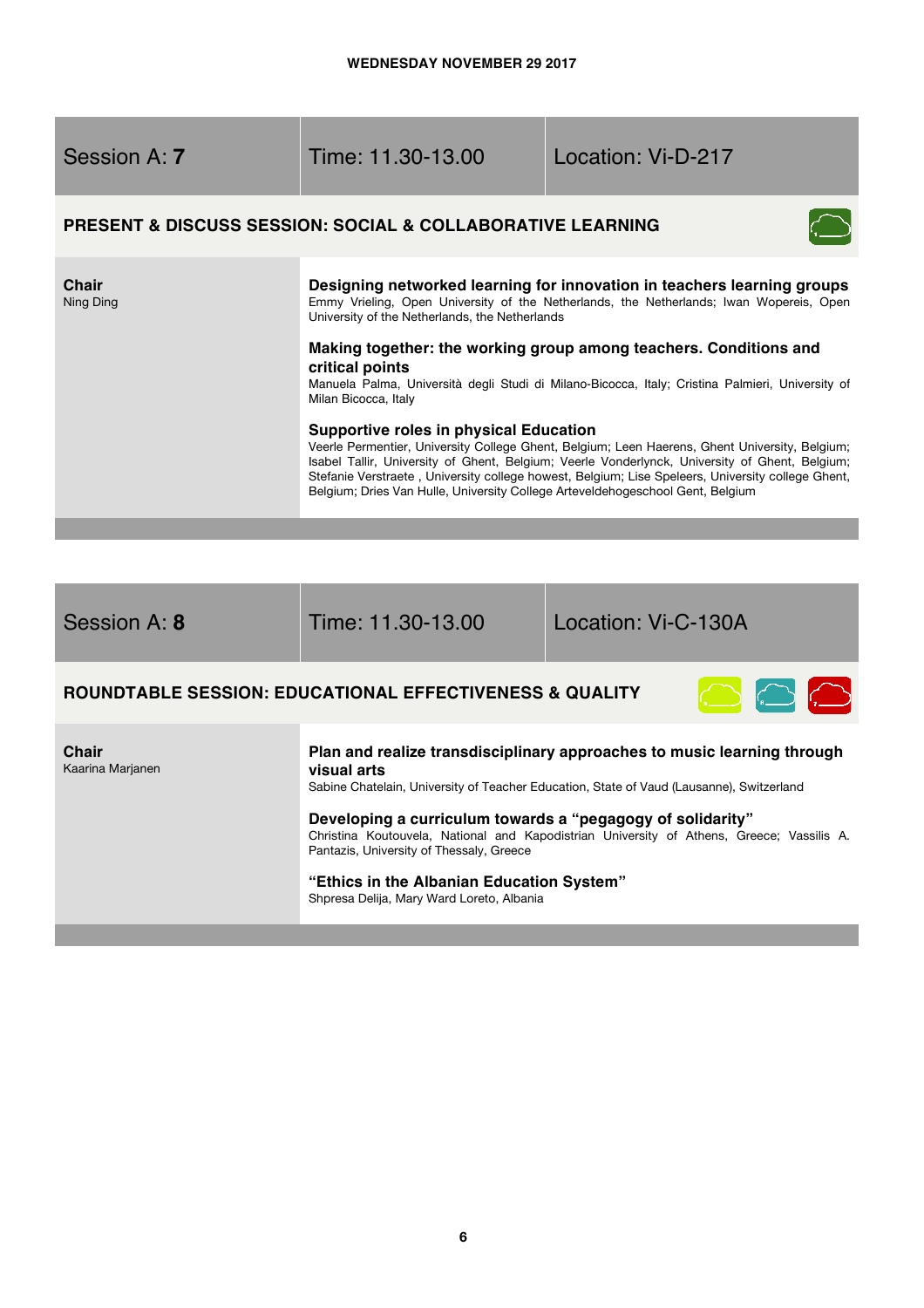WEDNESDAY NOVEMBER 29 2017

| Session A: **7** | Time: 11.30-13.00 | Location: Vi-D-217 |
|---|---|---|

## PRESENT & DISCUSS SESSION: SOCIAL & COLLABORATIVE LEARNING

**Chair**
Ning Ding

**Designing networked learning for innovation in teachers learning groups**
Emmy Vrieling, Open University of the Netherlands, the Netherlands; Iwan Wopereis, Open University of the Netherlands, the Netherlands

**Making together: the working group among teachers. Conditions and critical points**
Manuela Palma, Università degli Studi di Milano-Bicocca, Italy; Cristina Palmieri, University of Milan Bicocca, Italy

**Supportive roles in physical Education**
Veerle Permentier, University College Ghent, Belgium; Leen Haerens, Ghent University, Belgium; Isabel Tallir, University of Ghent, Belgium; Veerle Vonderlynck, University of Ghent, Belgium; Stefanie Verstraete , University college howest, Belgium; Lise Speleers, University college Ghent, Belgium; Dries Van Hulle, University College Arteveldehogeschool Gent, Belgium

| Session A: **8** | Time: 11.30-13.00 | Location: Vi-C-130A |
|---|---|---|

## ROUNDTABLE SESSION: EDUCATIONAL EFFECTIVENESS & QUALITY

**Chair**
Kaarina Marjanen

**Plan and realize transdisciplinary approaches to music learning through visual arts**
Sabine Chatelain, University of Teacher Education, State of Vaud (Lausanne), Switzerland

**Developing a curriculum towards a "pegagogy of solidarity"**
Christina Koutouvela, National and Kapodistrian University of Athens, Greece; Vassilis A. Pantazis, University of Thessaly, Greece

**"Ethics in the Albanian Education System"**
Shpresa Delija, Mary Ward Loreto, Albania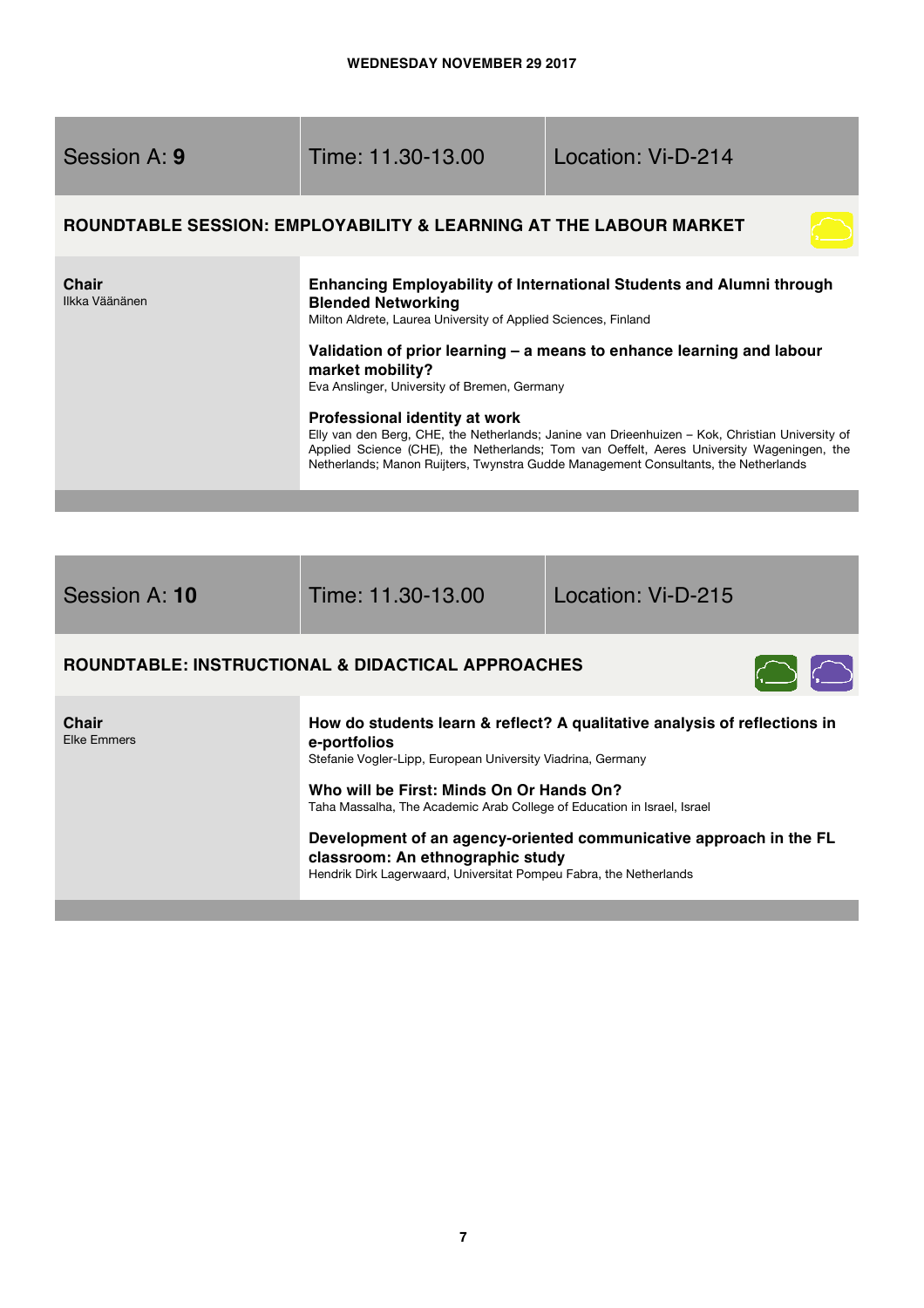WEDNESDAY NOVEMBER 29 2017

| Session A: **9** | Time: 11.30-13.00 | Location: Vi-D-214 |
|---|---|---|

### ROUNDTABLE SESSION: EMPLOYABILITY & LEARNING AT THE LABOUR MARKET

**Chair**
Ilkka Väänänen

**Enhancing Employability of International Students and Alumni through Blended Networking**
Milton Aldrete, Laurea University of Applied Sciences, Finland

**Validation of prior learning – a means to enhance learning and labour market mobility?**
Eva Anslinger, University of Bremen, Germany

**Professional identity at work**
Elly van den Berg, CHE, the Netherlands; Janine van Drieenhuizen – Kok, Christian University of Applied Science (CHE), the Netherlands; Tom van Oeffelt, Aeres University Wageningen, the Netherlands; Manon Ruijters, Twynstra Gudde Management Consultants, the Netherlands

| Session A: **10** | Time: 11.30-13.00 | Location: Vi-D-215 |
|---|---|---|

### ROUNDTABLE: INSTRUCTIONAL & DIDACTICAL APPROACHES

**Chair**
Elke Emmers

**How do students learn & reflect? A qualitative analysis of reflections in e-portfolios**
Stefanie Vogler-Lipp, European University Viadrina, Germany

**Who will be First: Minds On Or Hands On?**
Taha Massalha, The Academic Arab College of Education in Israel, Israel

**Development of an agency-oriented communicative approach in the FL classroom: An ethnographic study**
Hendrik Dirk Lagerwaard, Universitat Pompeu Fabra, the Netherlands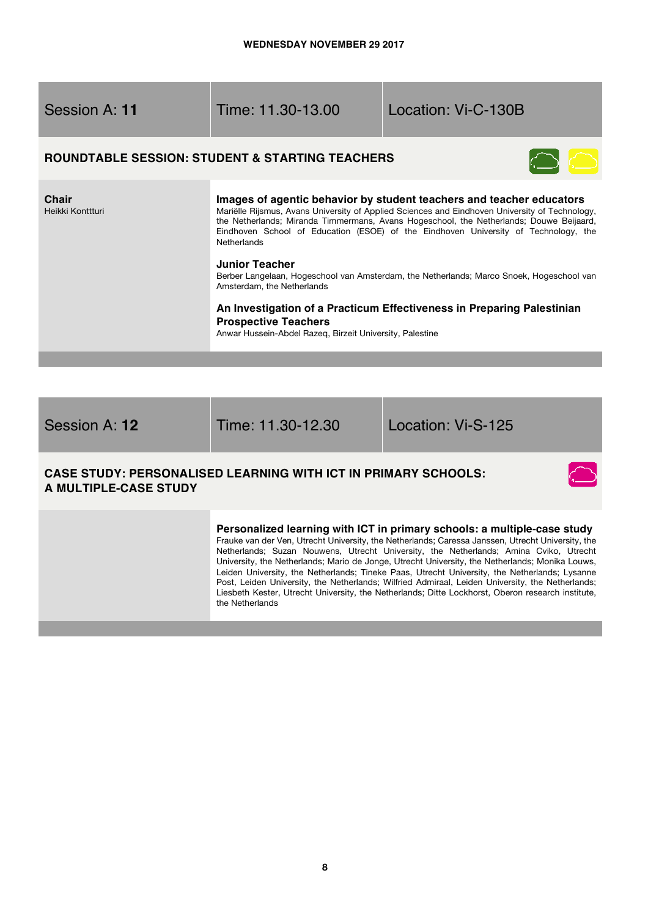WEDNESDAY NOVEMBER 29 2017

| Session A: **11** | Time: 11.30-13.00 | Location: Vi-C-130B |
|---|---|---|

## ROUNDTABLE SESSION: STUDENT & STARTING TEACHERS

**Chair**
Heikki Kontttturi

### Images of agentic behavior by student teachers and teacher educators

Mariëlle Rijsmus, Avans University of Applied Sciences and Eindhoven University of Technology, the Netherlands; Miranda Timmermans, Avans Hogeschool, the Netherlands; Douwe Beijaard, Eindhoven School of Education (ESOE) of the Eindhoven University of Technology, the Netherlands

### Junior Teacher

Berber Langelaan, Hogeschool van Amsterdam, the Netherlands; Marco Snoek, Hogeschool van Amsterdam, the Netherlands

### An Investigation of a Practicum Effectiveness in Preparing Palestinian Prospective Teachers

Anwar Hussein-Abdel Razeq, Birzeit University, Palestine

| Session A: **12** | Time: 11.30-12.30 | Location: Vi-S-125 |
|---|---|---|

## CASE STUDY: PERSONALISED LEARNING WITH ICT IN PRIMARY SCHOOLS: A MULTIPLE-CASE STUDY

### Personalized learning with ICT in primary schools: a multiple-case study

Frauke van der Ven, Utrecht University, the Netherlands; Caressa Janssen, Utrecht University, the Netherlands; Suzan Nouwens, Utrecht University, the Netherlands; Amina Cviko, Utrecht University, the Netherlands; Mario de Jonge, Utrecht University, the Netherlands; Monika Louws, Leiden University, the Netherlands; Tineke Paas, Utrecht University, the Netherlands; Lysanne Post, Leiden University, the Netherlands; Wilfried Admiraal, Leiden University, the Netherlands; Liesbeth Kester, Utrecht University, the Netherlands; Ditte Lockhorst, Oberon research institute, the Netherlands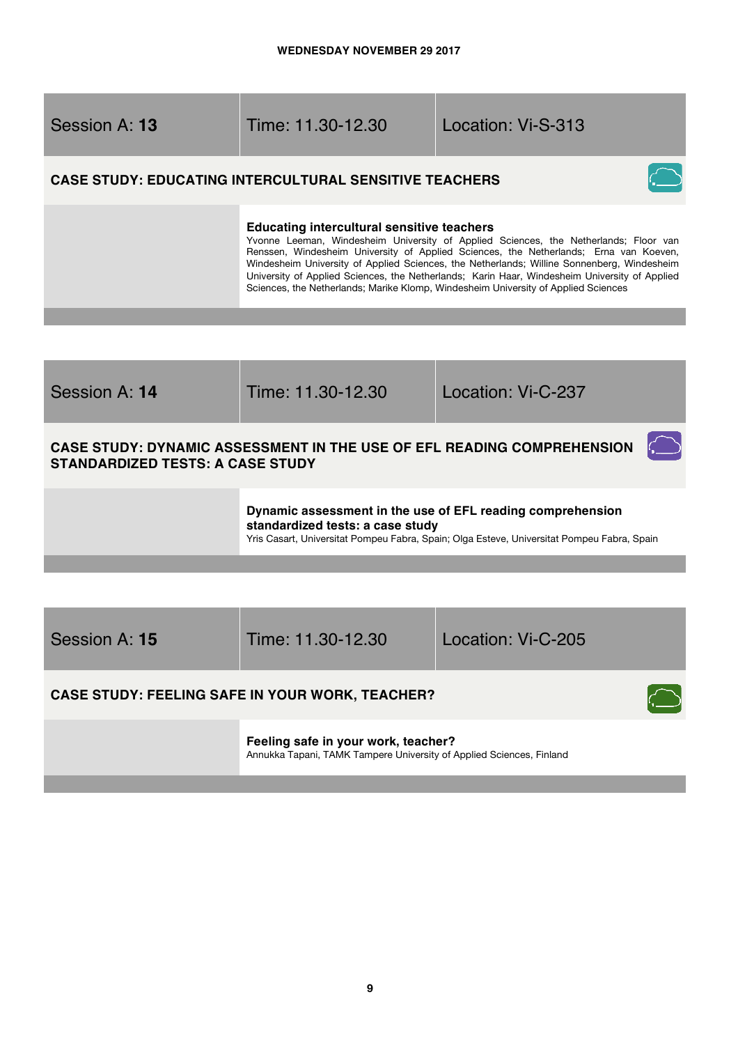WEDNESDAY NOVEMBER 29 2017

| Session A: **13** | Time: 11.30-12.30 | Location: Vi-S-313 |
| --- | --- | --- |

### CASE STUDY: EDUCATING INTERCULTURAL SENSITIVE TEACHERS

**Educating intercultural sensitive teachers**
Yvonne Leeman, Windesheim University of Applied Sciences, the Netherlands; Floor van Renssen, Windesheim University of Applied Sciences, the Netherlands; Erna van Koeven, Windesheim University of Applied Sciences, the Netherlands; Willine Sonnenberg, Windesheim University of Applied Sciences, the Netherlands; Karin Haar, Windesheim University of Applied Sciences, the Netherlands; Marike Klomp, Windesheim University of Applied Sciences

| Session A: **14** | Time: 11.30-12.30 | Location: Vi-C-237 |
| --- | --- | --- |

### CASE STUDY: DYNAMIC ASSESSMENT IN THE USE OF EFL READING COMPREHENSION STANDARDIZED TESTS: A CASE STUDY

**Dynamic assessment in the use of EFL reading comprehension standardized tests: a case study**
Yris Casart, Universitat Pompeu Fabra, Spain; Olga Esteve, Universitat Pompeu Fabra, Spain

| Session A: **15** | Time: 11.30-12.30 | Location: Vi-C-205 |
| --- | --- | --- |

### CASE STUDY: FEELING SAFE IN YOUR WORK, TEACHER?

**Feeling safe in your work, teacher?**
Annukka Tapani, TAMK Tampere University of Applied Sciences, Finland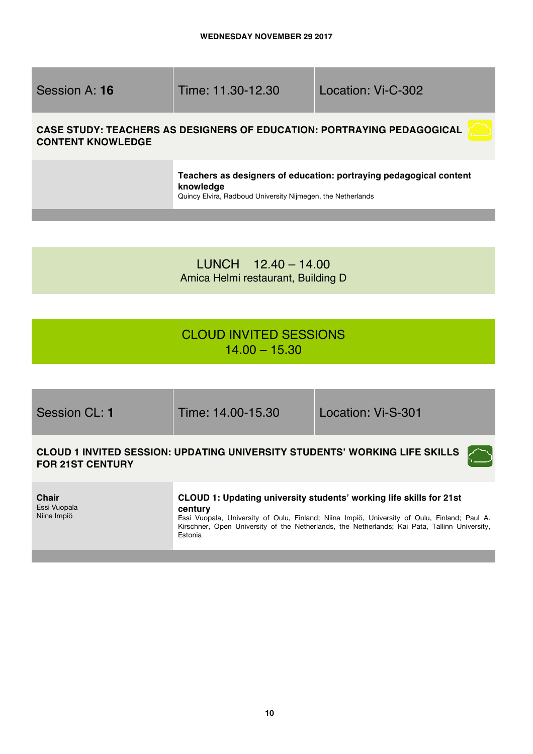**WEDNESDAY NOVEMBER 29 2017**

| Session A: **16** | Time: 11.30-12.30 | Location: Vi-C-302 |
|---|---|---|

**CASE STUDY: TEACHERS AS DESIGNERS OF EDUCATION: PORTRAYING PEDAGOGICAL CONTENT KNOWLEDGE**

**Teachers as designers of education: portraying pedagogical content knowledge**
Quincy Elvira, Radboud University Nijmegen, the Netherlands

LUNCH 12.40 – 14.00
Amica Helmi restaurant, Building D

## CLOUD INVITED SESSIONS
14.00 – 15.30

| Session CL: **1** | Time: 14.00-15.30 | Location: Vi-S-301 |
|---|---|---|

**CLOUD 1 INVITED SESSION: UPDATING UNIVERSITY STUDENTS' WORKING LIFE SKILLS FOR 21ST CENTURY**

**Chair**
Essi Vuopala
Niina Impiö

**CLOUD 1: Updating university students' working life skills for 21st century**
Essi Vuopala, University of Oulu, Finland; Niina Impiö, University of Oulu, Finland; Paul A. Kirschner, Open University of the Netherlands, the Netherlands; Kai Pata, Tallinn University, Estonia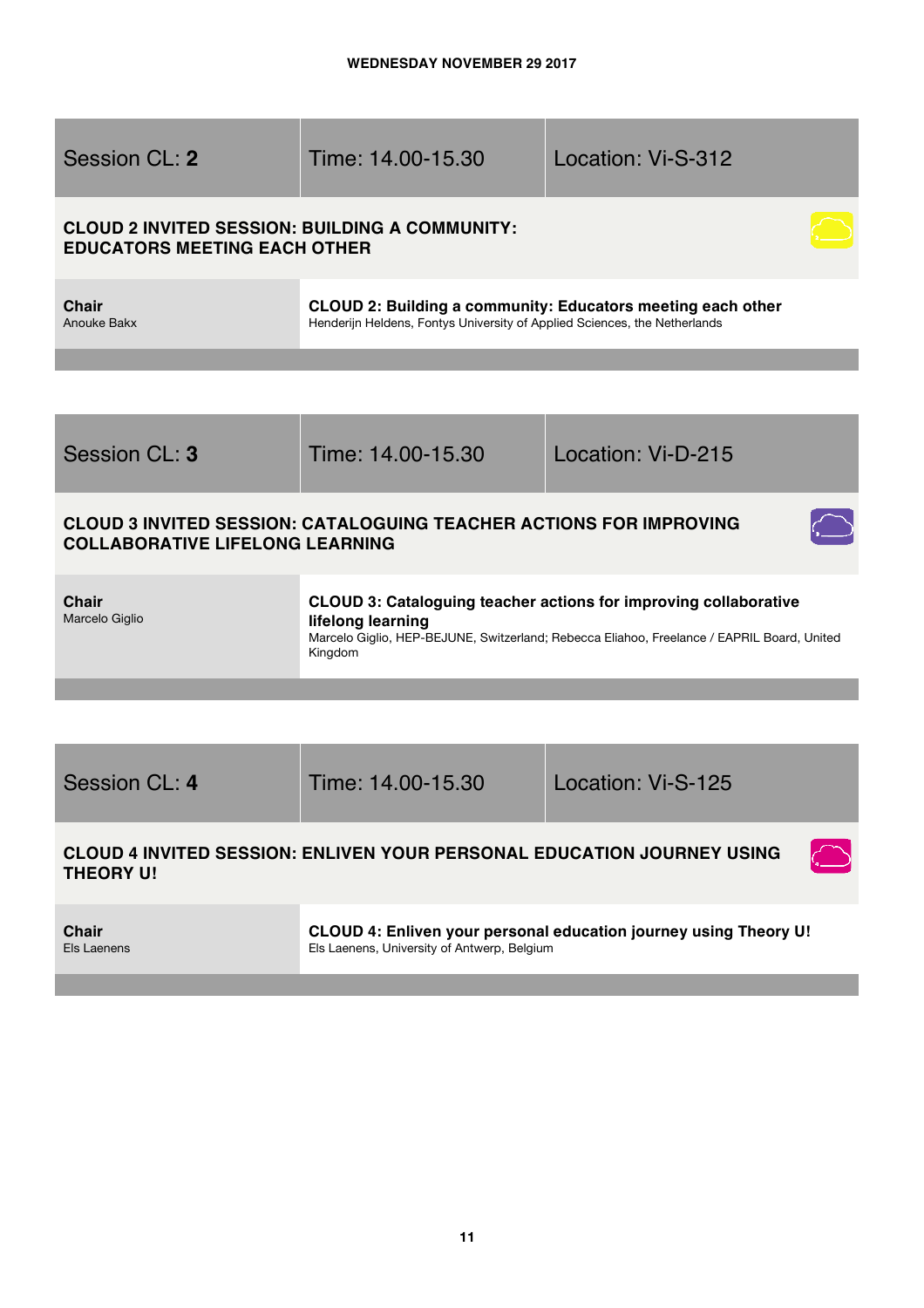**WEDNESDAY NOVEMBER 29 2017**

| Session CL: **2** | Time: 14.00-15.30 | Location: Vi-S-312 |
|---|---|---|

**CLOUD 2 INVITED SESSION: BUILDING A COMMUNITY: EDUCATORS MEETING EACH OTHER**

| **Chair** | **CLOUD 2: Building a community: Educators meeting each other** |
|---|---|
| Anouke Bakx | Henderijn Heldens, Fontys University of Applied Sciences, the Netherlands |

| Session CL: **3** | Time: 14.00-15.30 | Location: Vi-D-215 |
|---|---|---|

**CLOUD 3 INVITED SESSION: CATALOGUING TEACHER ACTIONS FOR IMPROVING COLLABORATIVE LIFELONG LEARNING**

| **Chair** | **CLOUD 3: Cataloguing teacher actions for improving collaborative lifelong learning** |
|---|---|
| Marcelo Giglio | Marcelo Giglio, HEP-BEJUNE, Switzerland; Rebecca Eliahoo, Freelance / EAPRIL Board, United Kingdom |

| Session CL: **4** | Time: 14.00-15.30 | Location: Vi-S-125 |
|---|---|---|

**CLOUD 4 INVITED SESSION: ENLIVEN YOUR PERSONAL EDUCATION JOURNEY USING THEORY U!**

| **Chair** | **CLOUD 4: Enliven your personal education journey using Theory U!** |
|---|---|
| Els Laenens | Els Laenens, University of Antwerp, Belgium |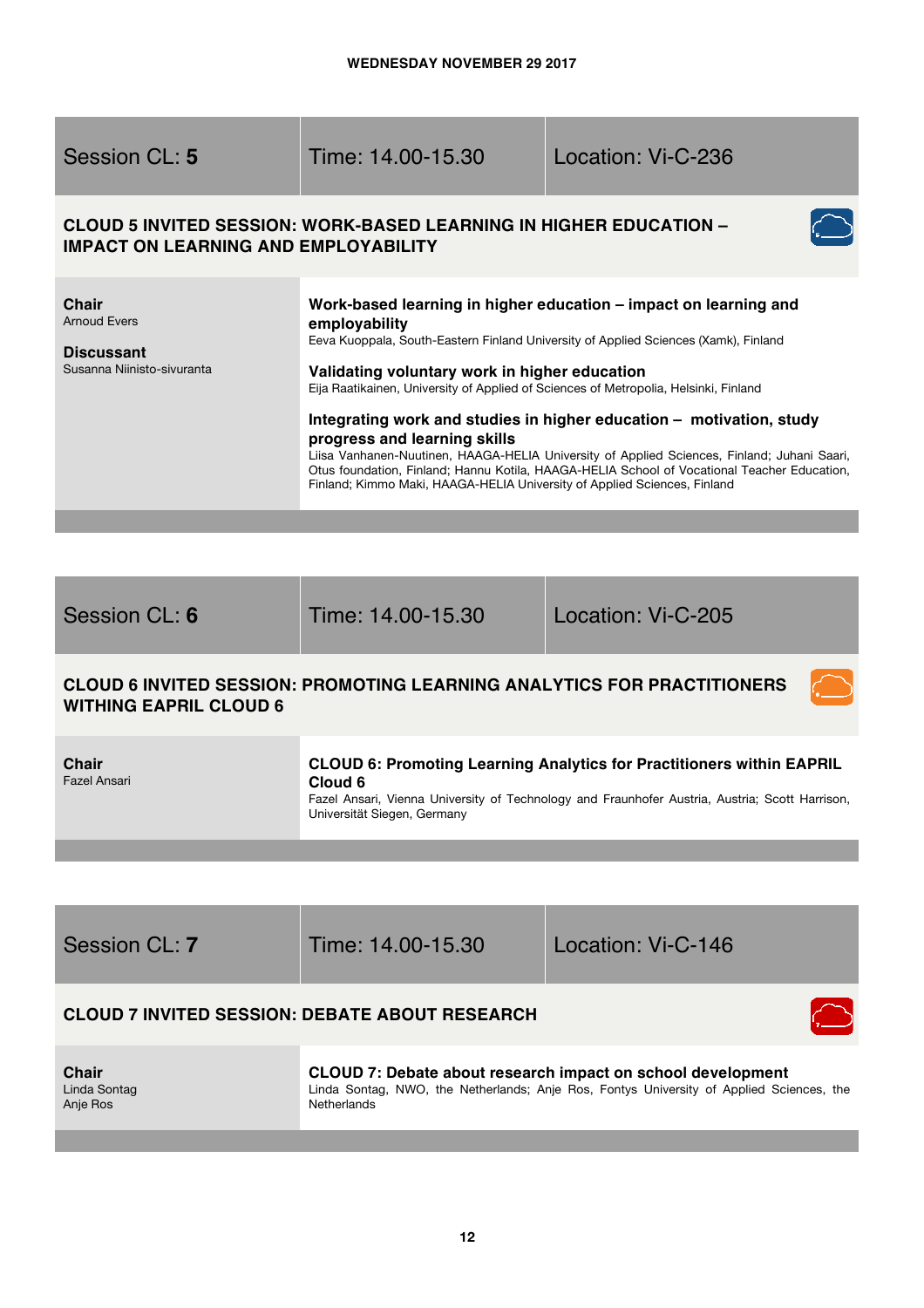**WEDNESDAY NOVEMBER 29 2017**

| Session CL: **5** | Time: 14.00-15.30 | Location: Vi-C-236 |
|---|---|---|

## CLOUD 5 INVITED SESSION: WORK-BASED LEARNING IN HIGHER EDUCATION – IMPACT ON LEARNING AND EMPLOYABILITY

**Chair**
Arnoud Evers

**Discussant**
Susanna Niinisto-sivuranta

**Work-based learning in higher education – impact on learning and employability**
Eeva Kuoppala, South-Eastern Finland University of Applied Sciences (Xamk), Finland

**Validating voluntary work in higher education**
Eija Raatikainen, University of Applied of Sciences of Metropolia, Helsinki, Finland

**Integrating work and studies in higher education – motivation, study progress and learning skills**
Liisa Vanhanen-Nuutinen, HAAGA-HELIA University of Applied Sciences, Finland; Juhani Saari, Otus foundation, Finland; Hannu Kotila, HAAGA-HELIA School of Vocational Teacher Education, Finland; Kimmo Maki, HAAGA-HELIA University of Applied Sciences, Finland

| Session CL: **6** | Time: 14.00-15.30 | Location: Vi-C-205 |
|---|---|---|

## CLOUD 6 INVITED SESSION: PROMOTING LEARNING ANALYTICS FOR PRACTITIONERS WITHING EAPRIL CLOUD 6

**Chair**
Fazel Ansari

**CLOUD 6: Promoting Learning Analytics for Practitioners within EAPRIL Cloud 6**
Fazel Ansari, Vienna University of Technology and Fraunhofer Austria, Austria; Scott Harrison, Universität Siegen, Germany

| Session CL: **7** | Time: 14.00-15.30 | Location: Vi-C-146 |
|---|---|---|

## CLOUD 7 INVITED SESSION: DEBATE ABOUT RESEARCH

**Chair**
Linda Sontag
Anje Ros

**CLOUD 7: Debate about research impact on school development**
Linda Sontag, NWO, the Netherlands; Anje Ros, Fontys University of Applied Sciences, the Netherlands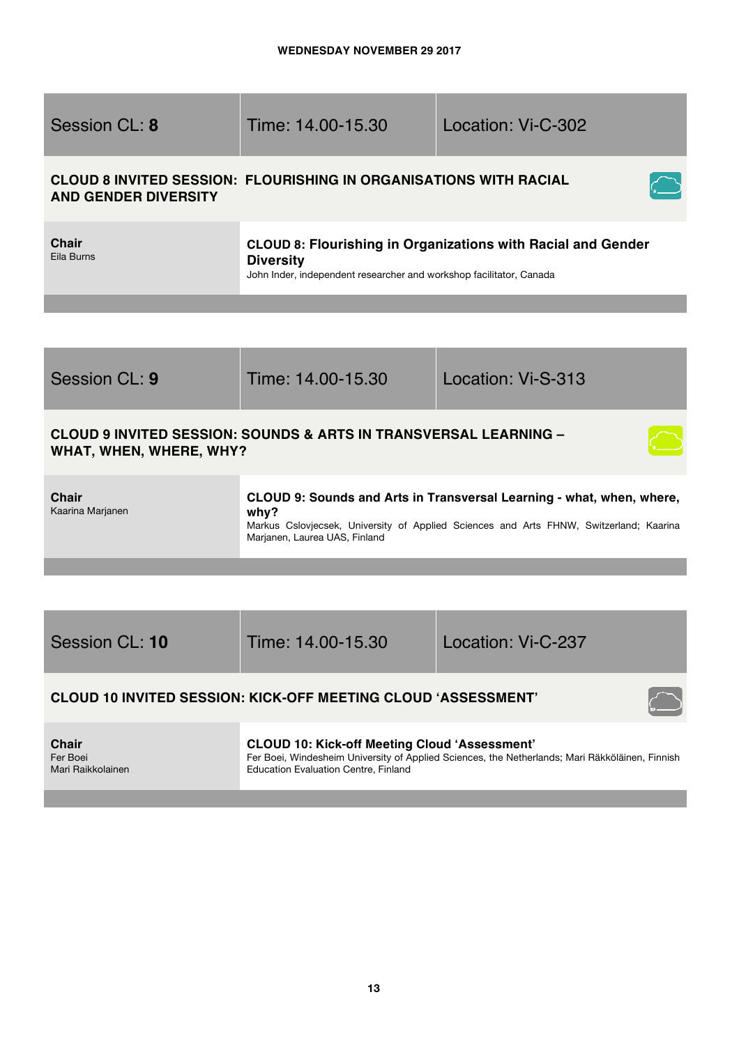WEDNESDAY NOVEMBER 29 2017

| Session CL: **8** | Time: 14.00-15.30 | Location: Vi-C-302 |
|---|---|---|

**CLOUD 8 INVITED SESSION: FLOURISHING IN ORGANISATIONS WITH RACIAL AND GENDER DIVERSITY**

| | |
|---|---|
| **Chair** Eila Burns | **CLOUD 8: Flourishing in Organizations with Racial and Gender Diversity** John Inder, independent researcher and workshop facilitator, Canada |

| Session CL: **9** | Time: 14.00-15.30 | Location: Vi-S-313 |
|---|---|---|

**CLOUD 9 INVITED SESSION: SOUNDS & ARTS IN TRANSVERSAL LEARNING – WHAT, WHEN, WHERE, WHY?**

| | |
|---|---|
| **Chair** Kaarina Marjanen | **CLOUD 9: Sounds and Arts in Transversal Learning - what, when, where, why?** Markus Cslovjecsek, University of Applied Sciences and Arts FHNW, Switzerland; Kaarina Marjanen, Laurea UAS, Finland |

| Session CL: **10** | Time: 14.00-15.30 | Location: Vi-C-237 |
|---|---|---|

**CLOUD 10 INVITED SESSION: KICK-OFF MEETING CLOUD 'ASSESSMENT'**

| | |
|---|---|
| **Chair** Fer Boei Mari Raikkolainen | **CLOUD 10: Kick-off Meeting Cloud 'Assessment'** Fer Boei, Windesheim University of Applied Sciences, the Netherlands; Mari Räkköläinen, Finnish Education Evaluation Centre, Finland |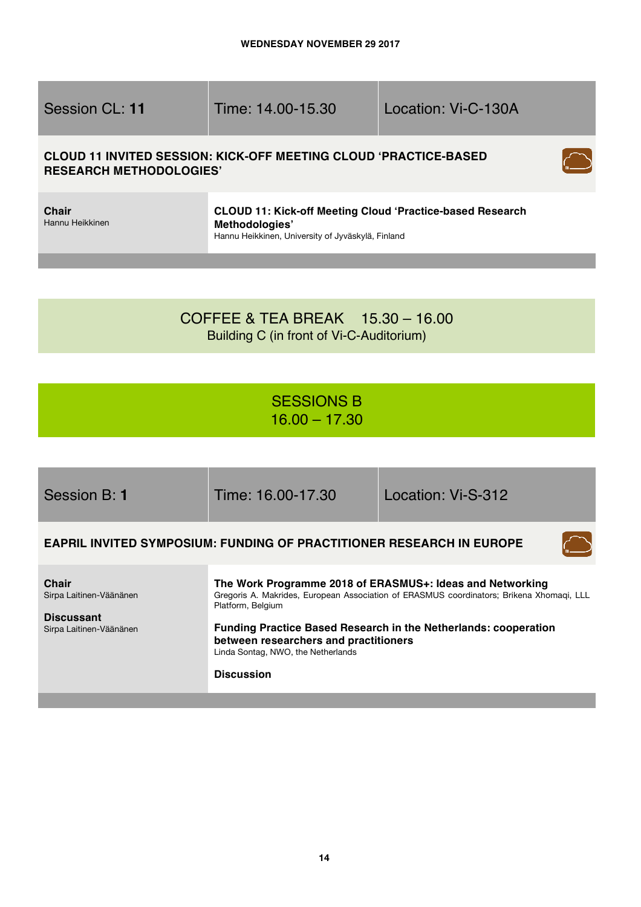**WEDNESDAY NOVEMBER 29 2017**

| Session CL: **11** | Time: 14.00-15.30 | Location: Vi-C-130A |
|---|---|---|

### CLOUD 11 INVITED SESSION: KICK-OFF MEETING CLOUD 'PRACTICE-BASED RESEARCH METHODOLOGIES'

**Chair**
Hannu Heikkinen

**CLOUD 11: Kick-off Meeting Cloud 'Practice-based Research Methodologies'**
Hannu Heikkinen, University of Jyväskylä, Finland

---

## COFFEE & TEA BREAK 15.30 – 16.00

Building C (in front of Vi-C-Auditorium)

---

## SESSIONS B
## 16.00 – 17.30

| Session B: **1** | Time: 16.00-17.30 | Location: Vi-S-312 |
|---|---|---|

### EAPRIL INVITED SYMPOSIUM: FUNDING OF PRACTITIONER RESEARCH IN EUROPE

**Chair**
Sirpa Laitinen-Väänänen

**Discussant**
Sirpa Laitinen-Väänänen

**The Work Programme 2018 of ERASMUS+: Ideas and Networking**
Gregoris A. Makrides, European Association of ERASMUS coordinators; Brikena Xhomaqi, LLL Platform, Belgium

**Funding Practice Based Research in the Netherlands: cooperation between researchers and practitioners**
Linda Sontag, NWO, the Netherlands

**Discussion**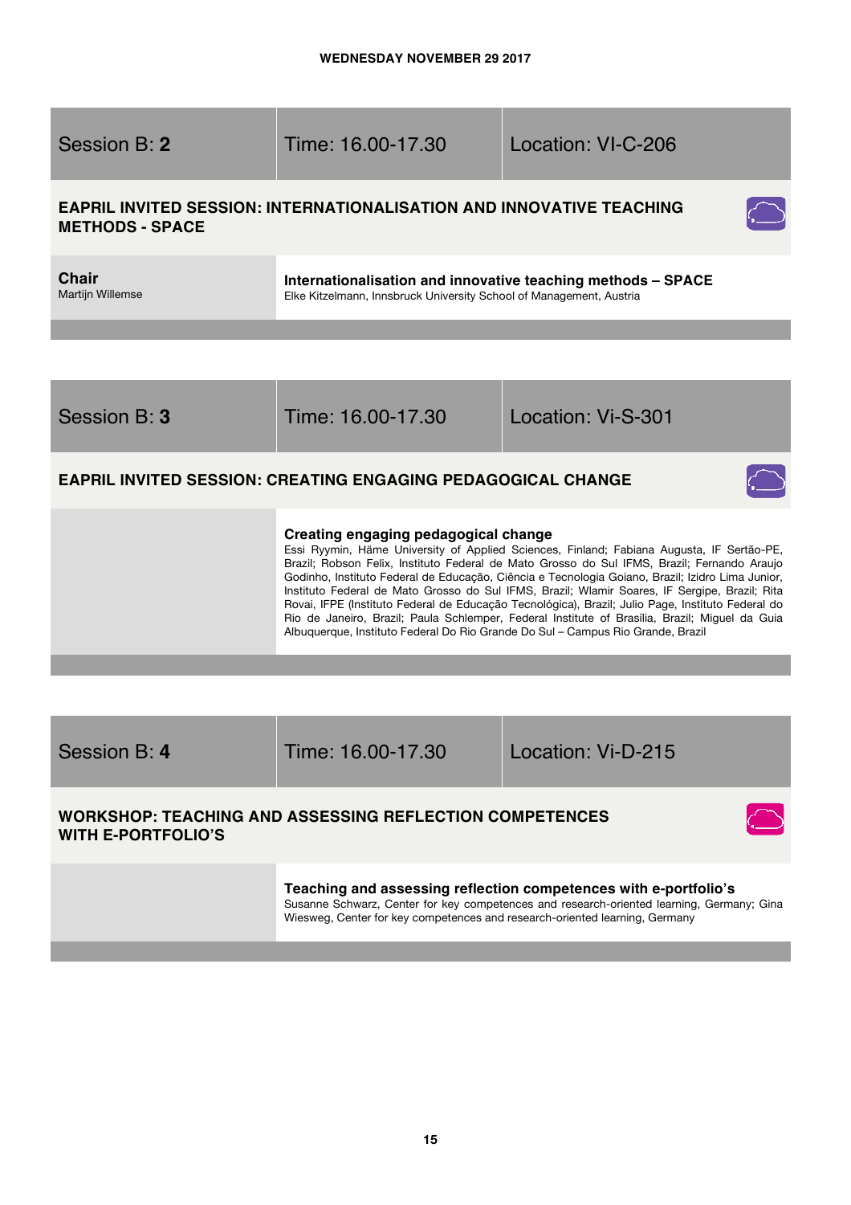**WEDNESDAY NOVEMBER 29 2017**

| Session B: **2** | Time: 16.00-17.30 | Location: VI-C-206 |
|---|---|---|

## EAPRIL INVITED SESSION: INTERNATIONALISATION AND INNOVATIVE TEACHING METHODS - SPACE

**Chair**
Martijn Willemse

**Internationalisation and innovative teaching methods – SPACE**
Elke Kitzelmann, Innsbruck University School of Management, Austria

| Session B: **3** | Time: 16.00-17.30 | Location: Vi-S-301 |
|---|---|---|

## EAPRIL INVITED SESSION: CREATING ENGAGING PEDAGOGICAL CHANGE

**Creating engaging pedagogical change**
Essi Ryymin, Häme University of Applied Sciences, Finland; Fabiana Augusta, IF Sertão-PE, Brazil; Robson Felix, Instituto Federal de Mato Grosso do Sul IFMS, Brazil; Fernando Araujo Godinho, Instituto Federal de Educação, Ciência e Tecnologia Goiano, Brazil; Izidro Lima Junior, Instituto Federal de Mato Grosso do Sul IFMS, Brazil; Wlamir Soares, IF Sergipe, Brazil; Rita Rovai, IFPE (Instituto Federal de Educação Tecnológica), Brazil; Julio Page, Instituto Federal do Rio de Janeiro, Brazil; Paula Schlemper, Federal Institute of Brasilia, Brazil; Miguel da Guia Albuquerque, Instituto Federal Do Rio Grande Do Sul – Campus Rio Grande, Brazil

| Session B: **4** | Time: 16.00-17.30 | Location: Vi-D-215 |
|---|---|---|

## WORKSHOP: TEACHING AND ASSESSING REFLECTION COMPETENCES WITH E-PORTFOLIO'S

**Teaching and assessing reflection competences with e-portfolio's**
Susanne Schwarz, Center for key competences and research-oriented learning, Germany; Gina Wiesweg, Center for key competences and research-oriented learning, Germany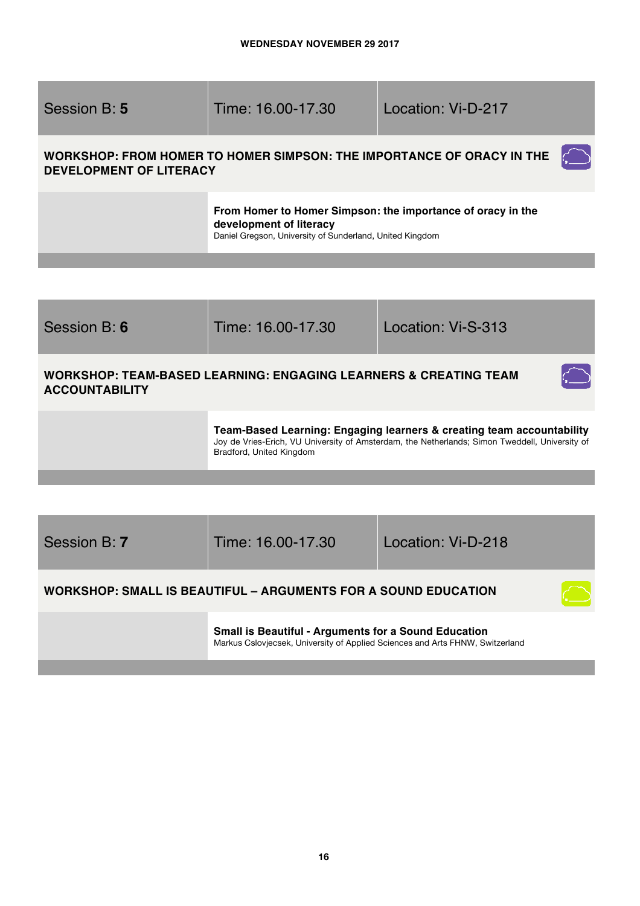WEDNESDAY NOVEMBER 29 2017

| Session B: **5** | Time: 16.00-17.30 | Location: Vi-D-217 |
|---|---|---|

### WORKSHOP: FROM HOMER TO HOMER SIMPSON: THE IMPORTANCE OF ORACY IN THE DEVELOPMENT OF LITERACY

**From Homer to Homer Simpson: the importance of oracy in the development of literacy**
Daniel Gregson, University of Sunderland, United Kingdom

| Session B: **6** | Time: 16.00-17.30 | Location: Vi-S-313 |
|---|---|---|

### WORKSHOP: TEAM-BASED LEARNING: ENGAGING LEARNERS & CREATING TEAM ACCOUNTABILITY

**Team-Based Learning: Engaging learners & creating team accountability**
Joy de Vries-Erich, VU University of Amsterdam, the Netherlands; Simon Tweddell, University of Bradford, United Kingdom

| Session B: **7** | Time: 16.00-17.30 | Location: Vi-D-218 |
|---|---|---|

### WORKSHOP: SMALL IS BEAUTIFUL – ARGUMENTS FOR A SOUND EDUCATION

**Small is Beautiful - Arguments for a Sound Education**
Markus Cslovjecsek, University of Applied Sciences and Arts FHNW, Switzerland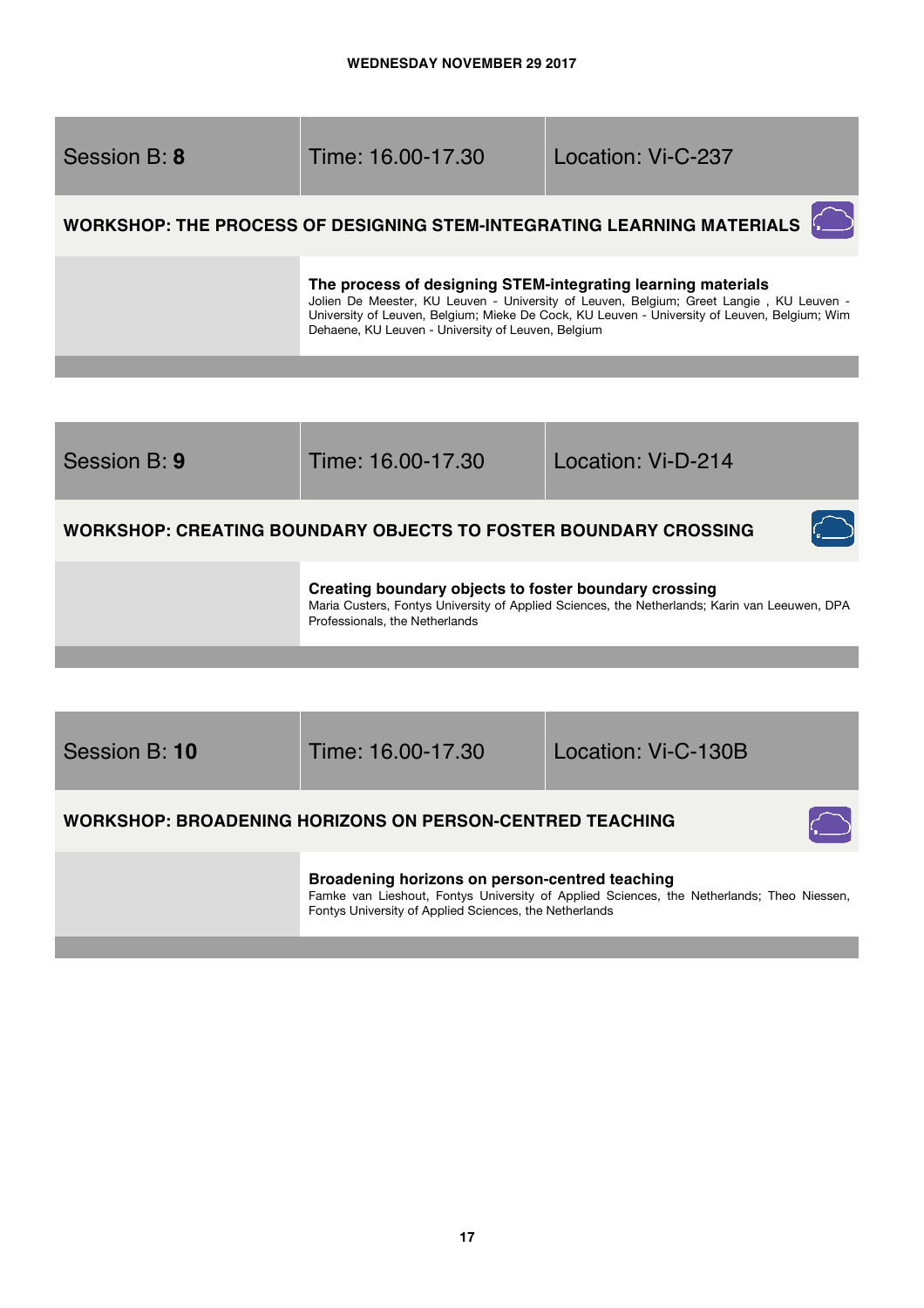WEDNESDAY NOVEMBER 29 2017

| Session B: **8** | Time: 16.00-17.30 | Location: Vi-C-237 |
| --- | --- | --- |

### WORKSHOP: THE PROCESS OF DESIGNING STEM-INTEGRATING LEARNING MATERIALS

**The process of designing STEM-integrating learning materials**
Jolien De Meester, KU Leuven - University of Leuven, Belgium; Greet Langie , KU Leuven - University of Leuven, Belgium; Mieke De Cock, KU Leuven - University of Leuven, Belgium; Wim Dehaene, KU Leuven - University of Leuven, Belgium

| Session B: **9** | Time: 16.00-17.30 | Location: Vi-D-214 |
| --- | --- | --- |

### WORKSHOP: CREATING BOUNDARY OBJECTS TO FOSTER BOUNDARY CROSSING

**Creating boundary objects to foster boundary crossing**
Maria Custers, Fontys University of Applied Sciences, the Netherlands; Karin van Leeuwen, DPA Professionals, the Netherlands

| Session B: **10** | Time: 16.00-17.30 | Location: Vi-C-130B |
| --- | --- | --- |

### WORKSHOP: BROADENING HORIZONS ON PERSON-CENTRED TEACHING

**Broadening horizons on person-centred teaching**
Famke van Lieshout, Fontys University of Applied Sciences, the Netherlands; Theo Niessen, Fontys University of Applied Sciences, the Netherlands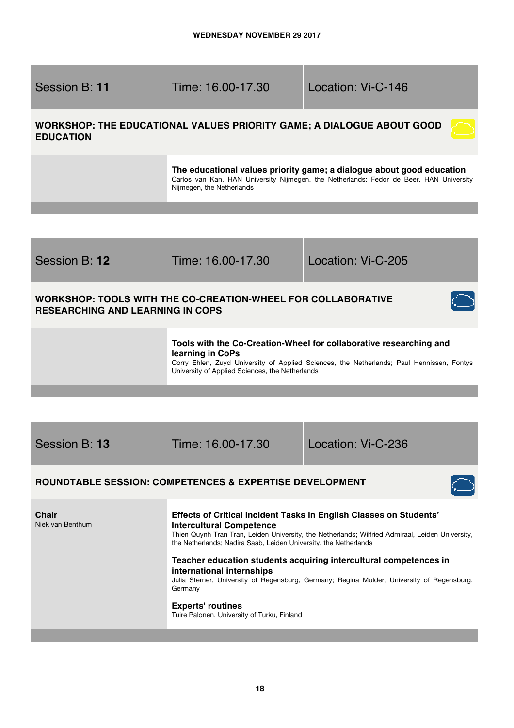**WEDNESDAY NOVEMBER 29 2017**

| Session B: **11** | Time: 16.00-17.30 | Location: Vi-C-146 |
|---|---|---|

## WORKSHOP: THE EDUCATIONAL VALUES PRIORITY GAME; A DIALOGUE ABOUT GOOD EDUCATION

**The educational values priority game; a dialogue about good education**
Carlos van Kan, HAN University Nijmegen, the Netherlands; Fedor de Beer, HAN University Nijmegen, the Netherlands

| Session B: **12** | Time: 16.00-17.30 | Location: Vi-C-205 |
|---|---|---|

## WORKSHOP: TOOLS WITH THE CO-CREATION-WHEEL FOR COLLABORATIVE RESEARCHING AND LEARNING IN COPS

**Tools with the Co-Creation-Wheel for collaborative researching and learning in CoPs**
Corry Ehlen, Zuyd University of Applied Sciences, the Netherlands; Paul Hennissen, Fontys University of Applied Sciences, the Netherlands

| Session B: **13** | Time: 16.00-17.30 | Location: Vi-C-236 |
|---|---|---|

## ROUNDTABLE SESSION: COMPETENCES & EXPERTISE DEVELOPMENT

**Chair**
Niek van Benthum

**Effects of Critical Incident Tasks in English Classes on Students' Intercultural Competence**
Thien Quynh Tran Tran, Leiden University, the Netherlands; Wilfried Admiraal, Leiden University, the Netherlands; Nadira Saab, Leiden University, the Netherlands

**Teacher education students acquiring intercultural competences in international internships**
Julia Sterner, University of Regensburg, Germany; Regina Mulder, University of Regensburg, Germany

**Experts' routines**
Tuire Palonen, University of Turku, Finland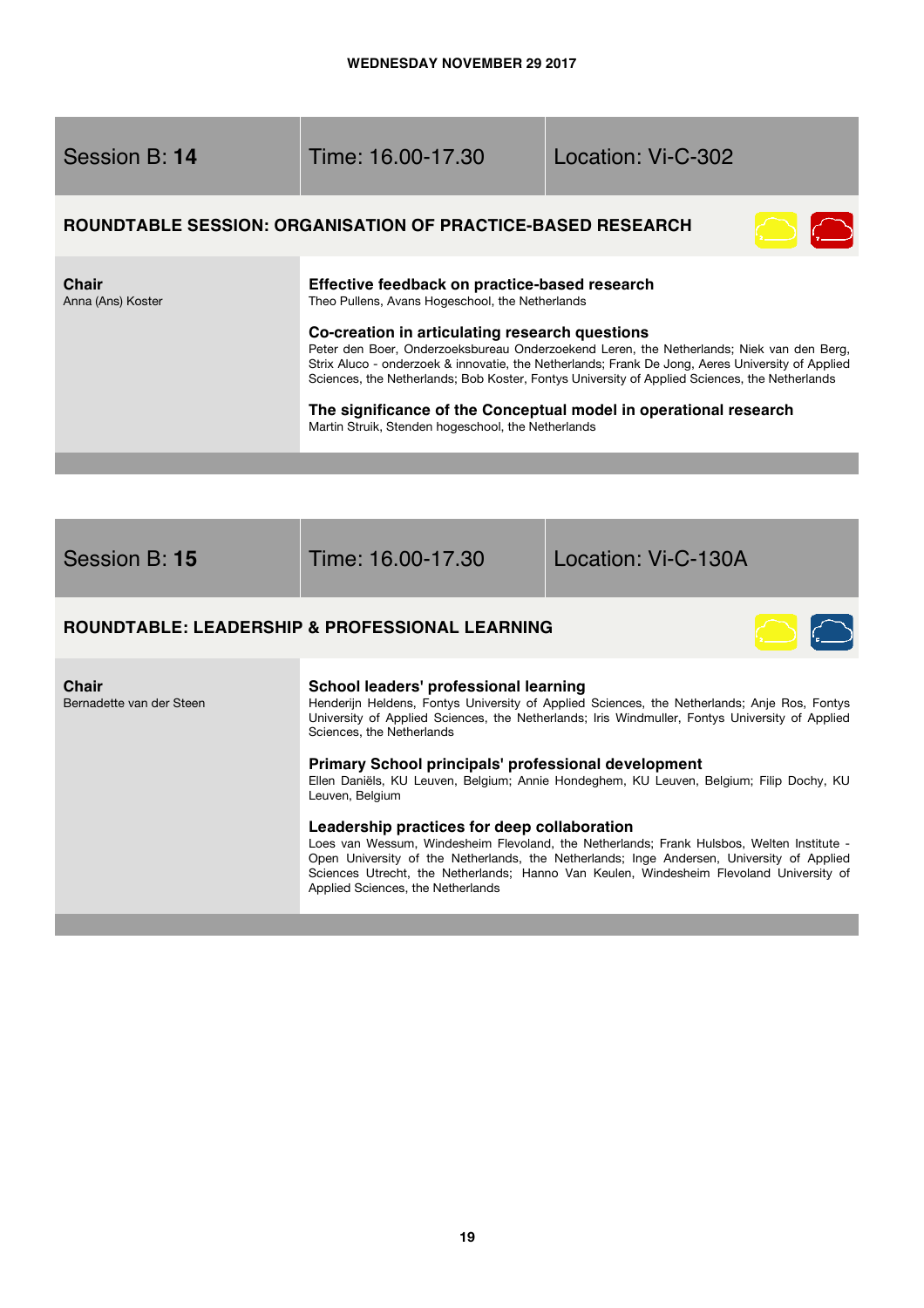WEDNESDAY NOVEMBER 29 2017

| Session B: **14** | Time: 16.00-17.30 | Location: Vi-C-302 |
|---|---|---|

## ROUNDTABLE SESSION: ORGANISATION OF PRACTICE-BASED RESEARCH

**Chair**
Anna (Ans) Koster

**Effective feedback on practice-based research**
Theo Pullens, Avans Hogeschool, the Netherlands

**Co-creation in articulating research questions**
Peter den Boer, Onderzoeksbureau Onderzoekend Leren, the Netherlands; Niek van den Berg, Strix Aluco - onderzoek & innovatie, the Netherlands; Frank De Jong, Aeres University of Applied Sciences, the Netherlands; Bob Koster, Fontys University of Applied Sciences, the Netherlands

**The significance of the Conceptual model in operational research**
Martin Struik, Stenden hogeschool, the Netherlands

| Session B: **15** | Time: 16.00-17.30 | Location: Vi-C-130A |
|---|---|---|

## ROUNDTABLE: LEADERSHIP & PROFESSIONAL LEARNING

**Chair**
Bernadette van der Steen

**School leaders' professional learning**
Henderijn Heldens, Fontys University of Applied Sciences, the Netherlands; Anje Ros, Fontys University of Applied Sciences, the Netherlands; Iris Windmuller, Fontys University of Applied Sciences, the Netherlands

**Primary School principals' professional development**
Ellen Daniëls, KU Leuven, Belgium; Annie Hondeghem, KU Leuven, Belgium; Filip Dochy, KU Leuven, Belgium

**Leadership practices for deep collaboration**
Loes van Wessum, Windesheim Flevoland, the Netherlands; Frank Hulsbos, Welten Institute - Open University of the Netherlands, the Netherlands; Inge Andersen, University of Applied Sciences Utrecht, the Netherlands; Hanno Van Keulen, Windesheim Flevoland University of Applied Sciences, the Netherlands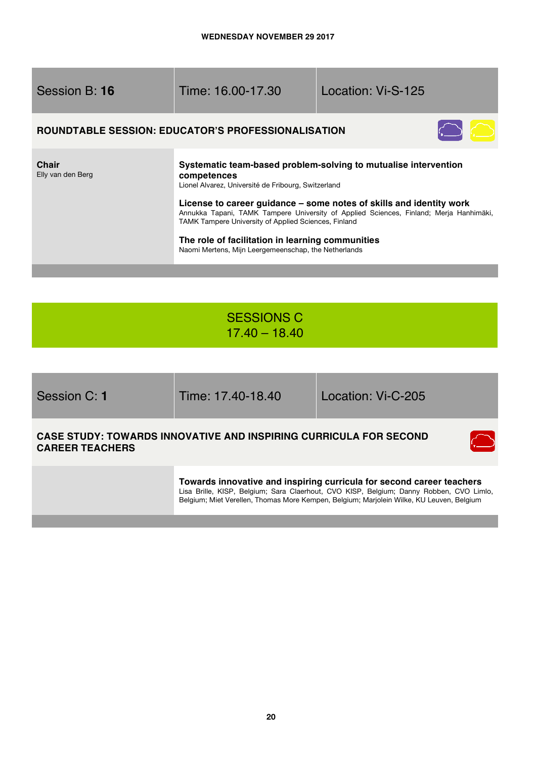WEDNESDAY NOVEMBER 29 2017

| Session B: **16** | Time: 16.00-17.30 | Location: Vi-S-125 |
|---|---|---|

**ROUNDTABLE SESSION: EDUCATOR'S PROFESSIONALISATION**

**Chair**
Elly van den Berg

**Systematic team-based problem-solving to mutualise intervention competences**
Lionel Alvarez, Université de Fribourg, Switzerland

**License to career guidance – some notes of skills and identity work**
Annukka Tapani, TAMK Tampere University of Applied Sciences, Finland; Merja Hanhimäki, TAMK Tampere University of Applied Sciences, Finland

**The role of facilitation in learning communities**
Naomi Mertens, Mijn Leergemeenschap, the Netherlands

# SESSIONS C
## 17.40 – 18.40

| Session C: **1** | Time: 17.40-18.40 | Location: Vi-C-205 |
|---|---|---|

**CASE STUDY: TOWARDS INNOVATIVE AND INSPIRING CURRICULA FOR SECOND CAREER TEACHERS**

**Towards innovative and inspiring curricula for second career teachers**
Lisa Brille, KISP, Belgium; Sara Claerhout, CVO KISP, Belgium; Danny Robben, CVO Limlo, Belgium; Miet Verellen, Thomas More Kempen, Belgium; Marjolein Wilke, KU Leuven, Belgium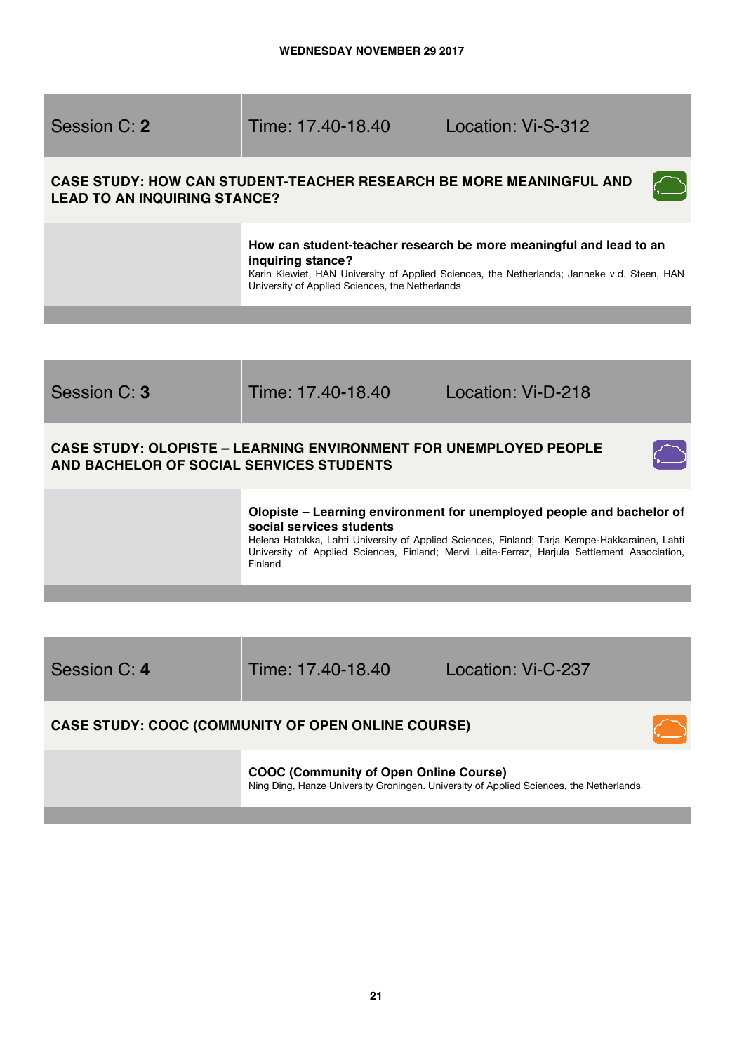WEDNESDAY NOVEMBER 29 2017

| Session C: **2** | Time: 17.40-18.40 | Location: Vi-S-312 |
| --- | --- | --- |

### CASE STUDY: HOW CAN STUDENT-TEACHER RESEARCH BE MORE MEANINGFUL AND LEAD TO AN INQUIRING STANCE?

**How can student-teacher research be more meaningful and lead to an inquiring stance?**
Karin Kiewiet, HAN University of Applied Sciences, the Netherlands; Janneke v.d. Steen, HAN University of Applied Sciences, the Netherlands

| Session C: **3** | Time: 17.40-18.40 | Location: Vi-D-218 |
| --- | --- | --- |

### CASE STUDY: OLOPISTE – LEARNING ENVIRONMENT FOR UNEMPLOYED PEOPLE AND BACHELOR OF SOCIAL SERVICES STUDENTS

**Olopiste – Learning environment for unemployed people and bachelor of social services students**
Helena Hatakka, Lahti University of Applied Sciences, Finland; Tarja Kempe-Hakkarainen, Lahti University of Applied Sciences, Finland; Mervi Leite-Ferraz, Harjula Settlement Association, Finland

| Session C: **4** | Time: 17.40-18.40 | Location: Vi-C-237 |
| --- | --- | --- |

### CASE STUDY: COOC (COMMUNITY OF OPEN ONLINE COURSE)

**COOC (Community of Open Online Course)**
Ning Ding, Hanze University Groningen. University of Applied Sciences, the Netherlands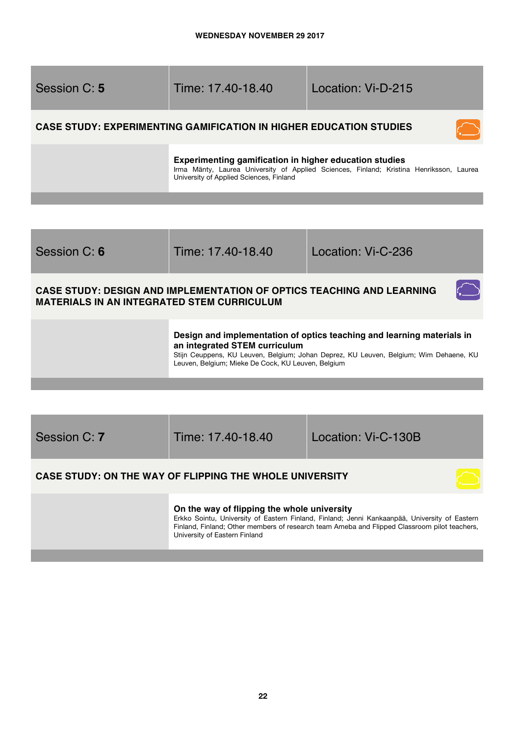WEDNESDAY NOVEMBER 29 2017

| Session C: **5** | Time: 17.40-18.40 | Location: Vi-D-215 |
|---|---|---|

## CASE STUDY: EXPERIMENTING GAMIFICATION IN HIGHER EDUCATION STUDIES

**Experimenting gamification in higher education studies**
Irma Mänty, Laurea University of Applied Sciences, Finland; Kristina Henriksson, Laurea University of Applied Sciences, Finland

| Session C: **6** | Time: 17.40-18.40 | Location: Vi-C-236 |
|---|---|---|

## CASE STUDY: DESIGN AND IMPLEMENTATION OF OPTICS TEACHING AND LEARNING MATERIALS IN AN INTEGRATED STEM CURRICULUM

**Design and implementation of optics teaching and learning materials in an integrated STEM curriculum**
Stijn Ceuppens, KU Leuven, Belgium; Johan Deprez, KU Leuven, Belgium; Wim Dehaene, KU Leuven, Belgium; Mieke De Cock, KU Leuven, Belgium

| Session C: **7** | Time: 17.40-18.40 | Location: Vi-C-130B |
|---|---|---|

## CASE STUDY: ON THE WAY OF FLIPPING THE WHOLE UNIVERSITY

**On the way of flipping the whole university**
Erkko Sointu, University of Eastern Finland, Finland; Jenni Kankaanpää, University of Eastern Finland, Finland; Other members of research team Ameba and Flipped Classroom pilot teachers, University of Eastern Finland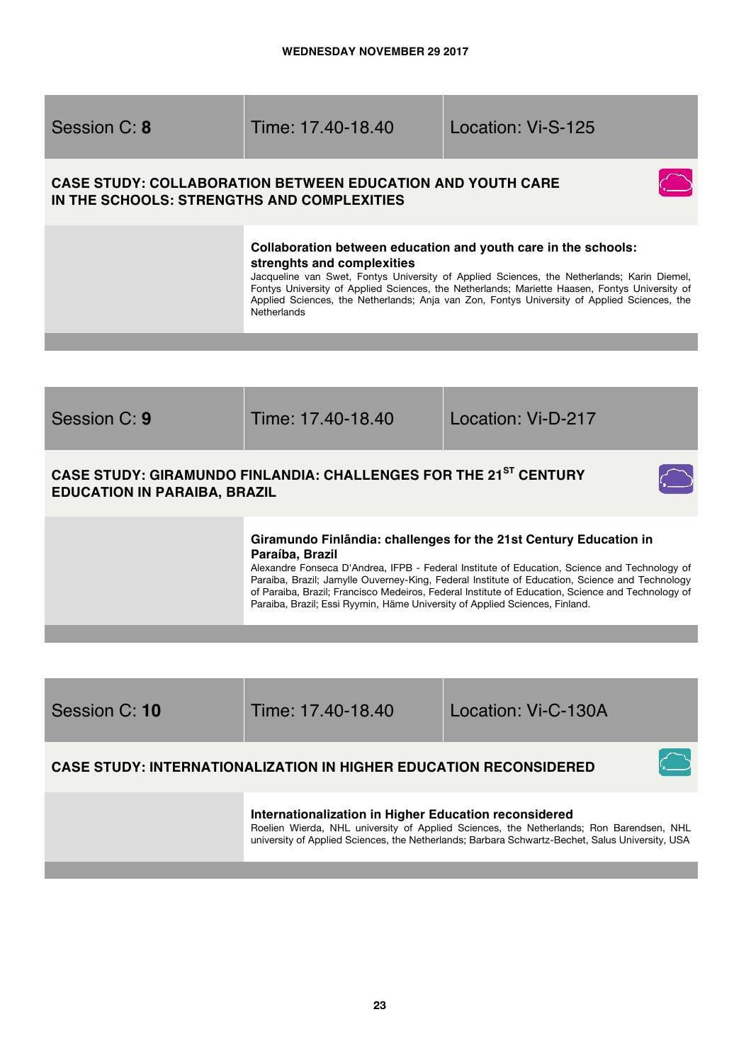WEDNESDAY NOVEMBER 29 2017

| Session C: **8** | Time: 17.40-18.40 | Location: Vi-S-125 |
|---|---|---|

## CASE STUDY: COLLABORATION BETWEEN EDUCATION AND YOUTH CARE IN THE SCHOOLS: STRENGTHS AND COMPLEXITIES

**Collaboration between education and youth care in the schools: strenghts and complexities**
Jacqueline van Swet, Fontys University of Applied Sciences, the Netherlands; Karin Diemel, Fontys University of Applied Sciences, the Netherlands; Mariette Haasen, Fontys University of Applied Sciences, the Netherlands; Anja van Zon, Fontys University of Applied Sciences, the Netherlands

| Session C: **9** | Time: 17.40-18.40 | Location: Vi-D-217 |
|---|---|---|

## CASE STUDY: GIRAMUNDO FINLANDIA: CHALLENGES FOR THE 21ST CENTURY EDUCATION IN PARAIBA, BRAZIL

**Giramundo Finlândia: challenges for the 21st Century Education in Paraíba, Brazil**
Alexandre Fonseca D'Andrea, IFPB - Federal Institute of Education, Science and Technology of Paraíba, Brazil; Jamylle Ouverney-King, Federal Institute of Education, Science and Technology of Paraíba, Brazil; Francisco Medeiros, Federal Institute of Education, Science and Technology of Paraiba, Brazil; Essi Ryymin, Häme University of Applied Sciences, Finland.

| Session C: **10** | Time: 17.40-18.40 | Location: Vi-C-130A |
|---|---|---|

## CASE STUDY: INTERNATIONALIZATION IN HIGHER EDUCATION RECONSIDERED

**Internationalization in Higher Education reconsidered**
Roelien Wierda, NHL university of Applied Sciences, the Netherlands; Ron Barendsen, NHL university of Applied Sciences, the Netherlands; Barbara Schwartz-Bechet, Salus University, USA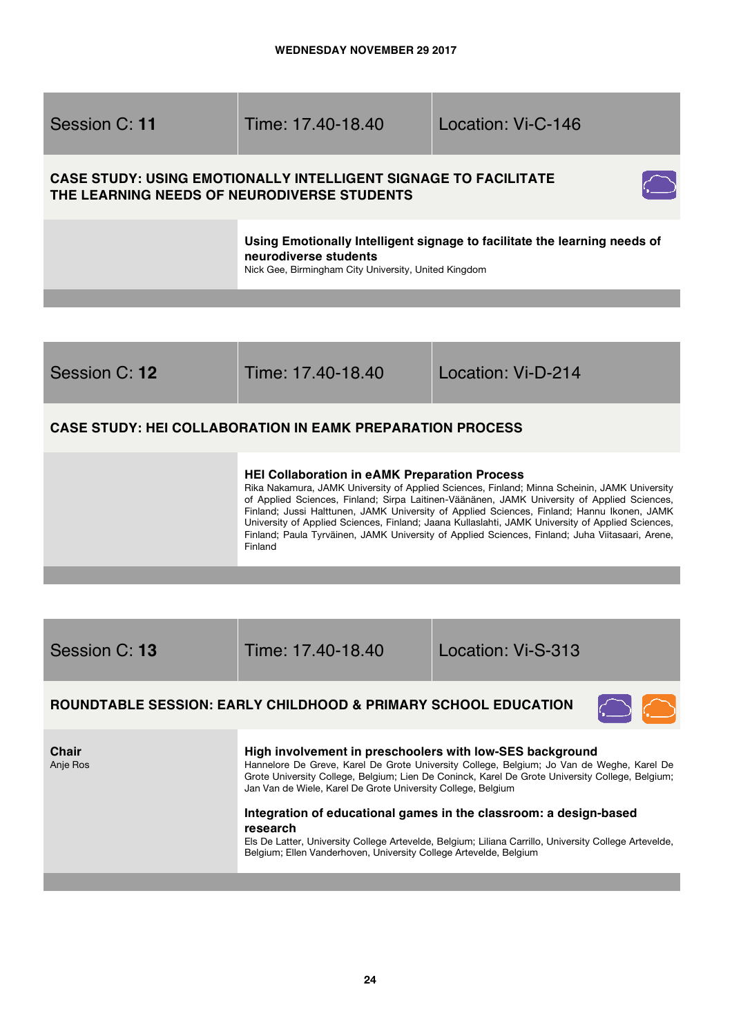WEDNESDAY NOVEMBER 29 2017

| Session C: **11** | Time: 17.40-18.40 | Location: Vi-C-146 |
|---|---|---|

## CASE STUDY: USING EMOTIONALLY INTELLIGENT SIGNAGE TO FACILITATE THE LEARNING NEEDS OF NEURODIVERSE STUDENTS

**Using Emotionally Intelligent signage to facilitate the learning needs of neurodiverse students**
Nick Gee, Birmingham City University, United Kingdom

| Session C: **12** | Time: 17.40-18.40 | Location: Vi-D-214 |
|---|---|---|

## CASE STUDY: HEI COLLABORATION IN EAMK PREPARATION PROCESS

**HEI Collaboration in eAMK Preparation Process**
Rika Nakamura, JAMK University of Applied Sciences, Finland; Minna Scheinin, JAMK University of Applied Sciences, Finland; Sirpa Laitinen-Väänänen, JAMK University of Applied Sciences, Finland; Jussi Halttunen, JAMK University of Applied Sciences, Finland; Hannu Ikonen, JAMK University of Applied Sciences, Finland; Jaana Kullaslahti, JAMK University of Applied Sciences, Finland; Paula Tyrväinen, JAMK University of Applied Sciences, Finland; Juha Viitasaari, Arene, Finland

| Session C: **13** | Time: 17.40-18.40 | Location: Vi-S-313 |
|---|---|---|

## ROUNDTABLE SESSION: EARLY CHILDHOOD & PRIMARY SCHOOL EDUCATION

**Chair**
Anje Ros

**High involvement in preschoolers with low-SES background**
Hannelore De Greve, Karel De Grote University College, Belgium; Jo Van de Weghe, Karel De Grote University College, Belgium; Lien De Coninck, Karel De Grote University College, Belgium; Jan Van de Wiele, Karel De Grote University College, Belgium

**Integration of educational games in the classroom: a design-based research**
Els De Latter, University College Artevelde, Belgium; Liliana Carrillo, University College Artevelde, Belgium; Ellen Vanderhoven, University College Artevelde, Belgium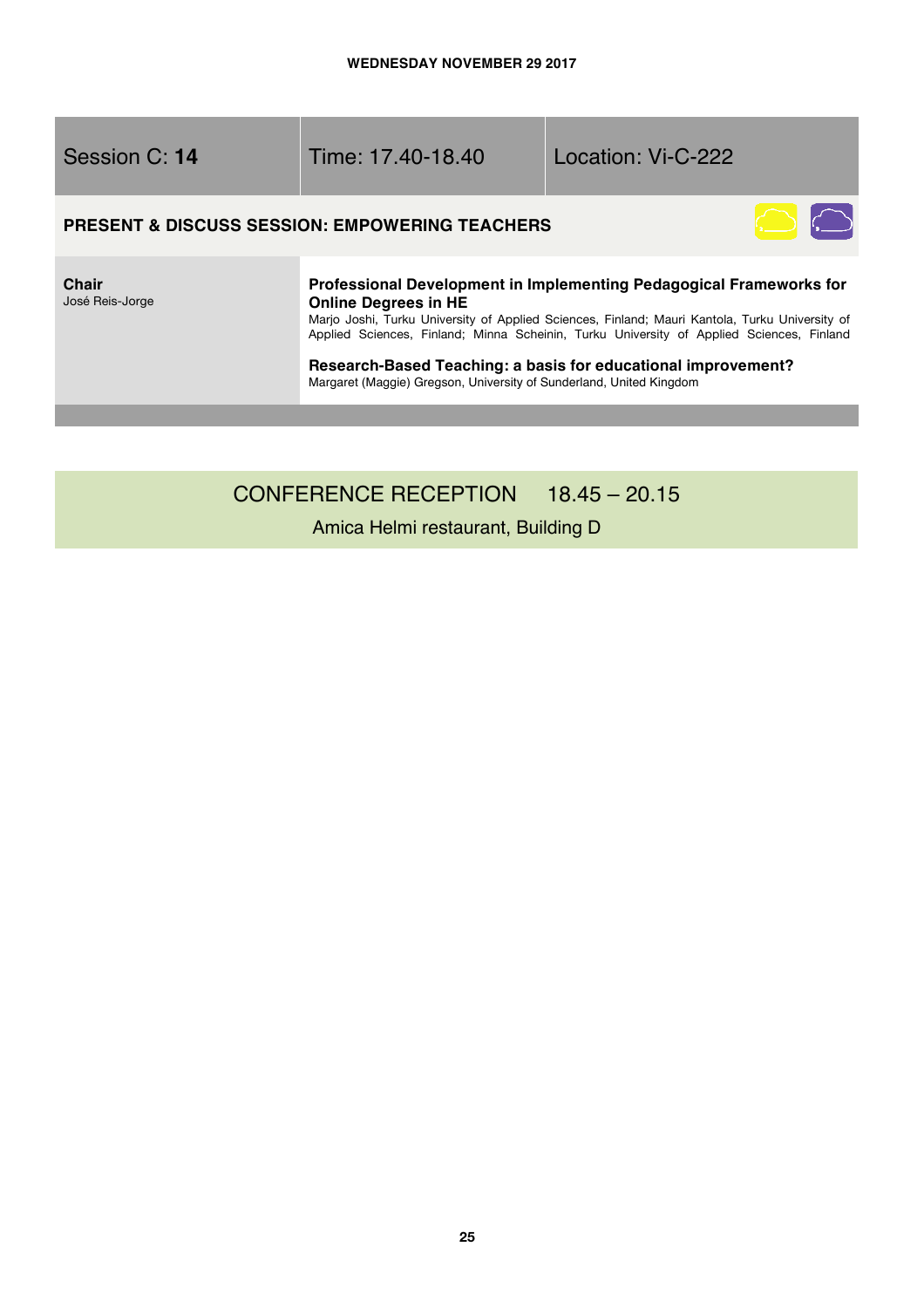**WEDNESDAY NOVEMBER 29 2017**

| Session C: **14** | Time: 17.40-18.40 | Location: Vi-C-222 |
|---|---|---|

**PRESENT & DISCUSS SESSION: EMPOWERING TEACHERS**

**Chair**
José Reis-Jorge

**Professional Development in Implementing Pedagogical Frameworks for Online Degrees in HE**
Marjo Joshi, Turku University of Applied Sciences, Finland; Mauri Kantola, Turku University of Applied Sciences, Finland; Minna Scheinin, Turku University of Applied Sciences, Finland

**Research-Based Teaching: a basis for educational improvement?**
Margaret (Maggie) Gregson, University of Sunderland, United Kingdom

## CONFERENCE RECEPTION 18.45 – 20.15

Amica Helmi restaurant, Building D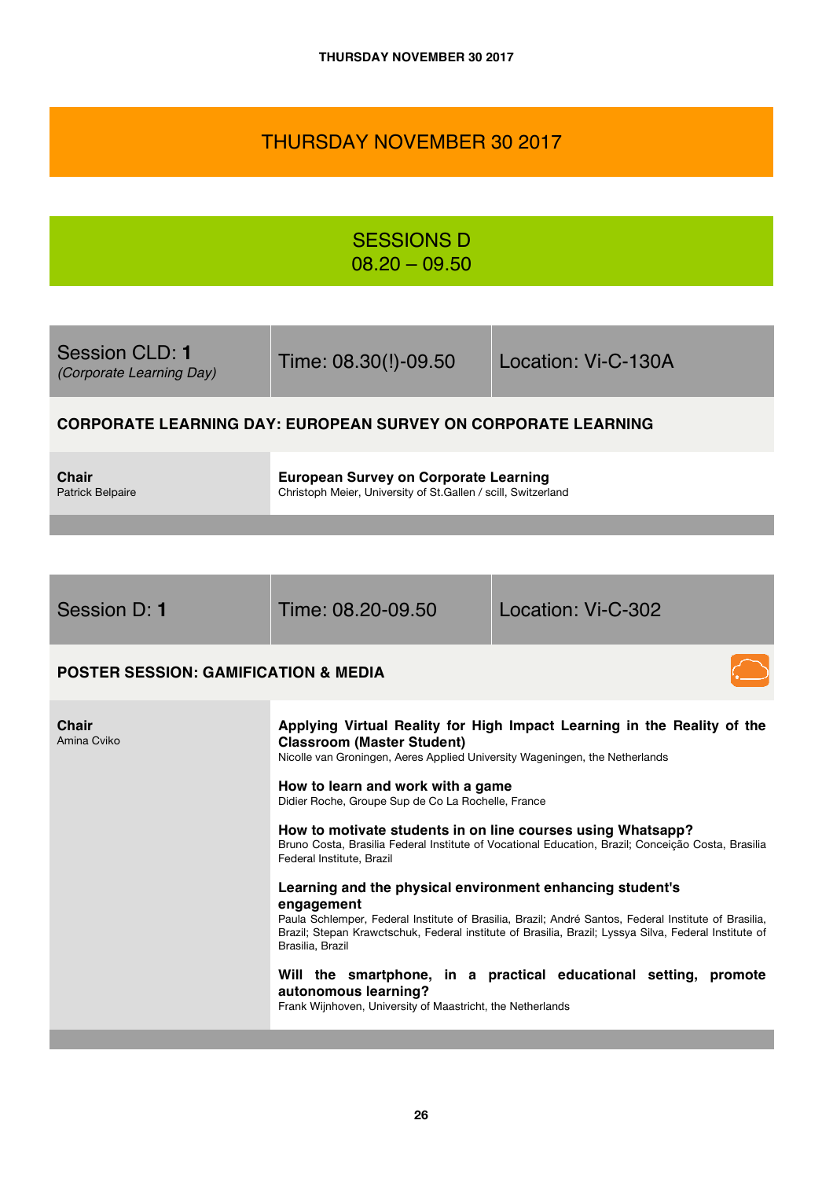# THURSDAY NOVEMBER 30 2017

## SESSIONS D
## 08.20 – 09.50

| Session CLD: **1** *(Corporate Learning Day)* | Time: 08.30(!)-09.50 | Location: Vi-C-130A |
|---|---|---|

### CORPORATE LEARNING DAY: EUROPEAN SURVEY ON CORPORATE LEARNING

**Chair**
Patrick Belpaire

**European Survey on Corporate Learning**
Christoph Meier, University of St.Gallen / scill, Switzerland

| Session D: **1** | Time: 08.20-09.50 | Location: Vi-C-302 |
|---|---|---|

### POSTER SESSION: GAMIFICATION & MEDIA

**Chair**
Amina Cviko

**Applying Virtual Reality for High Impact Learning in the Reality of the Classroom (Master Student)**
Nicolle van Groningen, Aeres Applied University Wageningen, the Netherlands

**How to learn and work with a game**
Didier Roche, Groupe Sup de Co La Rochelle, France

**How to motivate students in on line courses using Whatsapp?**
Bruno Costa, Brasilia Federal Institute of Vocational Education, Brazil; Conceição Costa, Brasilia Federal Institute, Brazil

**Learning and the physical environment enhancing student's engagement**
Paula Schlemper, Federal Institute of Brasilia, Brazil; André Santos, Federal Institute of Brasilia, Brazil; Stepan Krawctschuk, Federal institute of Brasilia, Brazil; Lyssya Silva, Federal Institute of Brasilia, Brazil

**Will the smartphone, in a practical educational setting, promote autonomous learning?**
Frank Wijnhoven, University of Maastricht, the Netherlands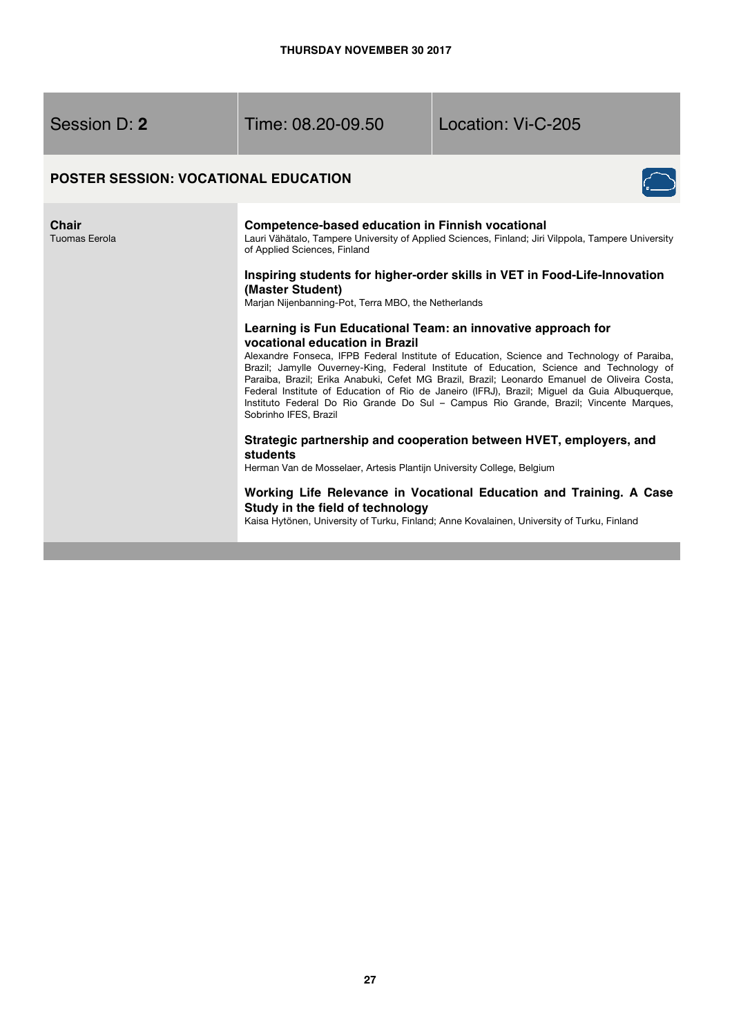**THURSDAY NOVEMBER 30 2017**

| Session D: **2** | Time: 08.20-09.50 | Location: Vi-C-205 |
| --- | --- | --- |

## POSTER SESSION: VOCATIONAL EDUCATION

**Chair**
Tuomas Eerola

**Competence-based education in Finnish vocational**
Lauri Vähätalo, Tampere University of Applied Sciences, Finland; Jiri Vilppola, Tampere University of Applied Sciences, Finland

**Inspiring students for higher-order skills in VET in Food-Life-Innovation (Master Student)**
Marjan Nijenbanning-Pot, Terra MBO, the Netherlands

**Learning is Fun Educational Team: an innovative approach for vocational education in Brazil**
Alexandre Fonseca, IFPB Federal Institute of Education, Science and Technology of Paraiba, Brazil; Jamylle Ouverney-King, Federal Institute of Education, Science and Technology of Paraiba, Brazil; Erika Anabuki, Cefet MG Brazil, Brazil; Leonardo Emanuel de Oliveira Costa, Federal Institute of Education of Rio de Janeiro (IFRJ), Brazil; Miguel da Guia Albuquerque, Instituto Federal Do Rio Grande Do Sul – Campus Rio Grande, Brazil; Vincente Marques, Sobrinho IFES, Brazil

**Strategic partnership and cooperation between HVET, employers, and students**
Herman Van de Mosselaer, Artesis Plantijn University College, Belgium

**Working Life Relevance in Vocational Education and Training. A Case Study in the field of technology**
Kaisa Hytönen, University of Turku, Finland; Anne Kovalainen, University of Turku, Finland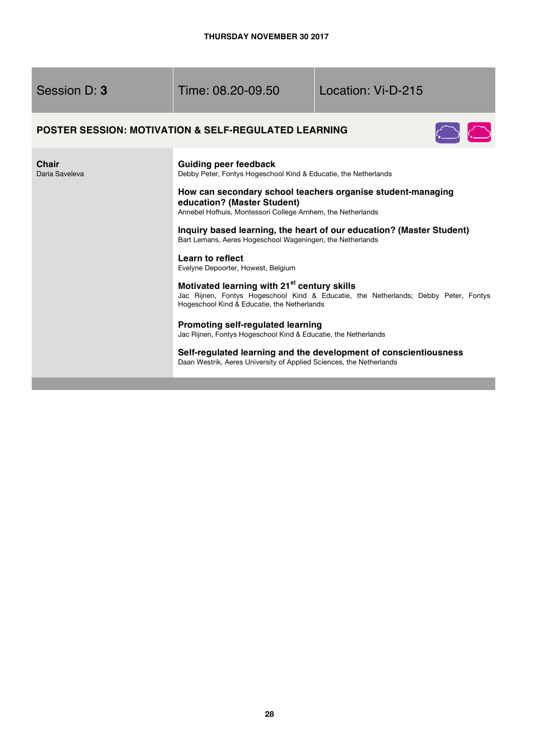THURSDAY NOVEMBER 30 2017

| Session D: **3** | Time: 08.20-09.50 | Location: Vi-D-215 |
|---|---|---|

## POSTER SESSION: MOTIVATION & SELF-REGULATED LEARNING

**Chair**
Daria Saveleva

**Guiding peer feedback**
Debby Peter, Fontys Hogeschool Kind & Educatie, the Netherlands

**How can secondary school teachers organise student-managing education? (Master Student)**
Annebel Hofhuis, Montessori College Arnhem, the Netherlands

**Inquiry based learning, the heart of our education? (Master Student)**
Bart Lemans, Aeres Hogeschool Wageningen, the Netherlands

**Learn to reflect**
Evelyne Depoorter, Howest, Belgium

**Motivated learning with 21st century skills**
Jac Rijnen, Fontys Hogeschool Kind & Educatie, the Netherlands; Debby Peter, Fontys Hogeschool Kind & Educatie, the Netherlands

**Promoting self-regulated learning**
Jac Rijnen, Fontys Hogeschool Kind & Educatie, the Netherlands

**Self-regulated learning and the development of conscientiousness**
Daan Westrik, Aeres University of Applied Sciences, the Netherlands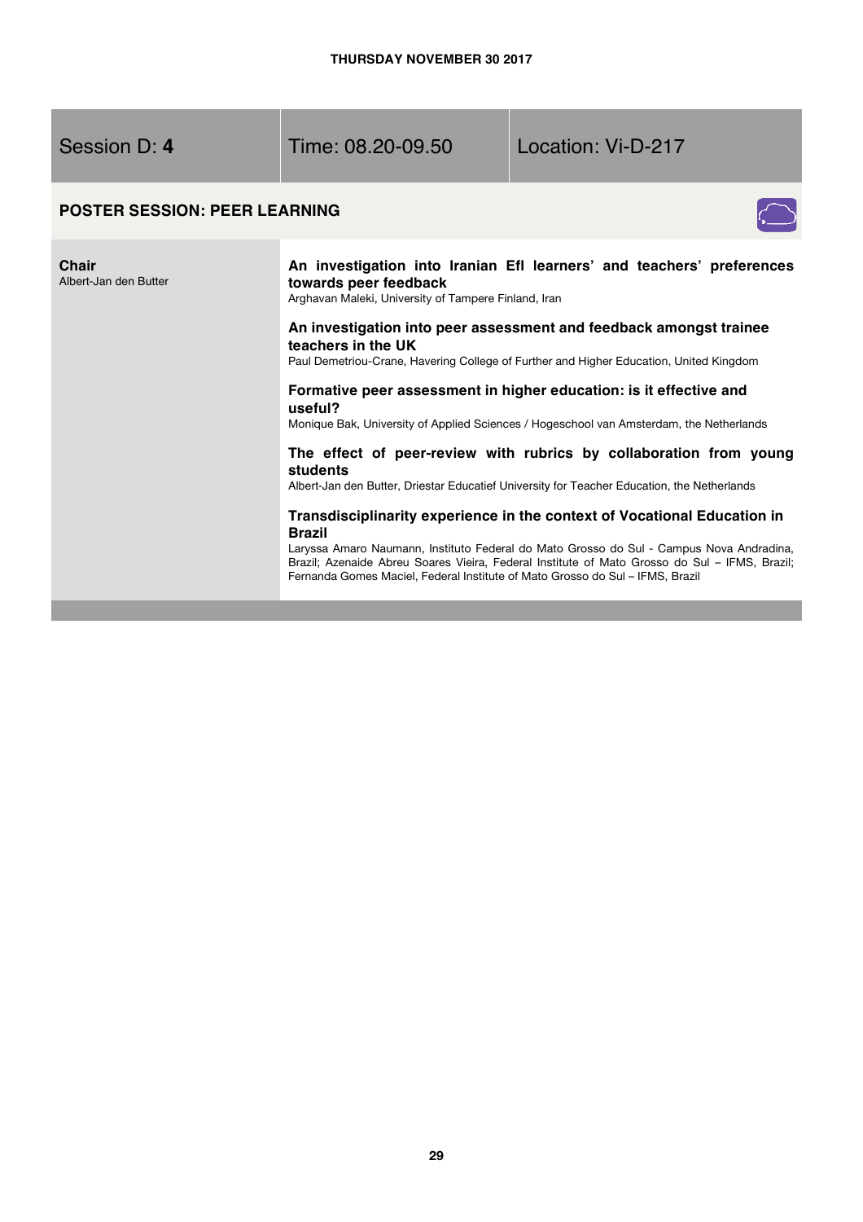**THURSDAY NOVEMBER 30 2017**

| Session D: **4** | Time: 08.20-09.50 | Location: Vi-D-217 |
| --- | --- | --- |

## POSTER SESSION: PEER LEARNING

**Chair**
Albert-Jan den Butter

**An investigation into Iranian Efl learners' and teachers' preferences towards peer feedback**
Arghavan Maleki, University of Tampere Finland, Iran

**An investigation into peer assessment and feedback amongst trainee teachers in the UK**
Paul Demetriou-Crane, Havering College of Further and Higher Education, United Kingdom

**Formative peer assessment in higher education: is it effective and useful?**
Monique Bak, University of Applied Sciences / Hogeschool van Amsterdam, the Netherlands

**The effect of peer-review with rubrics by collaboration from young students**
Albert-Jan den Butter, Driestar Educatief University for Teacher Education, the Netherlands

**Transdisciplinarity experience in the context of Vocational Education in Brazil**
Laryssa Amaro Naumann, Instituto Federal do Mato Grosso do Sul - Campus Nova Andradina, Brazil; Azenaide Abreu Soares Vieira, Federal Institute of Mato Grosso do Sul – IFMS, Brazil; Fernanda Gomes Maciel, Federal Institute of Mato Grosso do Sul – IFMS, Brazil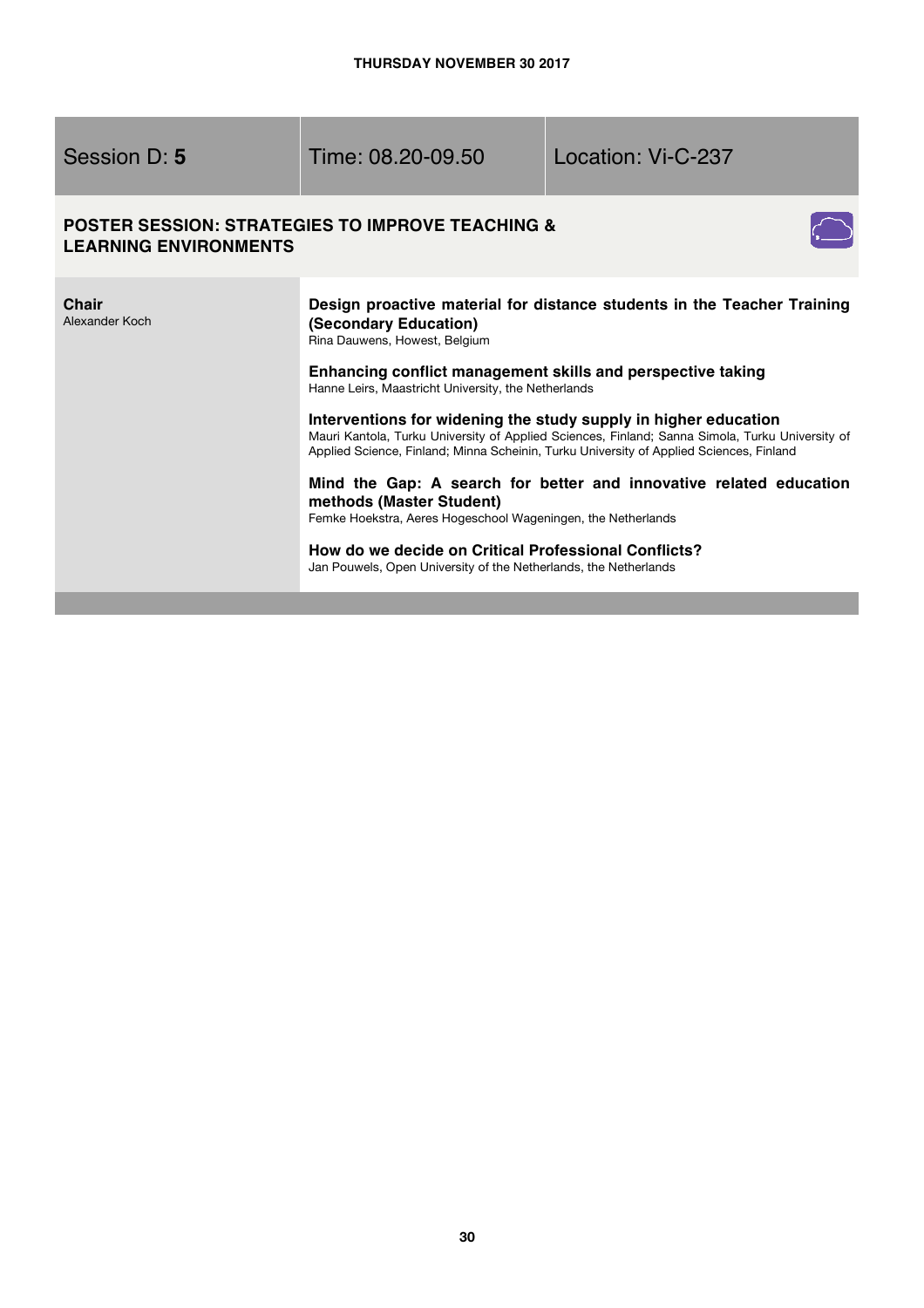THURSDAY NOVEMBER 30 2017

| Session D: **5** | Time: 08.20-09.50 | Location: Vi-C-237 |
| --- | --- | --- |

## POSTER SESSION: STRATEGIES TO IMPROVE TEACHING & LEARNING ENVIRONMENTS

**Chair**
Alexander Koch

**Design proactive material for distance students in the Teacher Training (Secondary Education)**
Rina Dauwens, Howest, Belgium

**Enhancing conflict management skills and perspective taking**
Hanne Leirs, Maastricht University, the Netherlands

**Interventions for widening the study supply in higher education**
Mauri Kantola, Turku University of Applied Sciences, Finland; Sanna Simola, Turku University of Applied Science, Finland; Minna Scheinin, Turku University of Applied Sciences, Finland

**Mind the Gap: A search for better and innovative related education methods (Master Student)**
Femke Hoekstra, Aeres Hogeschool Wageningen, the Netherlands

**How do we decide on Critical Professional Conflicts?**
Jan Pouwels, Open University of the Netherlands, the Netherlands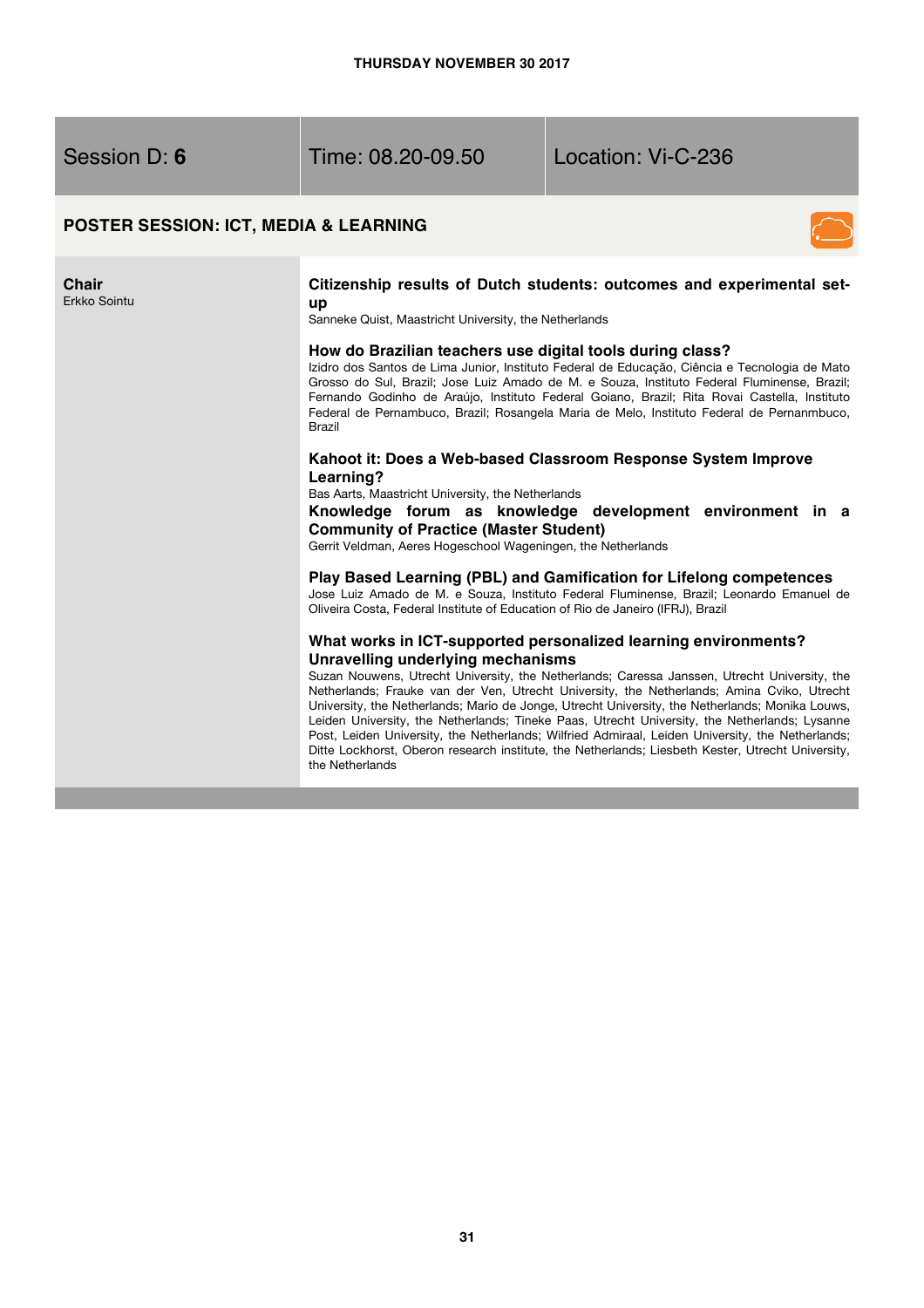THURSDAY NOVEMBER 30 2017

| Session D: **6** | Time: 08.20-09.50 | Location: Vi-C-236 |
|---|---|---|

## POSTER SESSION: ICT, MEDIA & LEARNING

**Chair**
Erkko Sointu

### Citizenship results of Dutch students: outcomes and experimental set-up

Sanneke Quist, Maastricht University, the Netherlands

### How do Brazilian teachers use digital tools during class?

Izidro dos Santos de Lima Junior, Instituto Federal de Educação, Ciência e Tecnologia de Mato Grosso do Sul, Brazil; Jose Luiz Amado de M. e Souza, Instituto Federal Fluminense, Brazil; Fernando Godinho de Araújo, Instituto Federal Goiano, Brazil; Rita Rovai Castella, Instituto Federal de Pernambuco, Brazil; Rosangela Maria de Melo, Instituto Federal de Pernanmbuco, Brazil

### Kahoot it: Does a Web-based Classroom Response System Improve Learning?

Bas Aarts, Maastricht University, the Netherlands

### Knowledge forum as knowledge development environment in a Community of Practice (Master Student)

Gerrit Veldman, Aeres Hogeschool Wageningen, the Netherlands

### Play Based Learning (PBL) and Gamification for Lifelong competences

Jose Luiz Amado de M. e Souza, Instituto Federal Fluminense, Brazil; Leonardo Emanuel de Oliveira Costa, Federal Institute of Education of Rio de Janeiro (IFRJ), Brazil

### What works in ICT-supported personalized learning environments? Unravelling underlying mechanisms

Suzan Nouwens, Utrecht University, the Netherlands; Caressa Janssen, Utrecht University, the Netherlands; Frauke van der Ven, Utrecht University, the Netherlands; Amina Cviko, Utrecht University, the Netherlands; Mario de Jonge, Utrecht University, the Netherlands; Monika Louws, Leiden University, the Netherlands; Tineke Paas, Utrecht University, the Netherlands; Lysanne Post, Leiden University, the Netherlands; Wilfried Admiraal, Leiden University, the Netherlands; Ditte Lockhorst, Oberon research institute, the Netherlands; Liesbeth Kester, Utrecht University, the Netherlands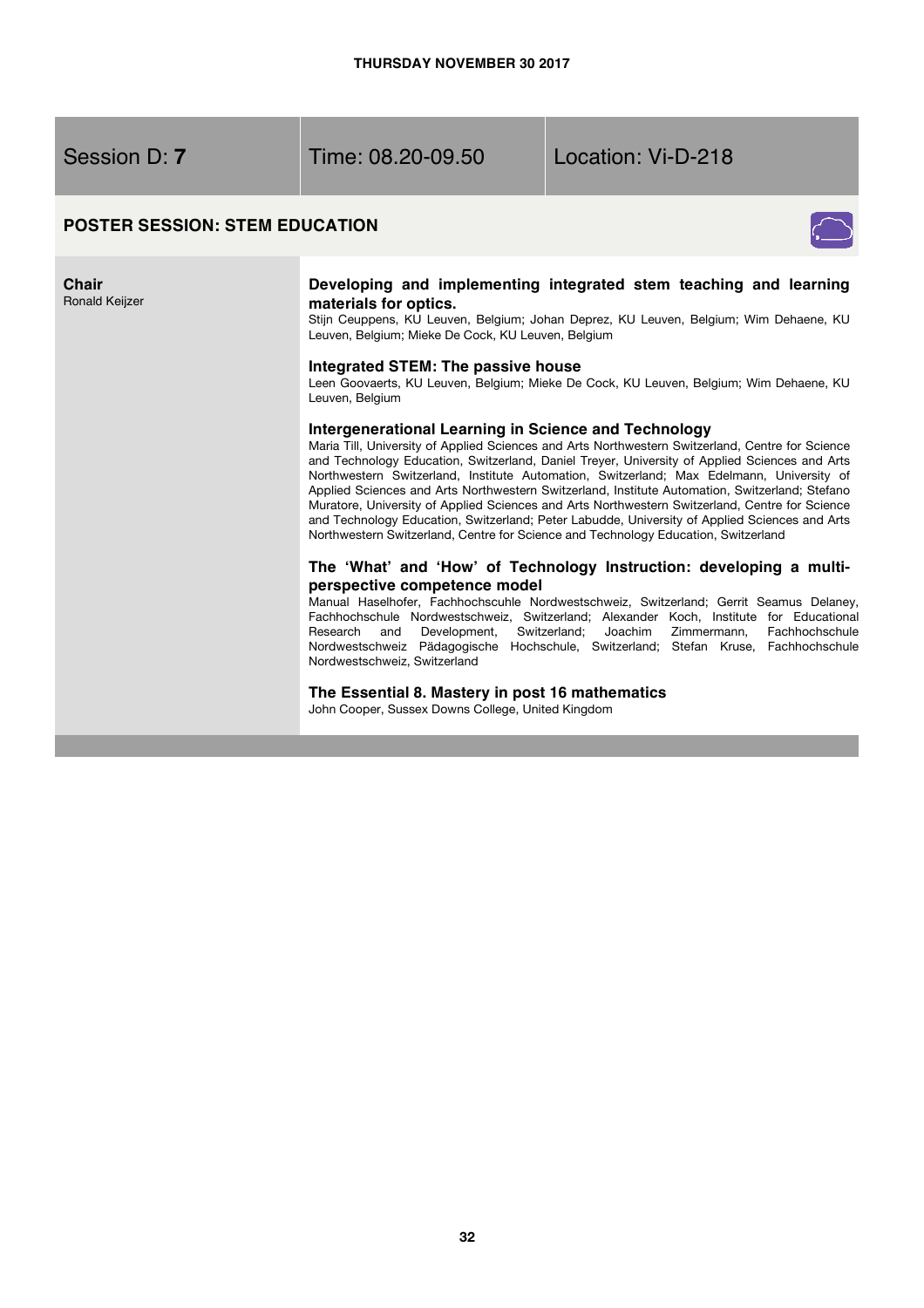THURSDAY NOVEMBER 30 2017

| Session D: **7** | Time: 08.20-09.50 | Location: Vi-D-218 |
| --- | --- | --- |

## POSTER SESSION: STEM EDUCATION

**Chair**
Ronald Keijzer

### Developing and implementing integrated stem teaching and learning materials for optics.

Stijn Ceuppens, KU Leuven, Belgium; Johan Deprez, KU Leuven, Belgium; Wim Dehaene, KU Leuven, Belgium; Mieke De Cock, KU Leuven, Belgium

### Integrated STEM: The passive house

Leen Goovaerts, KU Leuven, Belgium; Mieke De Cock, KU Leuven, Belgium; Wim Dehaene, KU Leuven, Belgium

### Intergenerational Learning in Science and Technology

Maria Till, University of Applied Sciences and Arts Northwestern Switzerland, Centre for Science and Technology Education, Switzerland, Daniel Treyer, University of Applied Sciences and Arts Northwestern Switzerland, Institute Automation, Switzerland; Max Edelmann, University of Applied Sciences and Arts Northwestern Switzerland, Institute Automation, Switzerland; Stefano Muratore, University of Applied Sciences and Arts Northwestern Switzerland, Centre for Science and Technology Education, Switzerland; Peter Labudde, University of Applied Sciences and Arts Northwestern Switzerland, Centre for Science and Technology Education, Switzerland

### The 'What' and 'How' of Technology Instruction: developing a multi-perspective competence model

Manual Haselhofer, Fachhochscuhle Nordwestschweiz, Switzerland; Gerrit Seamus Delaney, Fachhochschule Nordwestschweiz, Switzerland; Alexander Koch, Institute for Educational Research and Development, Switzerland; Joachim Zimmermann, Fachhochschule Nordwestschweiz Pädagogische Hochschule, Switzerland; Stefan Kruse, Fachhochschule Nordwestschweiz, Switzerland

### The Essential 8. Mastery in post 16 mathematics

John Cooper, Sussex Downs College, United Kingdom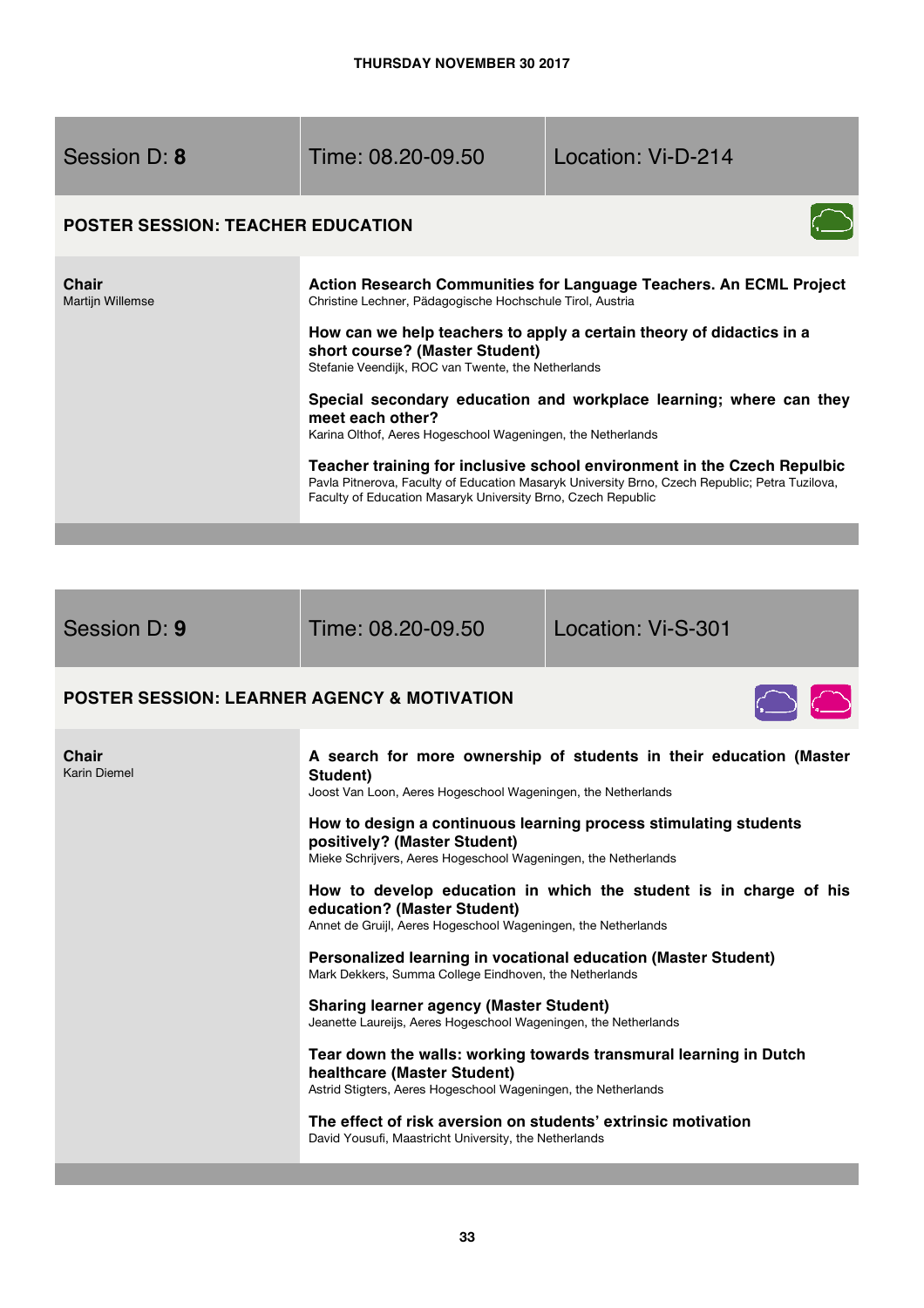THURSDAY NOVEMBER 30 2017

| Session D: **8** | Time: 08.20-09.50 | Location: Vi-D-214 |
|---|---|---|

## POSTER SESSION: TEACHER EDUCATION

**Chair**
Martijn Willemse

**Action Research Communities for Language Teachers. An ECML Project**
Christine Lechner, Pädagogische Hochschule Tirol, Austria

**How can we help teachers to apply a certain theory of didactics in a short course? (Master Student)**
Stefanie Veendijk, ROC van Twente, the Netherlands

**Special secondary education and workplace learning; where can they meet each other?**
Karina Olthof, Aeres Hogeschool Wageningen, the Netherlands

**Teacher training for inclusive school environment in the Czech Repulbic**
Pavla Pitnerova, Faculty of Education Masaryk University Brno, Czech Republic; Petra Tuzilova, Faculty of Education Masaryk University Brno, Czech Republic

| Session D: **9** | Time: 08.20-09.50 | Location: Vi-S-301 |
|---|---|---|

## POSTER SESSION: LEARNER AGENCY & MOTIVATION

**Chair**
Karin Diemel

**A search for more ownership of students in their education (Master Student)**
Joost Van Loon, Aeres Hogeschool Wageningen, the Netherlands

**How to design a continuous learning process stimulating students positively? (Master Student)**
Mieke Schrijvers, Aeres Hogeschool Wageningen, the Netherlands

**How to develop education in which the student is in charge of his education? (Master Student)**
Annet de Gruijl, Aeres Hogeschool Wageningen, the Netherlands

**Personalized learning in vocational education (Master Student)**
Mark Dekkers, Summa College Eindhoven, the Netherlands

**Sharing learner agency (Master Student)**
Jeanette Laureijs, Aeres Hogeschool Wageningen, the Netherlands

**Tear down the walls: working towards transmural learning in Dutch healthcare (Master Student)**
Astrid Stigters, Aeres Hogeschool Wageningen, the Netherlands

**The effect of risk aversion on students' extrinsic motivation**
David Yousufi, Maastricht University, the Netherlands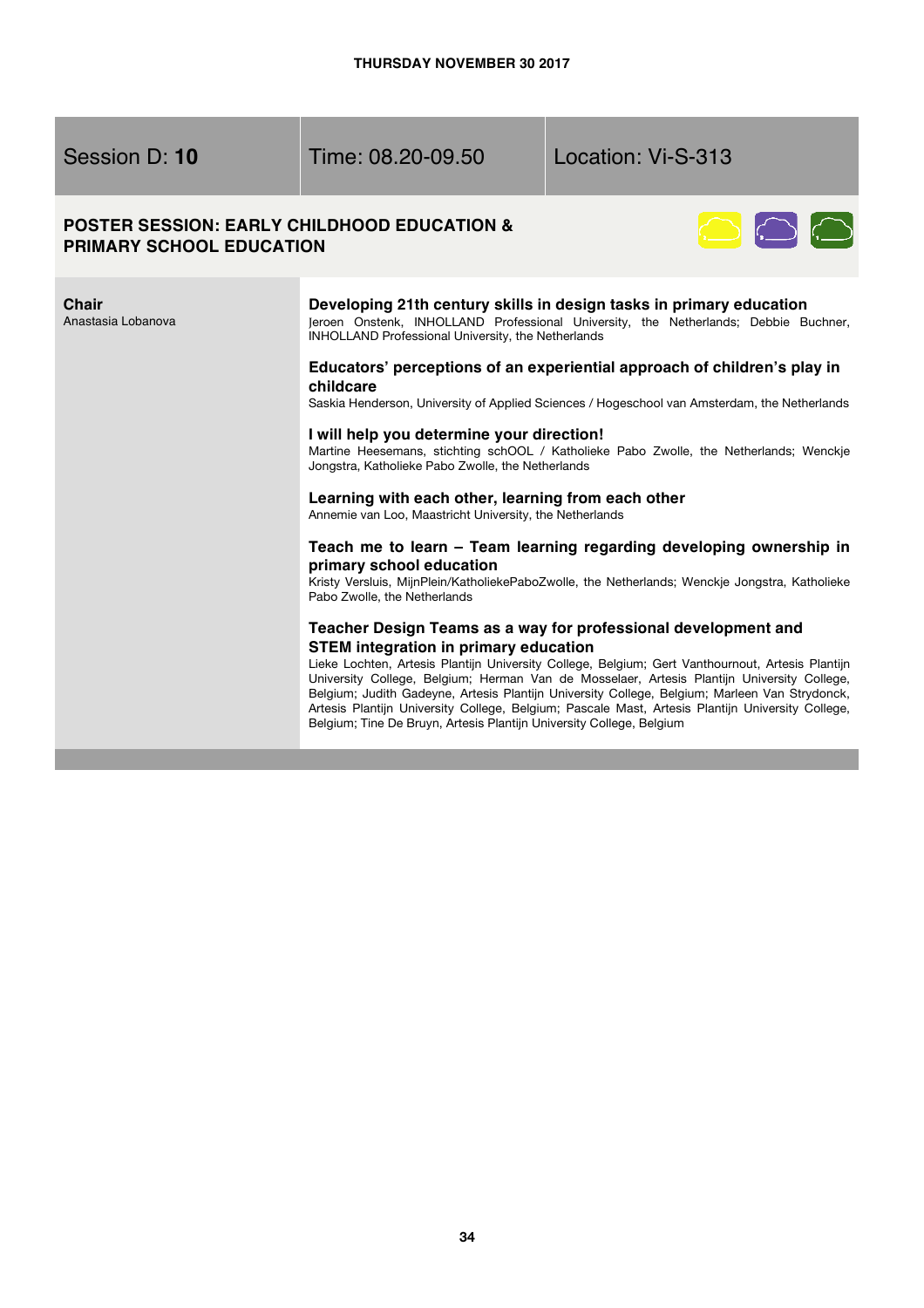## THURSDAY NOVEMBER 30 2017

| Session D: **10** | Time: 08.20-09.50 | Location: Vi-S-313 |
| --- | --- | --- |

### POSTER SESSION: EARLY CHILDHOOD EDUCATION & PRIMARY SCHOOL EDUCATION

**Chair**
Anastasia Lobanova

**Developing 21th century skills in design tasks in primary education**
Jeroen Onstenk, INHOLLAND Professional University, the Netherlands; Debbie Buchner, INHOLLAND Professional University, the Netherlands

**Educators' perceptions of an experiential approach of children's play in childcare**
Saskia Henderson, University of Applied Sciences / Hogeschool van Amsterdam, the Netherlands

**I will help you determine your direction!**
Martine Heesemans, stichting schOOL / Katholieke Pabo Zwolle, the Netherlands; Wenckje Jongstra, Katholieke Pabo Zwolle, the Netherlands

**Learning with each other, learning from each other**
Annemie van Loo, Maastricht University, the Netherlands

**Teach me to learn – Team learning regarding developing ownership in primary school education**
Kristy Versluis, MijnPlein/KatholiekePaboZwolle, the Netherlands; Wenckje Jongstra, Katholieke Pabo Zwolle, the Netherlands

**Teacher Design Teams as a way for professional development and STEM integration in primary education**
Lieke Lochten, Artesis Plantijn University College, Belgium; Gert Vanthournout, Artesis Plantijn University College, Belgium; Herman Van de Mosselaer, Artesis Plantijn University College, Belgium; Judith Gadeyne, Artesis Plantijn University College, Belgium; Marleen Van Strydonck, Artesis Plantijn University College, Belgium; Pascale Mast, Artesis Plantijn University College, Belgium; Tine De Bruyn, Artesis Plantijn University College, Belgium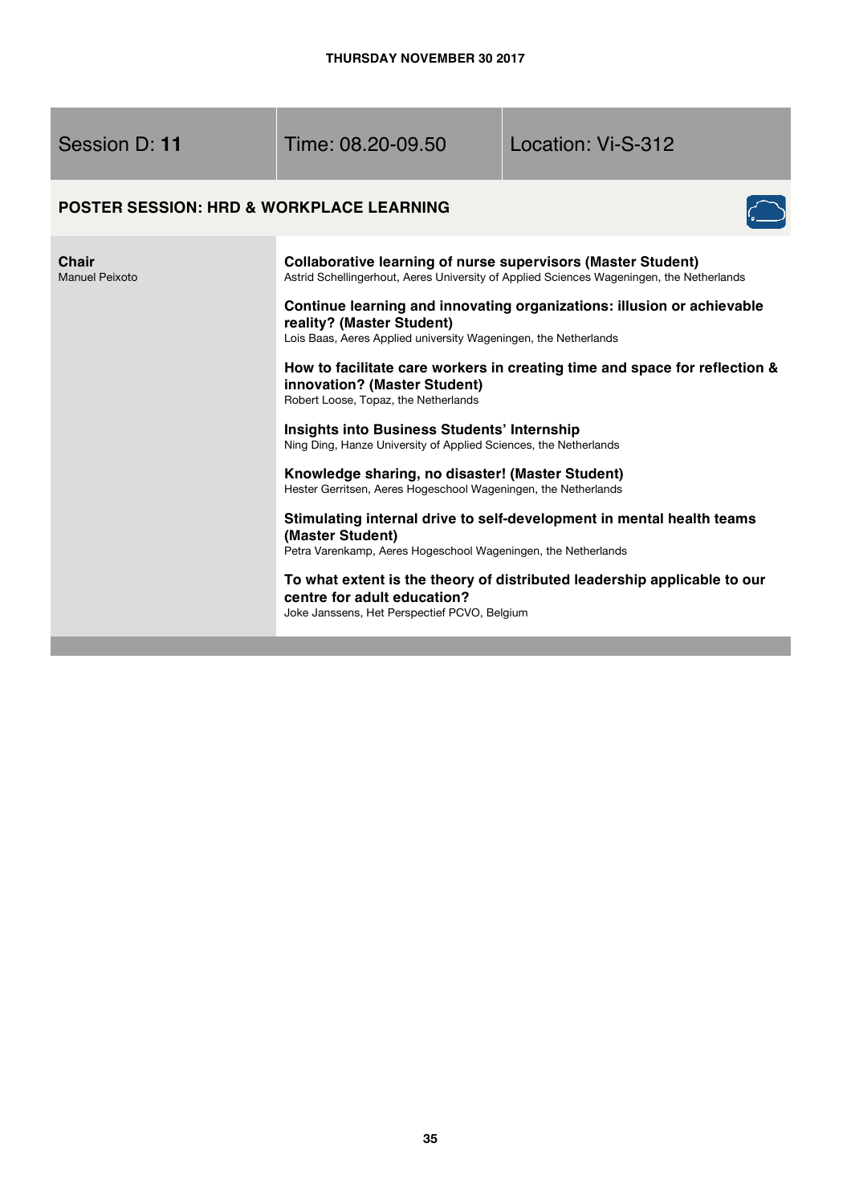**THURSDAY NOVEMBER 30 2017**

| Session D: **11** | Time: 08.20-09.50 | Location: Vi-S-312 |
| --- | --- | --- |

## POSTER SESSION: HRD & WORKPLACE LEARNING

**Chair**
Manuel Peixoto

**Collaborative learning of nurse supervisors (Master Student)**
Astrid Schellingerhout, Aeres University of Applied Sciences Wageningen, the Netherlands

**Continue learning and innovating organizations: illusion or achievable reality? (Master Student)**
Lois Baas, Aeres Applied university Wageningen, the Netherlands

**How to facilitate care workers in creating time and space for reflection & innovation? (Master Student)**
Robert Loose, Topaz, the Netherlands

**Insights into Business Students' Internship**
Ning Ding, Hanze University of Applied Sciences, the Netherlands

**Knowledge sharing, no disaster! (Master Student)**
Hester Gerritsen, Aeres Hogeschool Wageningen, the Netherlands

**Stimulating internal drive to self-development in mental health teams (Master Student)**
Petra Varenkamp, Aeres Hogeschool Wageningen, the Netherlands

**To what extent is the theory of distributed leadership applicable to our centre for adult education?**
Joke Janssens, Het Perspectief PCVO, Belgium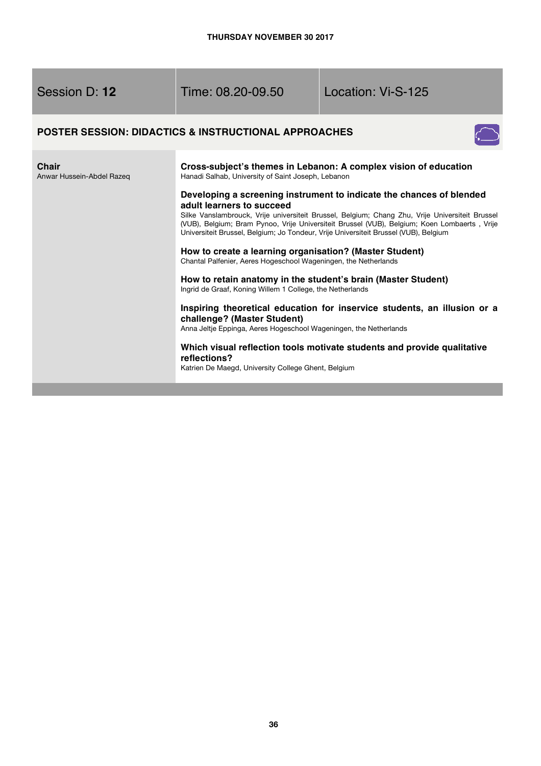**THURSDAY NOVEMBER 30 2017**

| Session D: **12** | Time: 08.20-09.50 | Location: Vi-S-125 |
| --- | --- | --- |

## POSTER SESSION: DIDACTICS & INSTRUCTIONAL APPROACHES

**Chair**
Anwar Hussein-Abdel Razeq

**Cross-subject's themes in Lebanon: A complex vision of education**
Hanadi Salhab, University of Saint Joseph, Lebanon

**Developing a screening instrument to indicate the chances of blended adult learners to succeed**
Silke Vanslambrouck, Vrije universiteit Brussel, Belgium; Chang Zhu, Vrije Universiteit Brussel (VUB), Belgium; Bram Pynoo, Vrije Universiteit Brussel (VUB), Belgium; Koen Lombaerts , Vrije Universiteit Brussel, Belgium; Jo Tondeur, Vrije Universiteit Brussel (VUB), Belgium

**How to create a learning organisation? (Master Student)**
Chantal Palfenier, Aeres Hogeschool Wageningen, the Netherlands

**How to retain anatomy in the student's brain (Master Student)**
Ingrid de Graaf, Koning Willem 1 College, the Netherlands

**Inspiring theoretical education for inservice students, an illusion or a challenge? (Master Student)**
Anna Jeltje Eppinga, Aeres Hogeschool Wageningen, the Netherlands

**Which visual reflection tools motivate students and provide qualitative reflections?**
Katrien De Maegd, University College Ghent, Belgium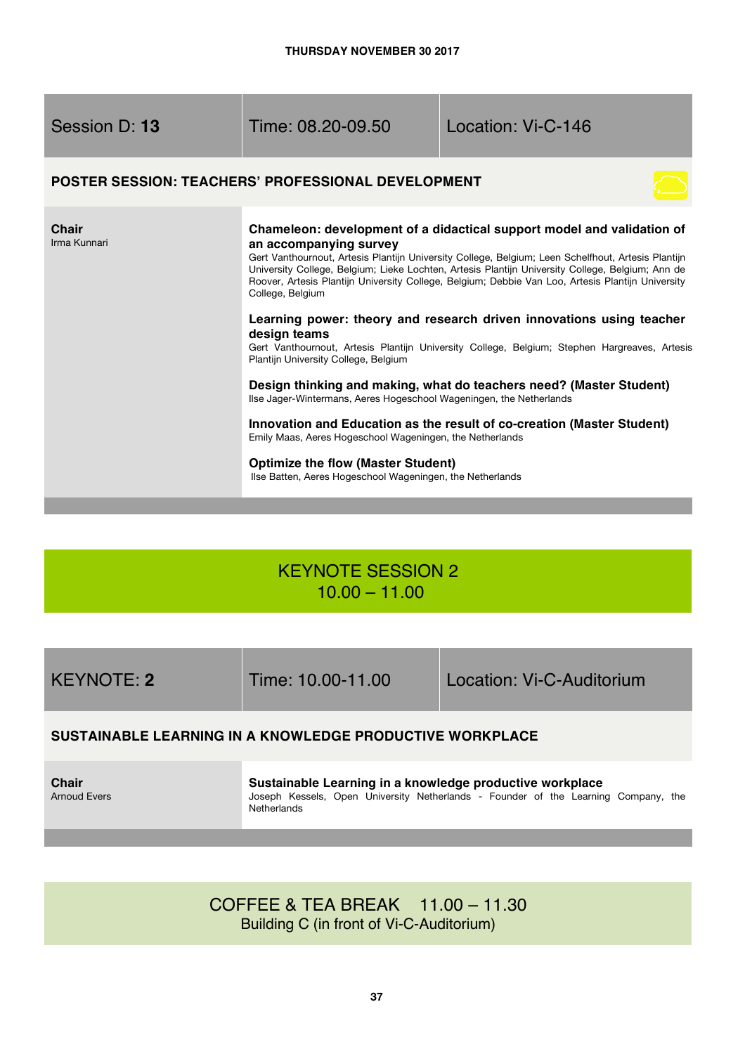THURSDAY NOVEMBER 30 2017

| Session D: **13** | Time: 08.20-09.50 | Location: Vi-C-146 |
|---|---|---|

## POSTER SESSION: TEACHERS' PROFESSIONAL DEVELOPMENT

**Chair**
Irma Kunnari

**Chameleon: development of a didactical support model and validation of an accompanying survey**
Gert Vanthournout, Artesis Plantijn University College, Belgium; Leen Schelfhout, Artesis Plantijn University College, Belgium; Lieke Lochten, Artesis Plantijn University College, Belgium; Ann de Roover, Artesis Plantijn University College, Belgium; Debbie Van Loo, Artesis Plantijn University College, Belgium

**Learning power: theory and research driven innovations using teacher design teams**
Gert Vanthournout, Artesis Plantijn University College, Belgium; Stephen Hargreaves, Artesis Plantijn University College, Belgium

**Design thinking and making, what do teachers need? (Master Student)**
Ilse Jager-Wintermans, Aeres Hogeschool Wageningen, the Netherlands

**Innovation and Education as the result of co-creation (Master Student)**
Emily Maas, Aeres Hogeschool Wageningen, the Netherlands

**Optimize the flow (Master Student)**
Ilse Batten, Aeres Hogeschool Wageningen, the Netherlands

# KEYNOTE SESSION 2
10.00 – 11.00

| KEYNOTE: **2** | Time: 10.00-11.00 | Location: Vi-C-Auditorium |
|---|---|---|

## SUSTAINABLE LEARNING IN A KNOWLEDGE PRODUCTIVE WORKPLACE

**Chair**
Arnoud Evers

**Sustainable Learning in a knowledge productive workplace**
Joseph Kessels, Open University Netherlands - Founder of the Learning Company, the Netherlands

# COFFEE & TEA BREAK 11.00 – 11.30
Building C (in front of Vi-C-Auditorium)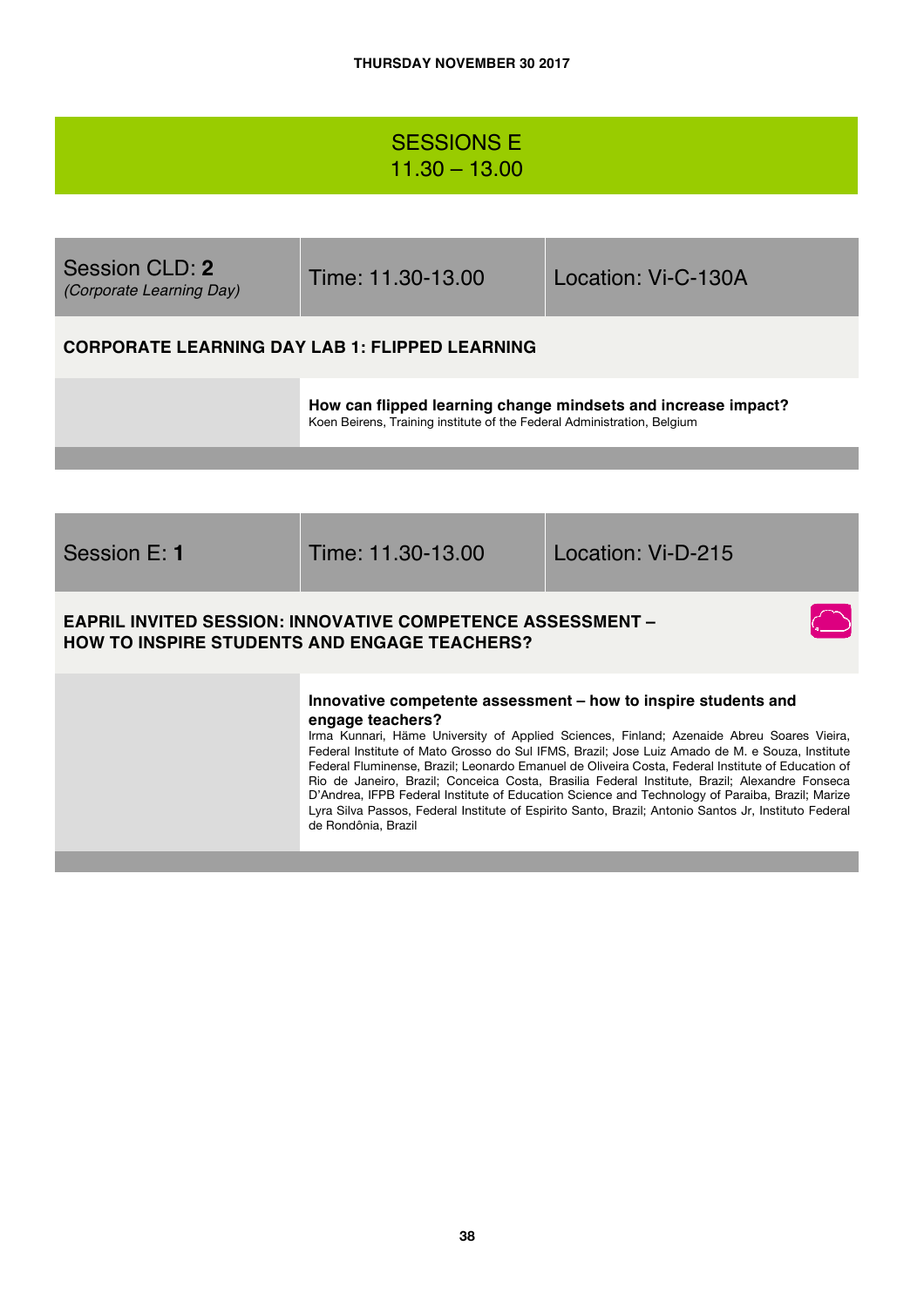# SESSIONS E
## 11.30 – 13.00

| Session CLD: **2** *(Corporate Learning Day)* | Time: 11.30-13.00 | Location: Vi-C-130A |
|---|---|---|

**CORPORATE LEARNING DAY LAB 1: FLIPPED LEARNING**

**How can flipped learning change mindsets and increase impact?**
Koen Beirens, Training institute of the Federal Administration, Belgium

| Session E: **1** | Time: 11.30-13.00 | Location: Vi-D-215 |
|---|---|---|

**EAPRIL INVITED SESSION: INNOVATIVE COMPETENCE ASSESSMENT – HOW TO INSPIRE STUDENTS AND ENGAGE TEACHERS?**

**Innovative competente assessment – how to inspire students and engage teachers?**
Irma Kunnari, Häme University of Applied Sciences, Finland; Azenaide Abreu Soares Vieira, Federal Institute of Mato Grosso do Sul IFMS, Brazil; Jose Luiz Amado de M. e Souza, Institute Federal Fluminense, Brazil; Leonardo Emanuel de Oliveira Costa, Federal Institute of Education of Rio de Janeiro, Brazil; Conceica Costa, Brasilia Federal Institute, Brazil; Alexandre Fonseca D'Andrea, IFPB Federal Institute of Education Science and Technology of Paraiba, Brazil; Marize Lyra Silva Passos, Federal Institute of Espirito Santo, Brazil; Antonio Santos Jr, Instituto Federal de Rondônia, Brazil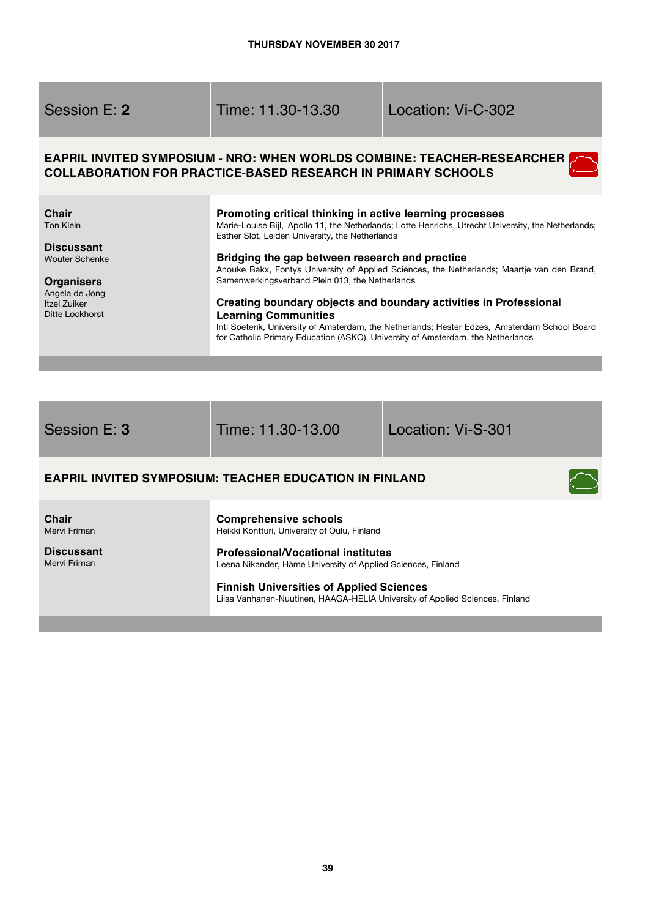THURSDAY NOVEMBER 30 2017

| Session E: **2** | Time: 11.30-13.30 | Location: Vi-C-302 |
|---|---|---|

## EAPRIL INVITED SYMPOSIUM - NRO: WHEN WORLDS COMBINE: TEACHER-RESEARCHER COLLABORATION FOR PRACTICE-BASED RESEARCH IN PRIMARY SCHOOLS

**Chair**
Ton Klein

**Discussant**
Wouter Schenke

**Organisers**
Angela de Jong
Itzel Zuiker
Ditte Lockhorst

**Promoting critical thinking in active learning processes**
Marie-Louise Bijl, Apollo 11, the Netherlands; Lotte Henrichs, Utrecht University, the Netherlands; Esther Slot, Leiden University, the Netherlands

**Bridging the gap between research and practice**
Anouke Bakx, Fontys University of Applied Sciences, the Netherlands; Maartje van den Brand, Samenwerkingsverband Plein 013, the Netherlands

**Creating boundary objects and boundary activities in Professional Learning Communities**
Inti Soeterik, University of Amsterdam, the Netherlands; Hester Edzes, Amsterdam School Board for Catholic Primary Education (ASKO), University of Amsterdam, the Netherlands

| Session E: **3** | Time: 11.30-13.00 | Location: Vi-S-301 |
|---|---|---|

## EAPRIL INVITED SYMPOSIUM: TEACHER EDUCATION IN FINLAND

**Chair**
Mervi Friman

**Discussant**
Mervi Friman

**Comprehensive schools**
Heikki Kontturi, University of Oulu, Finland

**Professional/Vocational institutes**
Leena Nikander, Häme University of Applied Sciences, Finland

**Finnish Universities of Applied Sciences**
Liisa Vanhanen-Nuutinen, HAAGA-HELIA University of Applied Sciences, Finland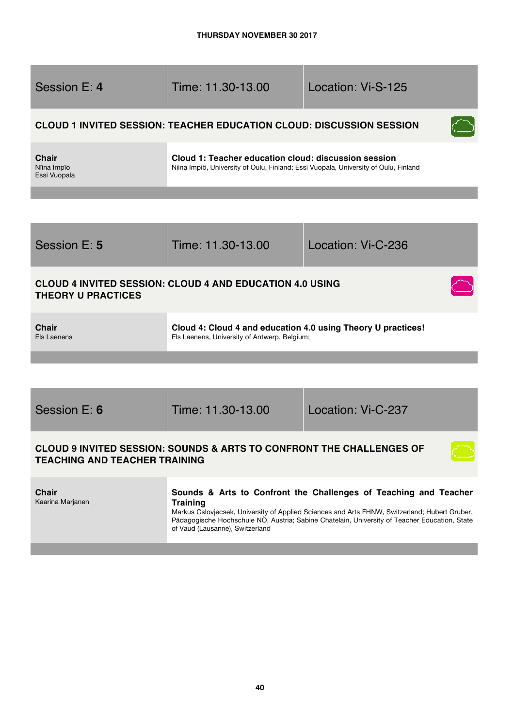**THURSDAY NOVEMBER 30 2017**

| Session E: **4** | Time: 11.30-13.00 | Location: Vi-S-125 |
| --- | --- | --- |

**CLOUD 1 INVITED SESSION: TEACHER EDUCATION CLOUD: DISCUSSION SESSION**

| **Chair** | **Cloud 1: Teacher education cloud: discussion session** |
| --- | --- |
| Nïina Impïo<br>Essi Vuopala | Niina Impiö, University of Oulu, Finland; Essi Vuopala, University of Oulu, Finland |

| Session E: **5** | Time: 11.30-13.00 | Location: Vi-C-236 |
| --- | --- | --- |

**CLOUD 4 INVITED SESSION: CLOUD 4 AND EDUCATION 4.0 USING THEORY U PRACTICES**

| **Chair** | **Cloud 4: Cloud 4 and education 4.0 using Theory U practices!** |
| --- | --- |
| Els Laenens | Els Laenens, University of Antwerp, Belgium; |

| Session E: **6** | Time: 11.30-13.00 | Location: Vi-C-237 |
| --- | --- | --- |

**CLOUD 9 INVITED SESSION: SOUNDS & ARTS TO CONFRONT THE CHALLENGES OF TEACHING AND TEACHER TRAINING**

| **Chair** | **Sounds & Arts to Confront the Challenges of Teaching and Teacher Training** |
| --- | --- |
| Kaarina Marjanen | Markus Cslovjecsek, University of Applied Sciences and Arts FHNW, Switzerland; Hubert Gruber, Pädagogische Hochschule NÖ, Austria; Sabine Chatelain, University of Teacher Education, State of Vaud (Lausanne), Switzerland |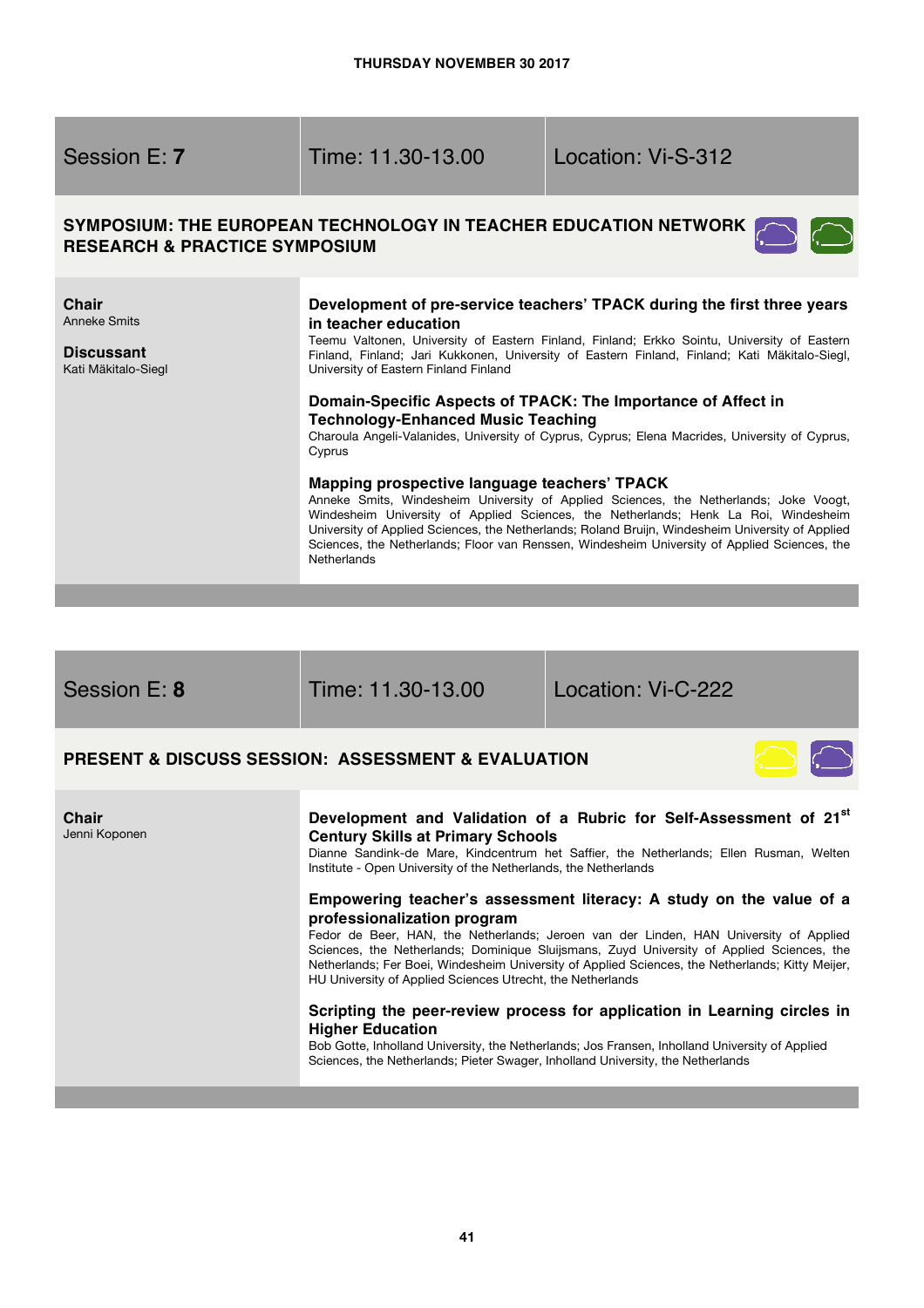THURSDAY NOVEMBER 30 2017

## Session E: **7** | Time: 11.30-13.00 | Location: Vi-S-312

### SYMPOSIUM: THE EUROPEAN TECHNOLOGY IN TEACHER EDUCATION NETWORK RESEARCH & PRACTICE SYMPOSIUM

**Chair**
Anneke Smits

**Discussant**
Kati Mäkitalo-Siegl

**Development of pre-service teachers' TPACK during the first three years in teacher education**
Teemu Valtonen, University of Eastern Finland, Finland; Erkko Sointu, University of Eastern Finland, Finland; Jari Kukkonen, University of Eastern Finland, Finland; Kati Mäkitalo-Siegl, University of Eastern Finland Finland

**Domain-Specific Aspects of TPACK: The Importance of Affect in Technology-Enhanced Music Teaching**
Charoula Angeli-Valanides, University of Cyprus, Cyprus; Elena Macrides, University of Cyprus, Cyprus

**Mapping prospective language teachers' TPACK**
Anneke Smits, Windesheim University of Applied Sciences, the Netherlands; Joke Voogt, Windesheim University of Applied Sciences, the Netherlands; Henk La Roi, Windesheim University of Applied Sciences, the Netherlands; Roland Bruijn, Windesheim University of Applied Sciences, the Netherlands; Floor van Renssen, Windesheim University of Applied Sciences, the Netherlands

## Session E: **8** | Time: 11.30-13.00 | Location: Vi-C-222

### PRESENT & DISCUSS SESSION: ASSESSMENT & EVALUATION

**Chair**
Jenni Koponen

**Development and Validation of a Rubric for Self-Assessment of 21st Century Skills at Primary Schools**
Dianne Sandink-de Mare, Kindcentrum het Saffier, the Netherlands; Ellen Rusman, Welten Institute - Open University of the Netherlands, the Netherlands

**Empowering teacher's assessment literacy: A study on the value of a professionalization program**
Fedor de Beer, HAN, the Netherlands; Jeroen van der Linden, HAN University of Applied Sciences, the Netherlands; Dominique Sluijsmans, Zuyd University of Applied Sciences, the Netherlands; Fer Boei, Windesheim University of Applied Sciences, the Netherlands; Kitty Meijer, HU University of Applied Sciences Utrecht, the Netherlands

**Scripting the peer-review process for application in Learning circles in Higher Education**
Bob Gotte, Inholland University, the Netherlands; Jos Fransen, Inholland University of Applied Sciences, the Netherlands; Pieter Swager, Inholland University, the Netherlands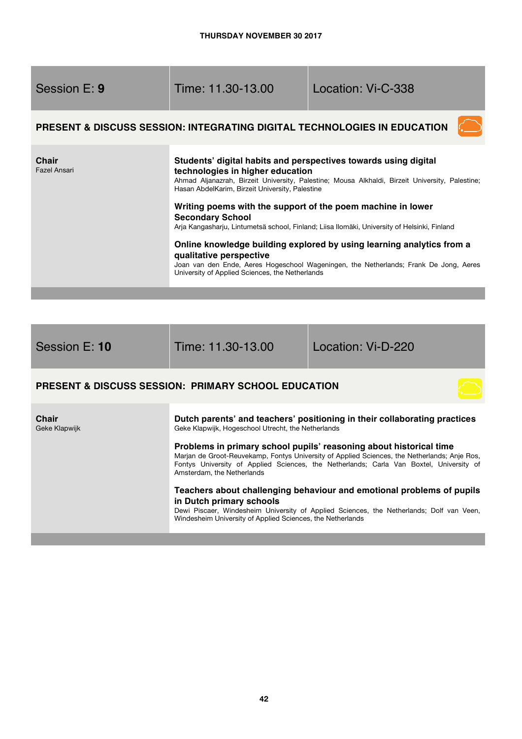**THURSDAY NOVEMBER 30 2017**

| Session E: **9** | Time: 11.30-13.00 | Location: Vi-C-338 |
| --- | --- | --- |

## PRESENT & DISCUSS SESSION: INTEGRATING DIGITAL TECHNOLOGIES IN EDUCATION

**Chair**
Fazel Ansari

**Students' digital habits and perspectives towards using digital technologies in higher education**
Ahmad Aljanazrah, Birzeit University, Palestine; Mousa Alkhaldi, Birzeit University, Palestine; Hasan AbdelKarim, Birzeit University, Palestine

**Writing poems with the support of the poem machine in lower Secondary School**
Arja Kangasharju, Lintumetsä school, Finland; Liisa Ilomäki, University of Helsinki, Finland

**Online knowledge building explored by using learning analytics from a qualitative perspective**
Joan van den Ende, Aeres Hogeschool Wageningen, the Netherlands; Frank De Jong, Aeres University of Applied Sciences, the Netherlands

| Session E: **10** | Time: 11.30-13.00 | Location: Vi-D-220 |
| --- | --- | --- |

## PRESENT & DISCUSS SESSION: PRIMARY SCHOOL EDUCATION

**Chair**
Geke Klapwijk

**Dutch parents' and teachers' positioning in their collaborating practices**
Geke Klapwijk, Hogeschool Utrecht, the Netherlands

**Problems in primary school pupils' reasoning about historical time**
Marjan de Groot-Reuvekamp, Fontys University of Applied Sciences, the Netherlands; Anje Ros, Fontys University of Applied Sciences, the Netherlands; Carla Van Boxtel, University of Amsterdam, the Netherlands

**Teachers about challenging behaviour and emotional problems of pupils in Dutch primary schools**
Dewi Piscaer, Windesheim University of Applied Sciences, the Netherlands; Dolf van Veen, Windesheim University of Applied Sciences, the Netherlands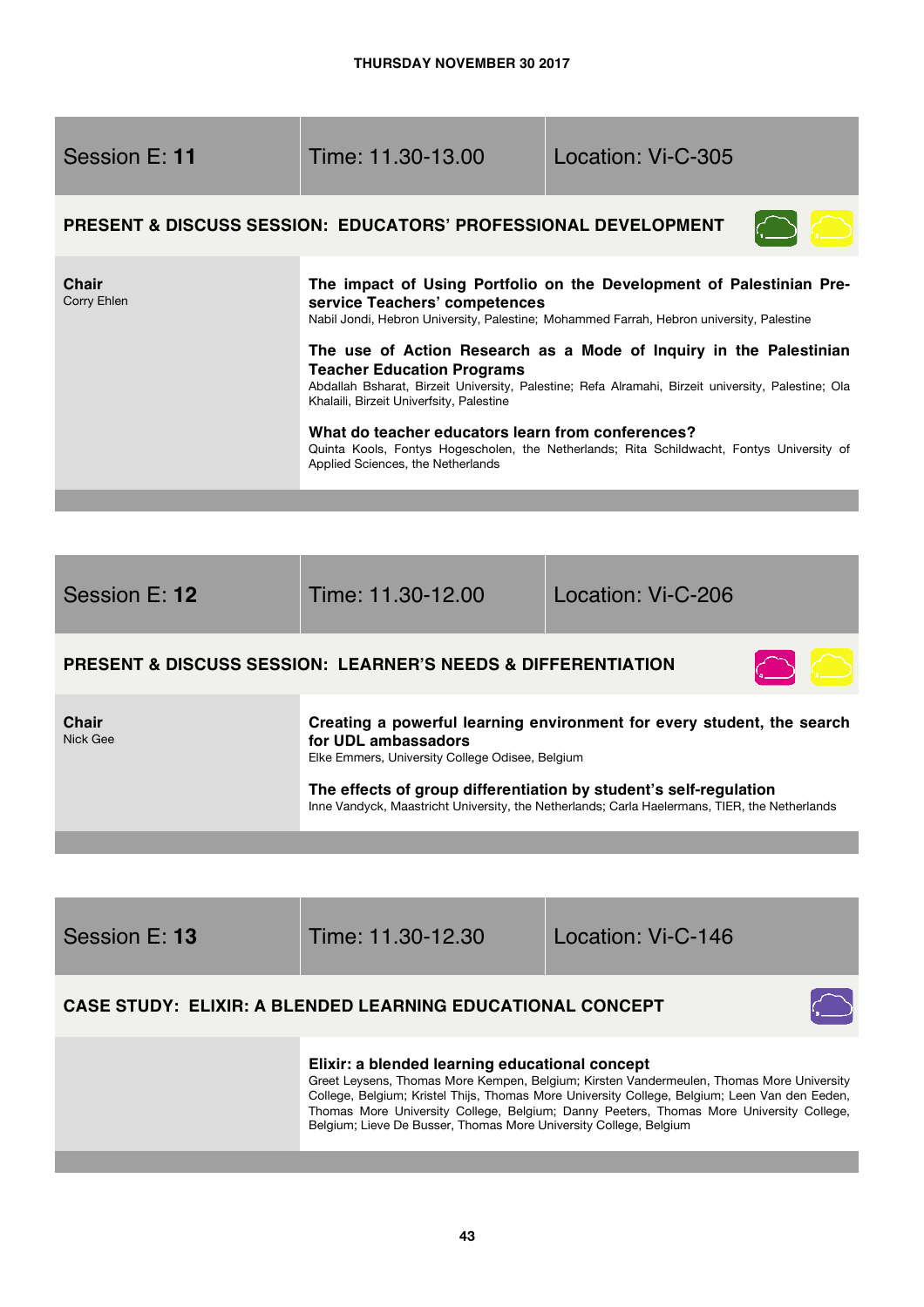THURSDAY NOVEMBER 30 2017

| Session E: **11** | Time: 11.30-13.00 | Location: Vi-C-305 |
|---|---|---|

**PRESENT & DISCUSS SESSION: EDUCATORS' PROFESSIONAL DEVELOPMENT**

**Chair**
Corry Ehlen

**The impact of Using Portfolio on the Development of Palestinian Pre-service Teachers' competences**
Nabil Jondi, Hebron University, Palestine; Mohammed Farrah, Hebron university, Palestine

**The use of Action Research as a Mode of Inquiry in the Palestinian Teacher Education Programs**
Abdallah Bsharat, Birzeit University, Palestine; Refa Alramahi, Birzeit university, Palestine; Ola Khalaili, Birzeit Univerfsity, Palestine

**What do teacher educators learn from conferences?**
Quinta Kools, Fontys Hogescholen, the Netherlands; Rita Schildwacht, Fontys University of Applied Sciences, the Netherlands

| Session E: **12** | Time: 11.30-12.00 | Location: Vi-C-206 |
|---|---|---|

**PRESENT & DISCUSS SESSION: LEARNER'S NEEDS & DIFFERENTIATION**

**Chair**
Nick Gee

**Creating a powerful learning environment for every student, the search for UDL ambassadors**
Elke Emmers, University College Odisee, Belgium

**The effects of group differentiation by student's self-regulation**
Inne Vandyck, Maastricht University, the Netherlands; Carla Haelermans, TIER, the Netherlands

| Session E: **13** | Time: 11.30-12.30 | Location: Vi-C-146 |
|---|---|---|

**CASE STUDY: ELIXIR: A BLENDED LEARNING EDUCATIONAL CONCEPT**

**Elixir: a blended learning educational concept**
Greet Leysens, Thomas More Kempen, Belgium; Kirsten Vandermeulen, Thomas More University College, Belgium; Kristel Thijs, Thomas More University College, Belgium; Leen Van den Eeden, Thomas More University College, Belgium; Danny Peeters, Thomas More University College, Belgium; Lieve De Busser, Thomas More University College, Belgium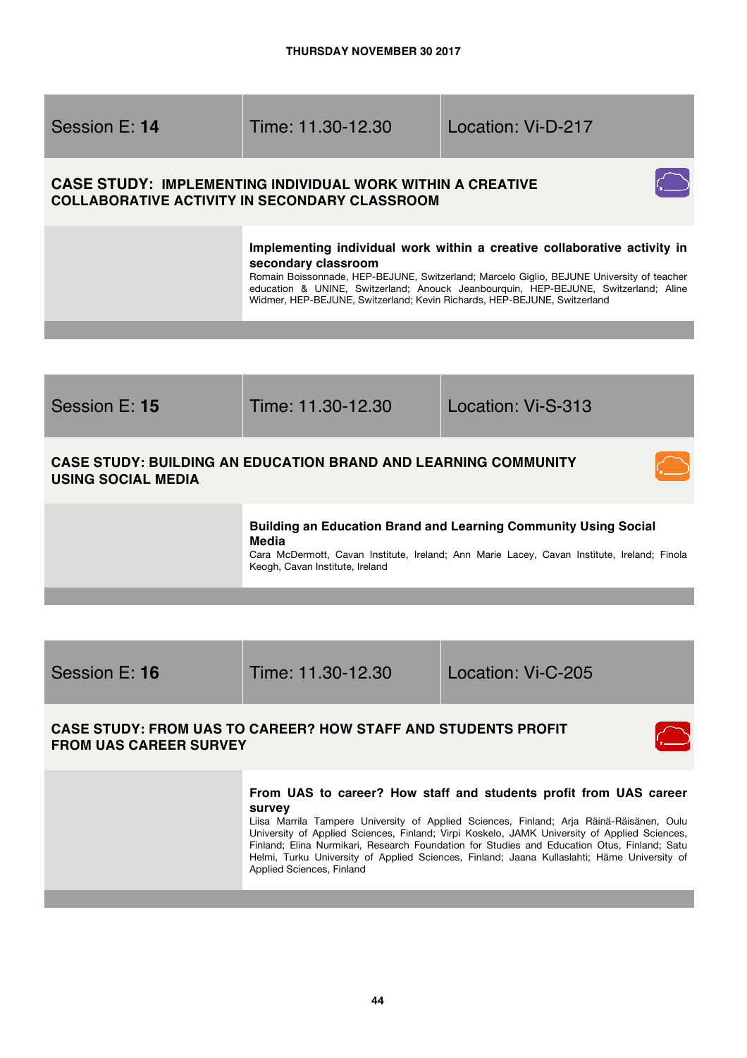THURSDAY NOVEMBER 30 2017

| Session E: **14** | Time: 11.30-12.30 | Location: Vi-D-217 |
| --- | --- | --- |

## CASE STUDY: IMPLEMENTING INDIVIDUAL WORK WITHIN A CREATIVE COLLABORATIVE ACTIVITY IN SECONDARY CLASSROOM

**Implementing individual work within a creative collaborative activity in secondary classroom**

Romain Boissonnade, HEP-BEJUNE, Switzerland; Marcelo Giglio, BEJUNE University of teacher education & UNINE, Switzerland; Anouck Jeanbourquin, HEP-BEJUNE, Switzerland; Aline Widmer, HEP-BEJUNE, Switzerland; Kevin Richards, HEP-BEJUNE, Switzerland

| Session E: **15** | Time: 11.30-12.30 | Location: Vi-S-313 |
| --- | --- | --- |

## CASE STUDY: BUILDING AN EDUCATION BRAND AND LEARNING COMMUNITY USING SOCIAL MEDIA

**Building an Education Brand and Learning Community Using Social Media**

Cara McDermott, Cavan Institute, Ireland; Ann Marie Lacey, Cavan Institute, Ireland; Finola Keogh, Cavan Institute, Ireland

| Session E: **16** | Time: 11.30-12.30 | Location: Vi-C-205 |
| --- | --- | --- |

## CASE STUDY: FROM UAS TO CAREER? HOW STAFF AND STUDENTS PROFIT FROM UAS CAREER SURVEY

**From UAS to career? How staff and students profit from UAS career survey**

Liisa Marrila Tampere University of Applied Sciences, Finland; Arja Räinä-Räisänen, Oulu University of Applied Sciences, Finland; Virpi Koskelo, JAMK University of Applied Sciences, Finland; Elina Nurmikari, Research Foundation for Studies and Education Otus, Finland; Satu Helmi, Turku University of Applied Sciences, Finland; Jaana Kullaslahti; Häme University of Applied Sciences, Finland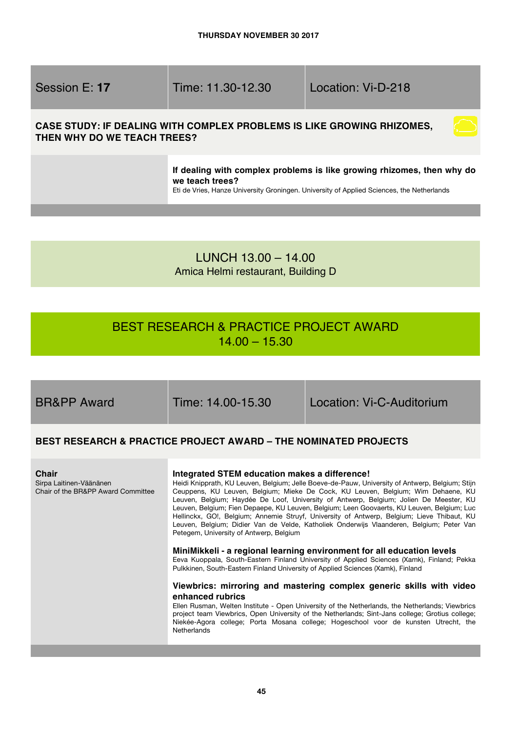**THURSDAY NOVEMBER 30 2017**

| Session E: **17** | Time: 11.30-12.30 | Location: Vi-D-218 |
| --- | --- | --- |

### CASE STUDY: IF DEALING WITH COMPLEX PROBLEMS IS LIKE GROWING RHIZOMES, THEN WHY DO WE TEACH TREES?

**If dealing with complex problems is like growing rhizomes, then why do we teach trees?**
Eti de Vries, Hanze University Groningen. University of Applied Sciences, the Netherlands

## LUNCH 13.00 – 14.00
Amica Helmi restaurant, Building D

## BEST RESEARCH & PRACTICE PROJECT AWARD
14.00 – 15.30

| BR&PP Award | Time: 14.00-15.30 | Location: Vi-C-Auditorium |
| --- | --- | --- |

### BEST RESEARCH & PRACTICE PROJECT AWARD – THE NOMINATED PROJECTS

**Chair**
Sirpa Laitinen-Väänänen
Chair of the BR&PP Award Committee

**Integrated STEM education makes a difference!**
Heidi Knipprath, KU Leuven, Belgium; Jelle Boeve-de-Pauw, University of Antwerp, Belgium; Stijn Ceuppens, KU Leuven, Belgium; Mieke De Cock, KU Leuven, Belgium; Wim Dehaene, KU Leuven, Belgium; Haydée De Loof, University of Antwerp, Belgium; Jolien De Meester, KU Leuven, Belgium; Fien Depaepe, KU Leuven, Belgium; Leen Goovaerts, KU Leuven, Belgium; Luc Hellinckx, GO!, Belgium; Annemie Struyf, University of Antwerp, Belgium; Lieve Thibaut, KU Leuven, Belgium; Didier Van de Velde, Katholiek Onderwijs Vlaanderen, Belgium; Peter Van Petegem, University of Antwerp, Belgium

**MiniMikkeli - a regional learning environment for all education levels**
Eeva Kuoppala, South-Eastern Finland University of Applied Sciences (Xamk), Finland; Pekka Pulkkinen, South-Eastern Finland University of Applied Sciences (Xamk), Finland

**Viewbrics: mirroring and mastering complex generic skills with video enhanced rubrics**
Ellen Rusman, Welten Institute - Open University of the Netherlands, the Netherlands; Viewbrics project team Viewbrics, Open University of the Netherlands; Sint-Jans college; Grotius college; Niekée-Agora college; Porta Mosana college; Hogeschool voor de kunsten Utrecht, the Netherlands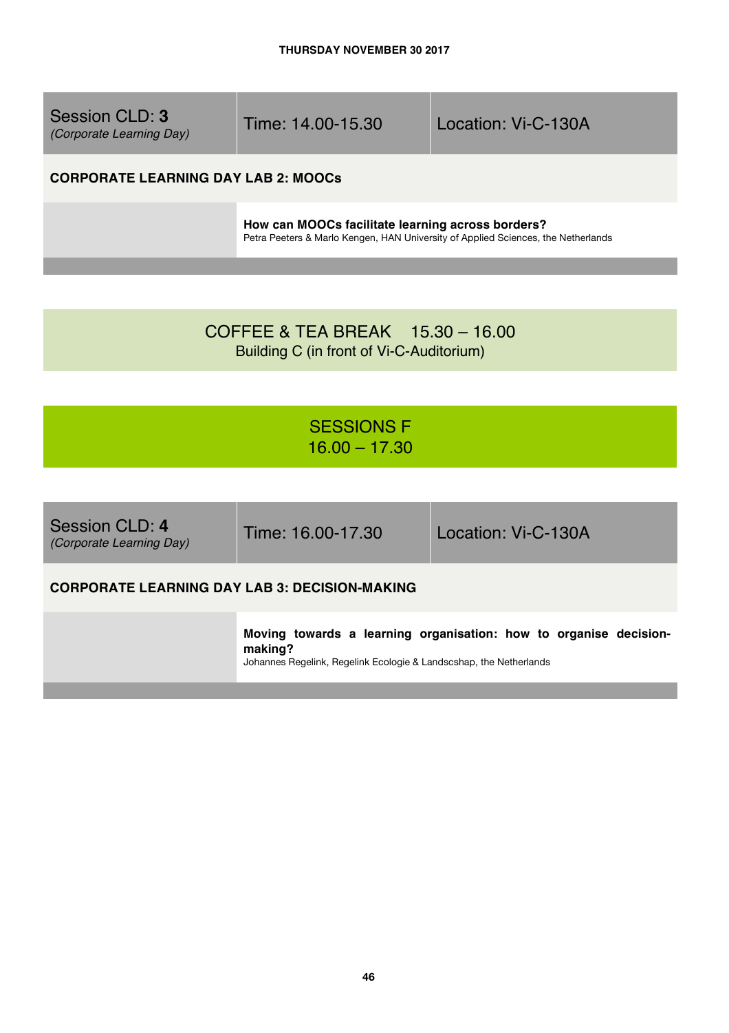THURSDAY NOVEMBER 30 2017

| Session CLD: **3** *(Corporate Learning Day)* | Time: 14.00-15.30 | Location: Vi-C-130A |
|---|---|---|

**CORPORATE LEARNING DAY LAB 2: MOOCs**

**How can MOOCs facilitate learning across borders?**
Petra Peeters & Marlo Kengen, HAN University of Applied Sciences, the Netherlands

COFFEE & TEA BREAK 15.30 – 16.00
Building C (in front of Vi-C-Auditorium)

## SESSIONS F
## 16.00 – 17.30

| Session CLD: **4** *(Corporate Learning Day)* | Time: 16.00-17.30 | Location: Vi-C-130A |
|---|---|---|

**CORPORATE LEARNING DAY LAB 3: DECISION-MAKING**

**Moving towards a learning organisation: how to organise decision-making?**
Johannes Regelink, Regelink Ecologie & Landscshap, the Netherlands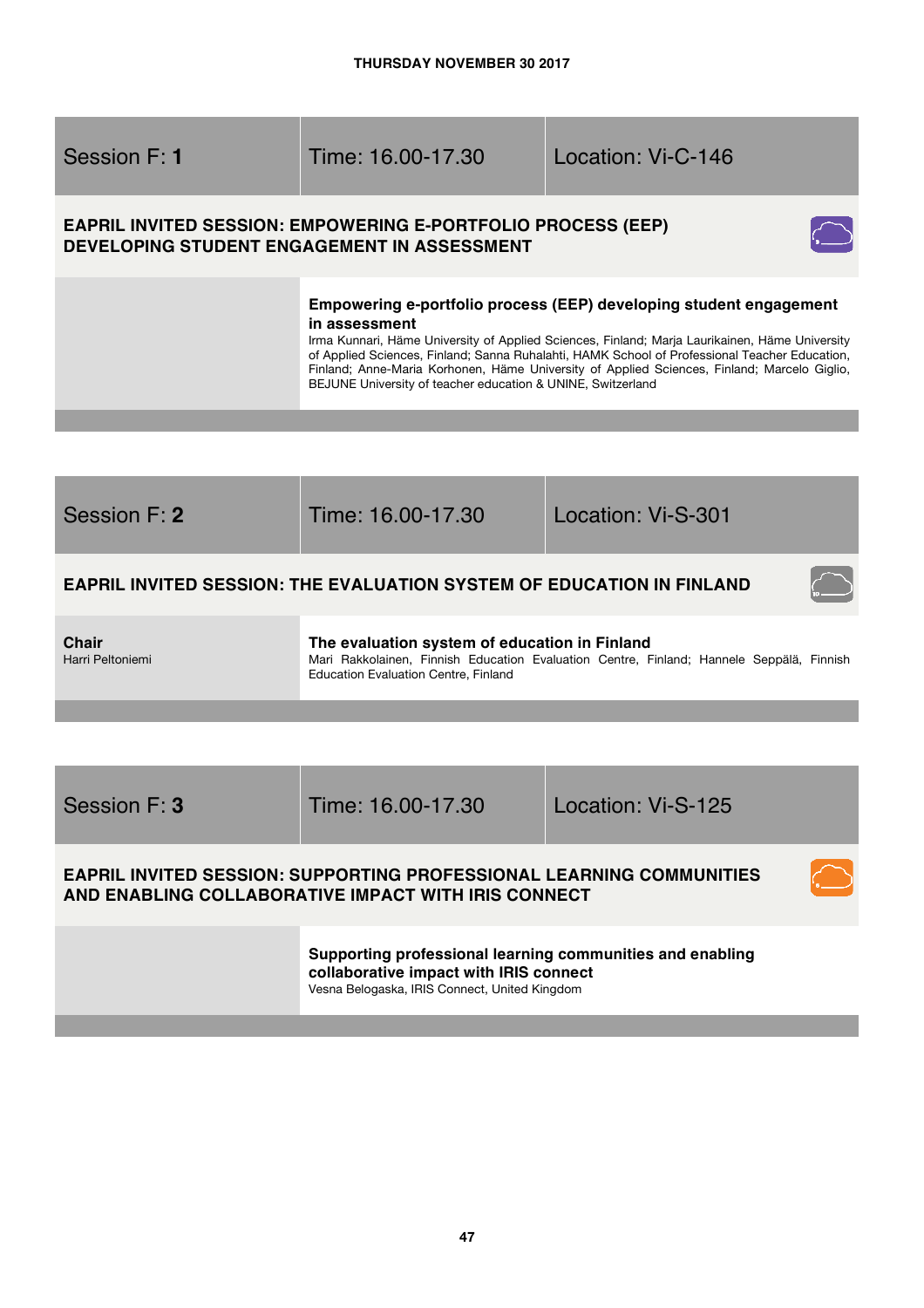THURSDAY NOVEMBER 30 2017

| Session F: **1** | Time: 16.00-17.30 | Location: Vi-C-146 |
|---|---|---|

## EAPRIL INVITED SESSION: EMPOWERING E-PORTFOLIO PROCESS (EEP) DEVELOPING STUDENT ENGAGEMENT IN ASSESSMENT

**Empowering e-portfolio process (EEP) developing student engagement in assessment**
Irma Kunnari, Häme University of Applied Sciences, Finland; Marja Laurikainen, Häme University of Applied Sciences, Finland; Sanna Ruhalahti, HAMK School of Professional Teacher Education, Finland; Anne-Maria Korhonen, Häme University of Applied Sciences, Finland; Marcelo Giglio, BEJUNE University of teacher education & UNINE, Switzerland

| Session F: **2** | Time: 16.00-17.30 | Location: Vi-S-301 |
|---|---|---|

## EAPRIL INVITED SESSION: THE EVALUATION SYSTEM OF EDUCATION IN FINLAND

**Chair**
Harri Peltoniemi

**The evaluation system of education in Finland**
Mari Rakkolainen, Finnish Education Evaluation Centre, Finland; Hannele Seppälä, Finnish Education Evaluation Centre, Finland

| Session F: **3** | Time: 16.00-17.30 | Location: Vi-S-125 |
|---|---|---|

## EAPRIL INVITED SESSION: SUPPORTING PROFESSIONAL LEARNING COMMUNITIES AND ENABLING COLLABORATIVE IMPACT WITH IRIS CONNECT

**Supporting professional learning communities and enabling collaborative impact with IRIS connect**
Vesna Belogaska, IRIS Connect, United Kingdom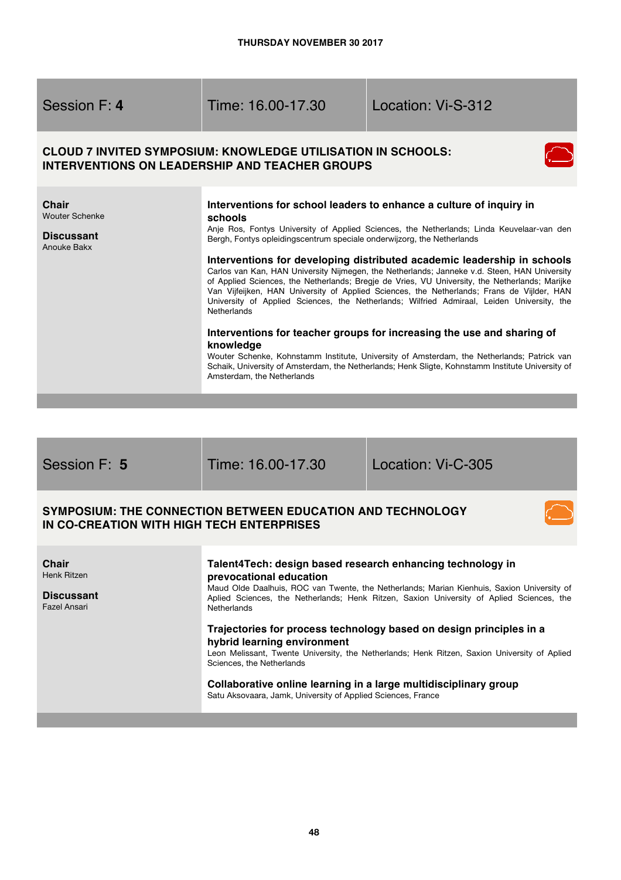THURSDAY NOVEMBER 30 2017

| Session F: **4** | Time: 16.00-17.30 | Location: Vi-S-312 |
|---|---|---|

## CLOUD 7 INVITED SYMPOSIUM: KNOWLEDGE UTILISATION IN SCHOOLS: INTERVENTIONS ON LEADERSHIP AND TEACHER GROUPS

**Chair**
Wouter Schenke

**Discussant**
Anouke Bakx

**Interventions for school leaders to enhance a culture of inquiry in schools**
Anje Ros, Fontys University of Applied Sciences, the Netherlands; Linda Keuvelaar-van den Bergh, Fontys opleidingscentrum speciale onderwijzorg, the Netherlands

**Interventions for developing distributed academic leadership in schools**
Carlos van Kan, HAN University Nijmegen, the Netherlands; Janneke v.d. Steen, HAN University of Applied Sciences, the Netherlands; Bregje de Vries, VU University, the Netherlands; Marijke Van Vijfeijken, HAN University of Applied Sciences, the Netherlands; Frans de Vijlder, HAN University of Applied Sciences, the Netherlands; Wilfried Admiraal, Leiden University, the Netherlands

**Interventions for teacher groups for increasing the use and sharing of knowledge**
Wouter Schenke, Kohnstamm Institute, University of Amsterdam, the Netherlands; Patrick van Schaik, University of Amsterdam, the Netherlands; Henk Sligte, Kohnstamm Institute University of Amsterdam, the Netherlands

| Session F: **5** | Time: 16.00-17.30 | Location: Vi-C-305 |
|---|---|---|

## SYMPOSIUM: THE CONNECTION BETWEEN EDUCATION AND TECHNOLOGY IN CO-CREATION WITH HIGH TECH ENTERPRISES

**Chair**
Henk Ritzen

**Discussant**
Fazel Ansari

**Talent4Tech: design based research enhancing technology in prevocational education**
Maud Olde Daalhuis, ROC van Twente, the Netherlands; Marian Kienhuis, Saxion University of Aplied Sciences, the Netherlands; Henk Ritzen, Saxion University of Aplied Sciences, the Netherlands

**Trajectories for process technology based on design principles in a hybrid learning environment**
Leon Melissant, Twente University, the Netherlands; Henk Ritzen, Saxion University of Aplied Sciences, the Netherlands

**Collaborative online learning in a large multidisciplinary group**
Satu Aksovaara, Jamk, University of Applied Sciences, France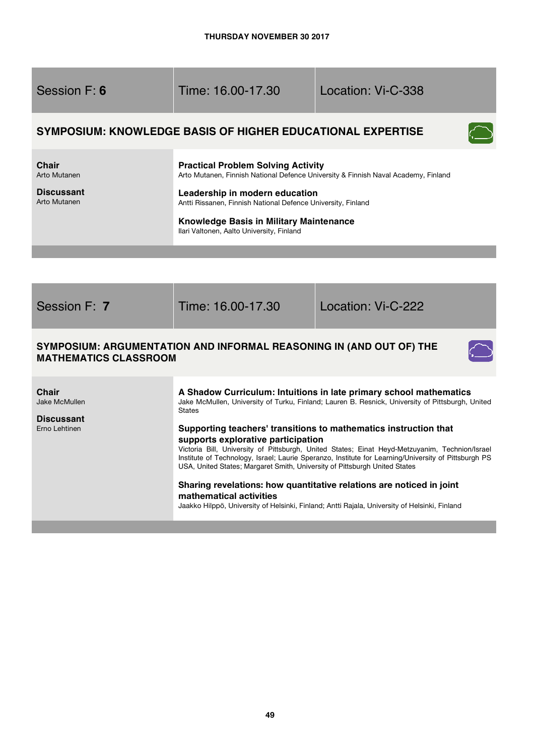THURSDAY NOVEMBER 30 2017

| Session F: **6** | Time: 16.00-17.30 | Location: Vi-C-338 |
| --- | --- | --- |

## SYMPOSIUM: KNOWLEDGE BASIS OF HIGHER EDUCATIONAL EXPERTISE

**Chair**
Arto Mutanen

**Discussant**
Arto Mutanen

**Practical Problem Solving Activity**
Arto Mutanen, Finnish National Defence University & Finnish Naval Academy, Finland

**Leadership in modern education**
Antti Rissanen, Finnish National Defence University, Finland

**Knowledge Basis in Military Maintenance**
Ilari Valtonen, Aalto University, Finland

| Session F: **7** | Time: 16.00-17.30 | Location: Vi-C-222 |
| --- | --- | --- |

## SYMPOSIUM: ARGUMENTATION AND INFORMAL REASONING IN (AND OUT OF) THE MATHEMATICS CLASSROOM

**Chair**
Jake McMullen

**Discussant**
Erno Lehtinen

**A Shadow Curriculum: Intuitions in late primary school mathematics**
Jake McMullen, University of Turku, Finland; Lauren B. Resnick, University of Pittsburgh, United States

**Supporting teachers' transitions to mathematics instruction that supports explorative participation**
Victoria Bill, University of Pittsburgh, United States; Einat Heyd-Metzuyanim, Technion/Israel Institute of Technology, Israel; Laurie Speranzo, Institute for Learning/University of Pittsburgh PS USA, United States; Margaret Smith, University of Pittsburgh United States

**Sharing revelations: how quantitative relations are noticed in joint mathematical activities**
Jaakko Hilppö, University of Helsinki, Finland; Antti Rajala, University of Helsinki, Finland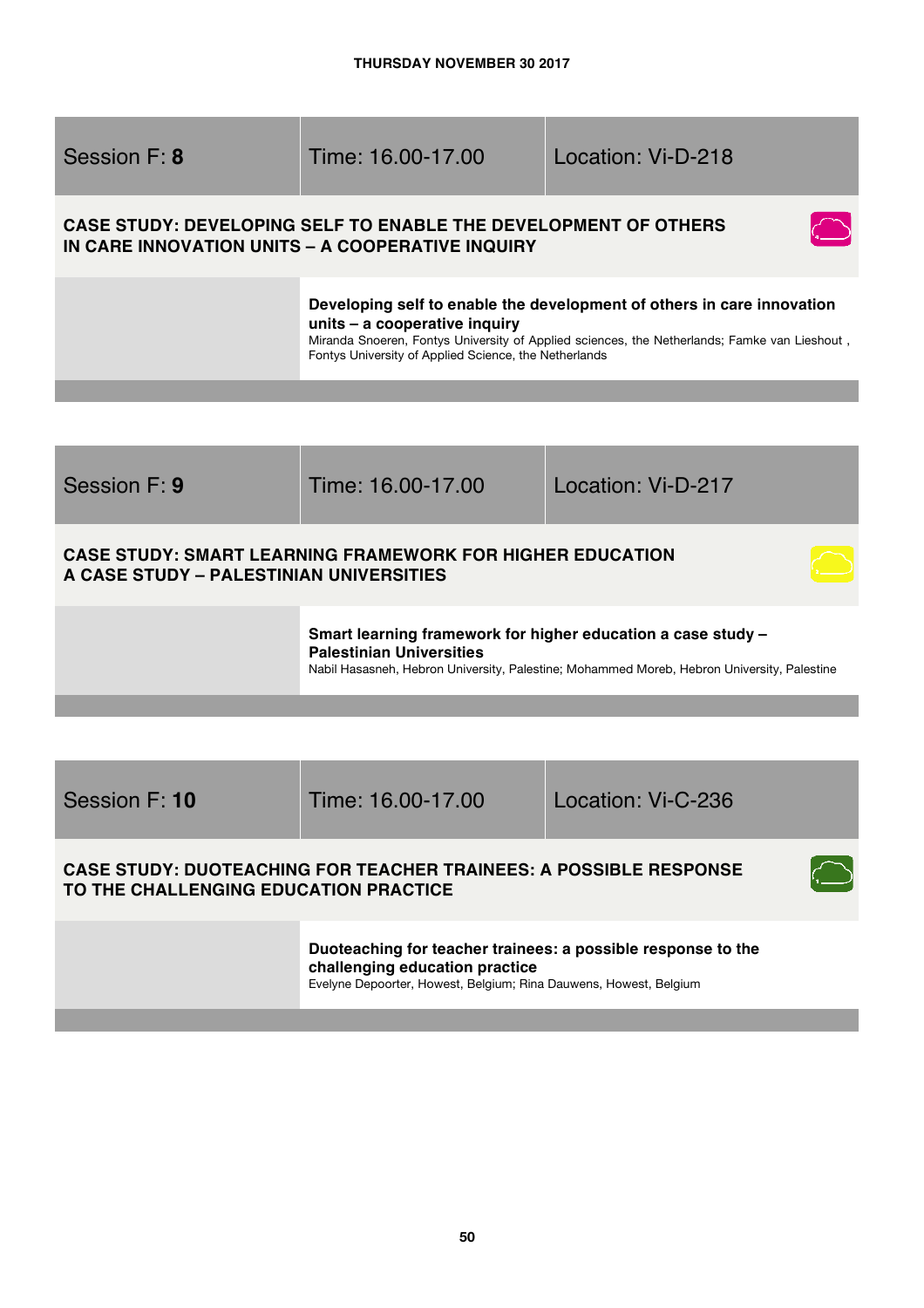**THURSDAY NOVEMBER 30 2017**

| Session F: **8** | Time: 16.00-17.00 | Location: Vi-D-218 |
| --- | --- | --- |

### CASE STUDY: DEVELOPING SELF TO ENABLE THE DEVELOPMENT OF OTHERS IN CARE INNOVATION UNITS – A COOPERATIVE INQUIRY

**Developing self to enable the development of others in care innovation units – a cooperative inquiry**
Miranda Snoeren, Fontys University of Applied sciences, the Netherlands; Famke van Lieshout , Fontys University of Applied Science, the Netherlands

| Session F: **9** | Time: 16.00-17.00 | Location: Vi-D-217 |
| --- | --- | --- |

### CASE STUDY: SMART LEARNING FRAMEWORK FOR HIGHER EDUCATION A CASE STUDY – PALESTINIAN UNIVERSITIES

**Smart learning framework for higher education a case study – Palestinian Universities**
Nabil Hasasneh, Hebron University, Palestine; Mohammed Moreb, Hebron University, Palestine

| Session F: **10** | Time: 16.00-17.00 | Location: Vi-C-236 |
| --- | --- | --- |

### CASE STUDY: DUOTEACHING FOR TEACHER TRAINEES: A POSSIBLE RESPONSE TO THE CHALLENGING EDUCATION PRACTICE

**Duoteaching for teacher trainees: a possible response to the challenging education practice**
Evelyne Depoorter, Howest, Belgium; Rina Dauwens, Howest, Belgium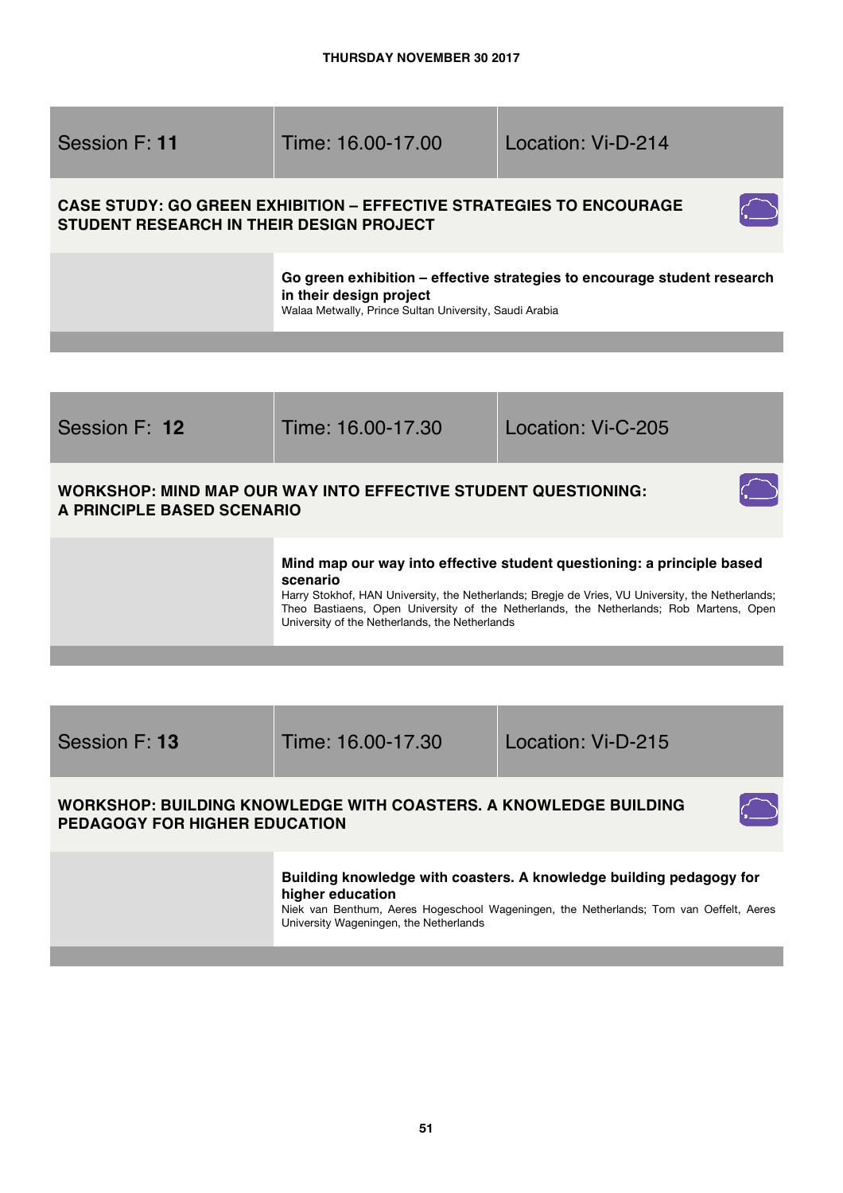THURSDAY NOVEMBER 30 2017

| Session F: **11** | Time: 16.00-17.00 | Location: Vi-D-214 |
|---|---|---|

## CASE STUDY: GO GREEN EXHIBITION – EFFECTIVE STRATEGIES TO ENCOURAGE STUDENT RESEARCH IN THEIR DESIGN PROJECT

**Go green exhibition – effective strategies to encourage student research in their design project**
Walaa Metwally, Prince Sultan University, Saudi Arabia

| Session F: **12** | Time: 16.00-17.30 | Location: Vi-C-205 |
|---|---|---|

## WORKSHOP: MIND MAP OUR WAY INTO EFFECTIVE STUDENT QUESTIONING: A PRINCIPLE BASED SCENARIO

**Mind map our way into effective student questioning: a principle based scenario**
Harry Stokhof, HAN University, the Netherlands; Bregje de Vries, VU University, the Netherlands; Theo Bastiaens, Open University of the Netherlands, the Netherlands; Rob Martens, Open University of the Netherlands, the Netherlands

| Session F: **13** | Time: 16.00-17.30 | Location: Vi-D-215 |
|---|---|---|

## WORKSHOP: BUILDING KNOWLEDGE WITH COASTERS. A KNOWLEDGE BUILDING PEDAGOGY FOR HIGHER EDUCATION

**Building knowledge with coasters. A knowledge building pedagogy for higher education**
Niek van Benthum, Aeres Hogeschool Wageningen, the Netherlands; Tom van Oeffelt, Aeres University Wageningen, the Netherlands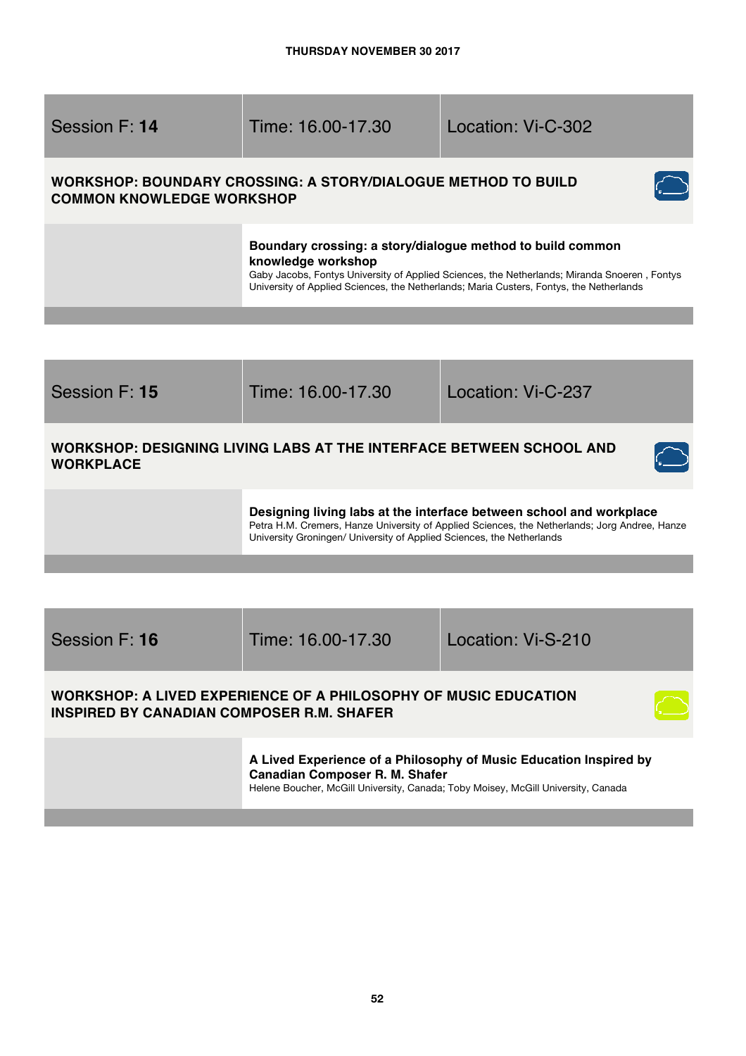**THURSDAY NOVEMBER 30 2017**

| Session F: **14** | Time: 16.00-17.30 | Location: Vi-C-302 |
| --- | --- | --- |

### WORKSHOP: BOUNDARY CROSSING: A STORY/DIALOGUE METHOD TO BUILD COMMON KNOWLEDGE WORKSHOP

**Boundary crossing: a story/dialogue method to build common knowledge workshop**
Gaby Jacobs, Fontys University of Applied Sciences, the Netherlands; Miranda Snoeren , Fontys University of Applied Sciences, the Netherlands; Maria Custers, Fontys, the Netherlands

| Session F: **15** | Time: 16.00-17.30 | Location: Vi-C-237 |
| --- | --- | --- |

### WORKSHOP: DESIGNING LIVING LABS AT THE INTERFACE BETWEEN SCHOOL AND WORKPLACE

**Designing living labs at the interface between school and workplace**
Petra H.M. Cremers, Hanze University of Applied Sciences, the Netherlands; Jorg Andree, Hanze University Groningen/ University of Applied Sciences, the Netherlands

| Session F: **16** | Time: 16.00-17.30 | Location: Vi-S-210 |
| --- | --- | --- |

### WORKSHOP: A LIVED EXPERIENCE OF A PHILOSOPHY OF MUSIC EDUCATION INSPIRED BY CANADIAN COMPOSER R.M. SHAFER

**A Lived Experience of a Philosophy of Music Education Inspired by Canadian Composer R. M. Shafer**
Helene Boucher, McGill University, Canada; Toby Moisey, McGill University, Canada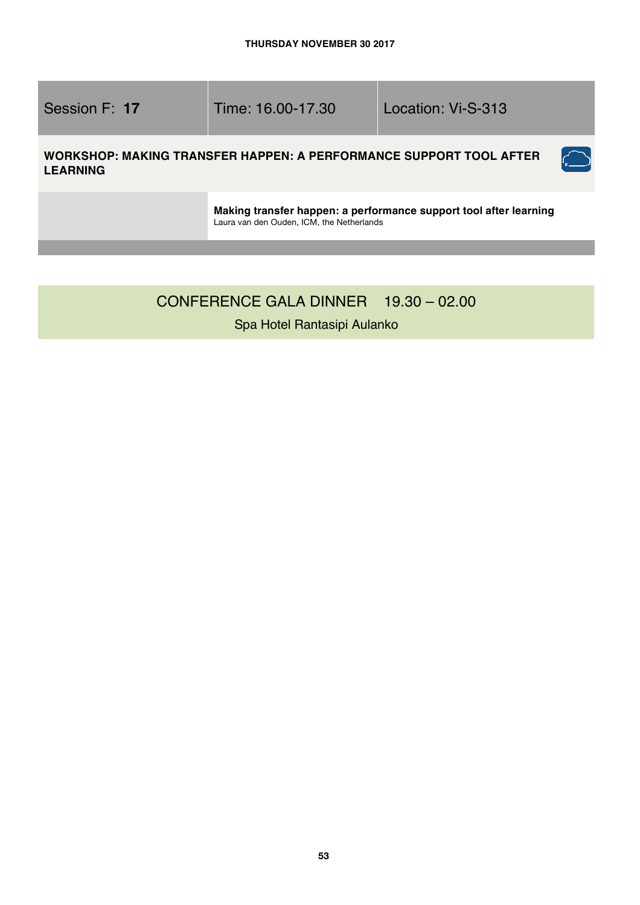THURSDAY NOVEMBER 30 2017

| Session F: **17** | Time: 16.00-17.30 | Location: Vi-S-313 |
| --- | --- | --- |

**WORKSHOP: MAKING TRANSFER HAPPEN: A PERFORMANCE SUPPORT TOOL AFTER LEARNING**

**Making transfer happen: a performance support tool after learning**
Laura van den Ouden, ICM, the Netherlands

## CONFERENCE GALA DINNER 19.30 – 02.00

Spa Hotel Rantasipi Aulanko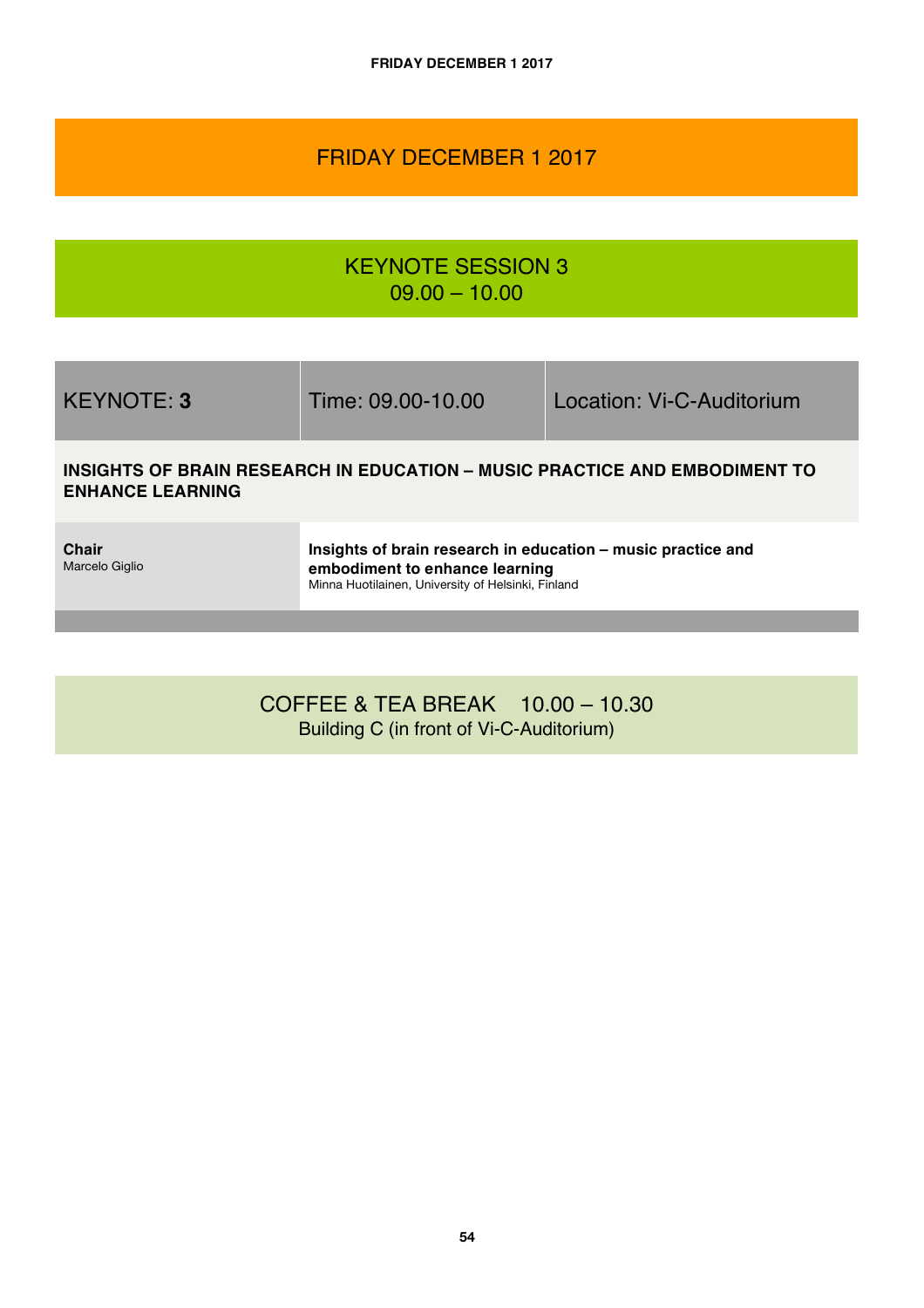# FRIDAY DECEMBER 1 2017

## KEYNOTE SESSION 3
09.00 – 10.00

| KEYNOTE: **3** | Time: 09.00-10.00 | Location: Vi-C-Auditorium |
|---|---|---|

**INSIGHTS OF BRAIN RESEARCH IN EDUCATION – MUSIC PRACTICE AND EMBODIMENT TO ENHANCE LEARNING**

| **Chair** Marcelo Giglio | **Insights of brain research in education – music practice and embodiment to enhance learning** Minna Huotilainen, University of Helsinki, Finland |
|---|---|

## COFFEE & TEA BREAK 10.00 – 10.30
Building C (in front of Vi-C-Auditorium)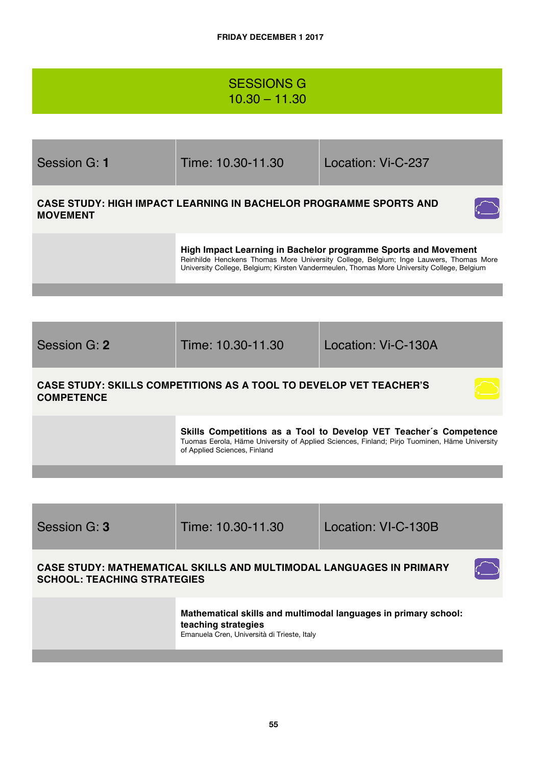**FRIDAY DECEMBER 1 2017**

# SESSIONS G
# 10.30 – 11.30

| Session G: **1** | Time: 10.30-11.30 | Location: Vi-C-237 |
|---|---|---|

**CASE STUDY: HIGH IMPACT LEARNING IN BACHELOR PROGRAMME SPORTS AND MOVEMENT**

**High Impact Learning in Bachelor programme Sports and Movement**
Reinhilde Henckens Thomas More University College, Belgium; Inge Lauwers, Thomas More University College, Belgium; Kirsten Vandermeulen, Thomas More University College, Belgium

| Session G: **2** | Time: 10.30-11.30 | Location: Vi-C-130A |
|---|---|---|

**CASE STUDY: SKILLS COMPETITIONS AS A TOOL TO DEVELOP VET TEACHER'S COMPETENCE**

**Skills Competitions as a Tool to Develop VET Teacher´s Competence**
Tuomas Eerola, Häme University of Applied Sciences, Finland; Pirjo Tuominen, Häme University of Applied Sciences, Finland

| Session G: **3** | Time: 10.30-11.30 | Location: VI-C-130B |
|---|---|---|

**CASE STUDY: MATHEMATICAL SKILLS AND MULTIMODAL LANGUAGES IN PRIMARY SCHOOL: TEACHING STRATEGIES**

**Mathematical skills and multimodal languages in primary school: teaching strategies**
Emanuela Cren, Università di Trieste, Italy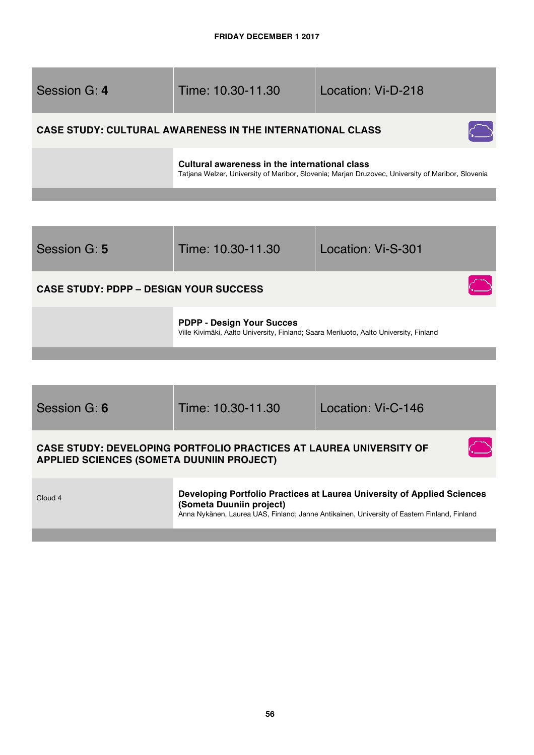**FRIDAY DECEMBER 1 2017**

| Session G: **4** | Time: 10.30-11.30 | Location: Vi-D-218 |
|---|---|---|

**CASE STUDY: CULTURAL AWARENESS IN THE INTERNATIONAL CLASS**

**Cultural awareness in the international class**
Tatjana Welzer, University of Maribor, Slovenia; Marjan Druzovec, University of Maribor, Slovenia

| Session G: **5** | Time: 10.30-11.30 | Location: Vi-S-301 |
|---|---|---|

**CASE STUDY: PDPP – DESIGN YOUR SUCCESS**

**PDPP - Design Your Succes**
Ville Kivimäki, Aalto University, Finland; Saara Meriluoto, Aalto University, Finland

| Session G: **6** | Time: 10.30-11.30 | Location: Vi-C-146 |
|---|---|---|

**CASE STUDY: DEVELOPING PORTFOLIO PRACTICES AT LAUREA UNIVERSITY OF APPLIED SCIENCES (SOMETA DUUNIIN PROJECT)**

Cloud 4

**Developing Portfolio Practices at Laurea University of Applied Sciences (Someta Duuniin project)**
Anna Nykänen, Laurea UAS, Finland; Janne Antikainen, University of Eastern Finland, Finland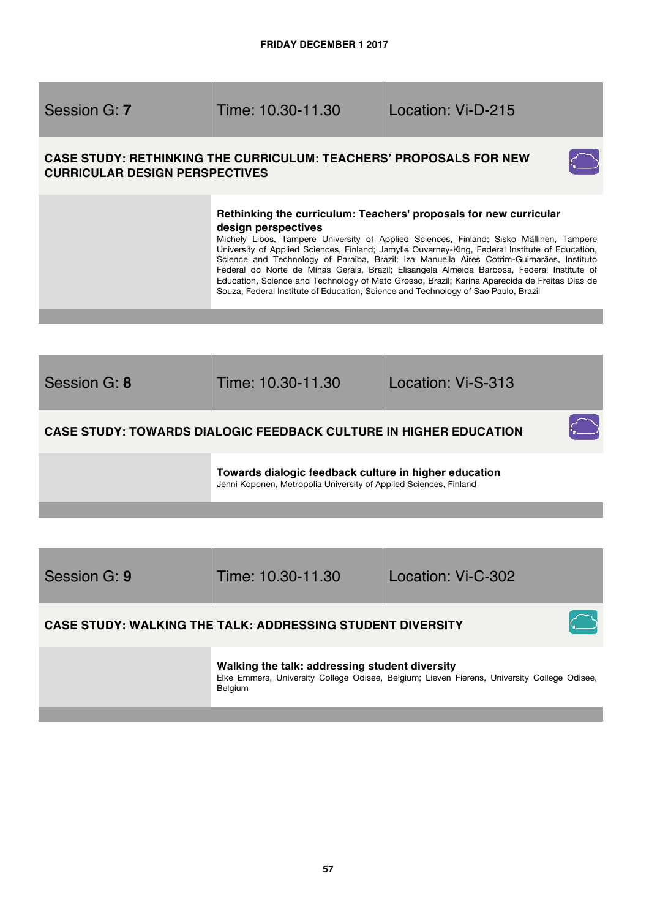FRIDAY DECEMBER 1 2017

| Session G: **7** | Time: 10.30-11.30 | Location: Vi-D-215 |
|---|---|---|

## CASE STUDY: RETHINKING THE CURRICULUM: TEACHERS' PROPOSALS FOR NEW CURRICULAR DESIGN PERSPECTIVES

**Rethinking the curriculum: Teachers' proposals for new curricular design perspectives**
Michely Libos, Tampere University of Applied Sciences, Finland; Sisko Mällinen, Tampere University of Applied Sciences, Finland; Jamylle Ouverney-King, Federal Institute of Education, Science and Technology of Paraiba, Brazil; Iza Manuella Aires Cotrim-Guimarães, Instituto Federal do Norte de Minas Gerais, Brazil; Elisangela Almeida Barbosa, Federal Institute of Education, Science and Technology of Mato Grosso, Brazil; Karina Aparecida de Freitas Dias de Souza, Federal Institute of Education, Science and Technology of Sao Paulo, Brazil

| Session G: **8** | Time: 10.30-11.30 | Location: Vi-S-313 |
|---|---|---|

## CASE STUDY: TOWARDS DIALOGIC FEEDBACK CULTURE IN HIGHER EDUCATION

**Towards dialogic feedback culture in higher education**
Jenni Koponen, Metropolia University of Applied Sciences, Finland

| Session G: **9** | Time: 10.30-11.30 | Location: Vi-C-302 |
|---|---|---|

## CASE STUDY: WALKING THE TALK: ADDRESSING STUDENT DIVERSITY

**Walking the talk: addressing student diversity**
Elke Emmers, University College Odisee, Belgium; Lieven Fierens, University College Odisee, Belgium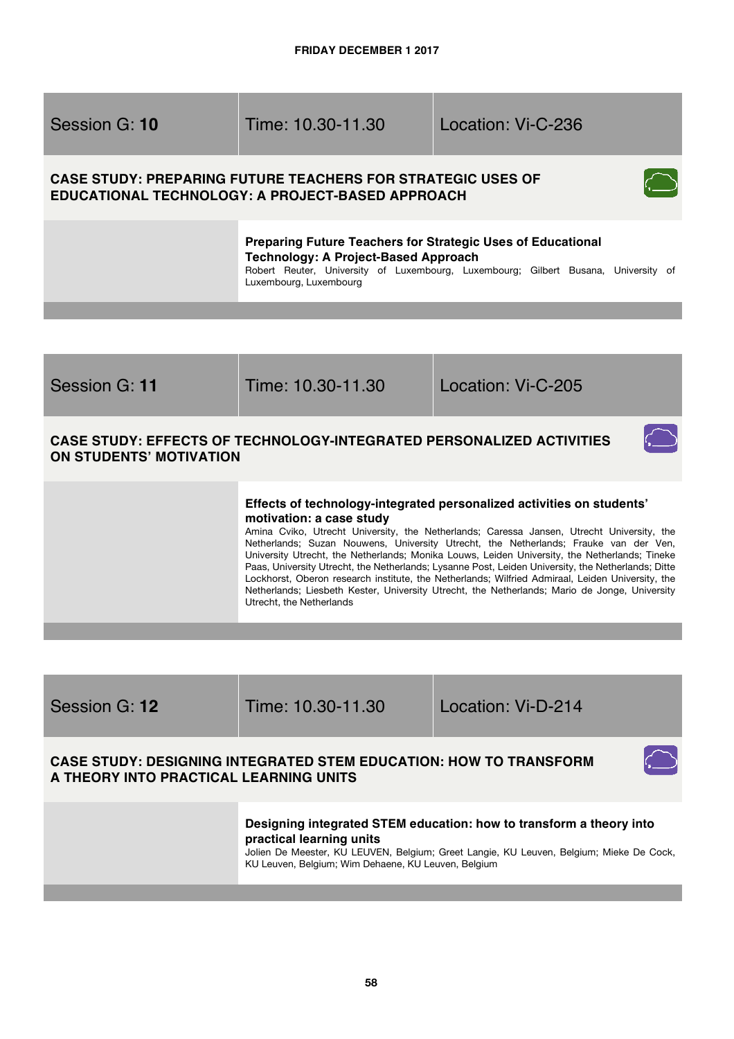FRIDAY DECEMBER 1 2017

| Session G: **10** | Time: 10.30-11.30 | Location: Vi-C-236 |
| --- | --- | --- |

## CASE STUDY: PREPARING FUTURE TEACHERS FOR STRATEGIC USES OF EDUCATIONAL TECHNOLOGY: A PROJECT-BASED APPROACH

**Preparing Future Teachers for Strategic Uses of Educational Technology: A Project-Based Approach**
Robert Reuter, University of Luxembourg, Luxembourg; Gilbert Busana, University of Luxembourg, Luxembourg

| Session G: **11** | Time: 10.30-11.30 | Location: Vi-C-205 |
| --- | --- | --- |

## CASE STUDY: EFFECTS OF TECHNOLOGY-INTEGRATED PERSONALIZED ACTIVITIES ON STUDENTS' MOTIVATION

**Effects of technology-integrated personalized activities on students' motivation: a case study**
Amina Cviko, Utrecht University, the Netherlands; Caressa Jansen, Utrecht University, the Netherlands; Suzan Nouwens, University Utrecht, the Netherlands; Frauke van der Ven, University Utrecht, the Netherlands; Monika Louws, Leiden University, the Netherlands; Tineke Paas, University Utrecht, the Netherlands; Lysanne Post, Leiden University, the Netherlands; Ditte Lockhorst, Oberon research institute, the Netherlands; Wilfried Admiraal, Leiden University, the Netherlands; Liesbeth Kester, University Utrecht, the Netherlands; Mario de Jonge, University Utrecht, the Netherlands

| Session G: **12** | Time: 10.30-11.30 | Location: Vi-D-214 |
| --- | --- | --- |

## CASE STUDY: DESIGNING INTEGRATED STEM EDUCATION: HOW TO TRANSFORM A THEORY INTO PRACTICAL LEARNING UNITS

**Designing integrated STEM education: how to transform a theory into practical learning units**
Jolien De Meester, KU LEUVEN, Belgium; Greet Langie, KU Leuven, Belgium; Mieke De Cock, KU Leuven, Belgium; Wim Dehaene, KU Leuven, Belgium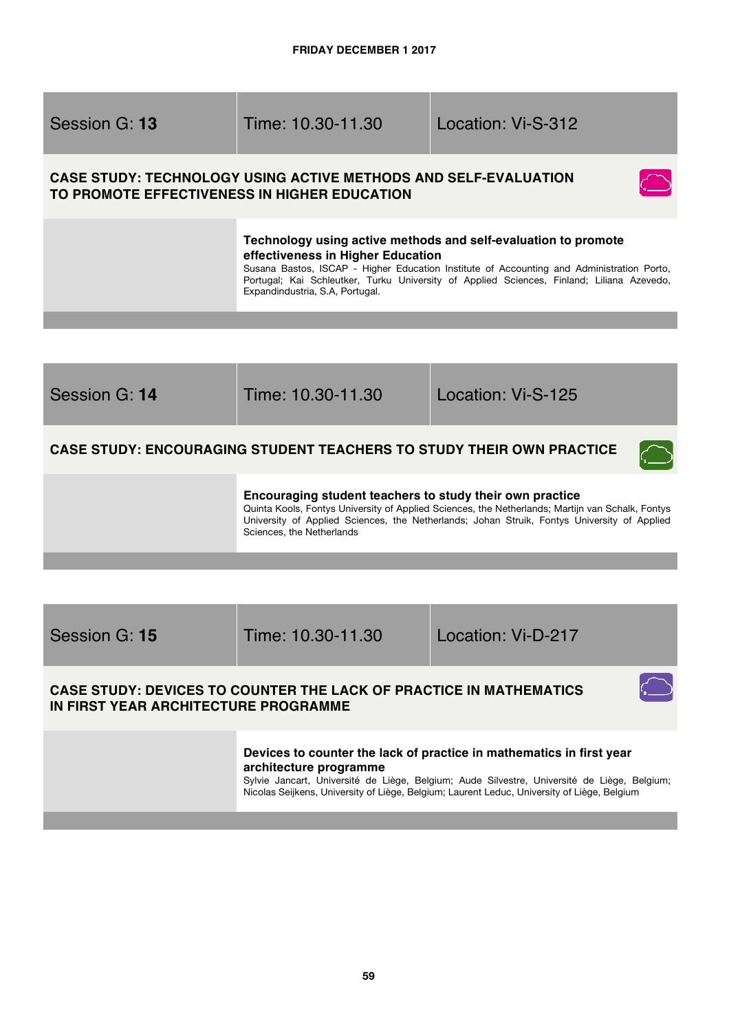**FRIDAY DECEMBER 1 2017**

| Session G: **13** | Time: 10.30-11.30 | Location: Vi-S-312 |
| --- | --- | --- |

### CASE STUDY: TECHNOLOGY USING ACTIVE METHODS AND SELF-EVALUATION TO PROMOTE EFFECTIVENESS IN HIGHER EDUCATION

**Technology using active methods and self-evaluation to promote effectiveness in Higher Education**
Susana Bastos, ISCAP - Higher Education Institute of Accounting and Administration Porto, Portugal; Kai Schleutker, Turku University of Applied Sciences, Finland; Liliana Azevedo, Expandindustria, S.A, Portugal.

| Session G: **14** | Time: 10.30-11.30 | Location: Vi-S-125 |
| --- | --- | --- |

### CASE STUDY: ENCOURAGING STUDENT TEACHERS TO STUDY THEIR OWN PRACTICE

**Encouraging student teachers to study their own practice**
Quinta Kools, Fontys University of Applied Sciences, the Netherlands; Martijn van Schalk, Fontys University of Applied Sciences, the Netherlands; Johan Struik, Fontys University of Applied Sciences, the Netherlands

| Session G: **15** | Time: 10.30-11.30 | Location: Vi-D-217 |
| --- | --- | --- |

### CASE STUDY: DEVICES TO COUNTER THE LACK OF PRACTICE IN MATHEMATICS IN FIRST YEAR ARCHITECTURE PROGRAMME

**Devices to counter the lack of practice in mathematics in first year architecture programme**
Sylvie Jancart, Université de Liège, Belgium; Aude Silvestre, Université de Liège, Belgium; Nicolas Seijkens, University of Liège, Belgium; Laurent Leduc, University of Liège, Belgium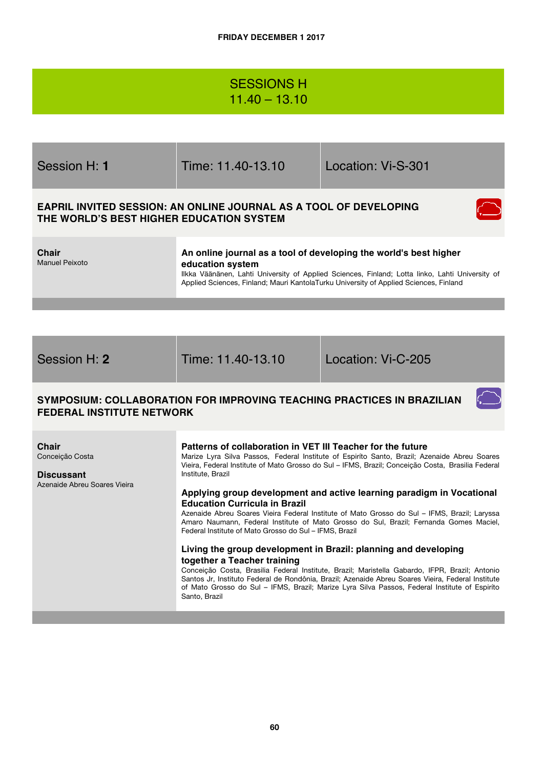FRIDAY DECEMBER 1 2017

# SESSIONS H
# 11.40 – 13.10

| Session H: **1** | Time: 11.40-13.10 | Location: Vi-S-301 |
|---|---|---|

## EAPRIL INVITED SESSION: AN ONLINE JOURNAL AS A TOOL OF DEVELOPING THE WORLD'S BEST HIGHER EDUCATION SYSTEM

**Chair**
Manuel Peixoto

**An online journal as a tool of developing the world's best higher education system**
Ilkka Väänänen, Lahti University of Applied Sciences, Finland; Lotta linko, Lahti University of Applied Sciences, Finland; Mauri KantolaTurku University of Applied Sciences, Finland

| Session H: **2** | Time: 11.40-13.10 | Location: Vi-C-205 |
|---|---|---|

## SYMPOSIUM: COLLABORATION FOR IMPROVING TEACHING PRACTICES IN BRAZILIAN FEDERAL INSTITUTE NETWORK

**Chair**
Conceição Costa

**Discussant**
Azenaide Abreu Soares Vieira

**Patterns of collaboration in VET III Teacher for the future**
Marize Lyra Silva Passos, Federal Institute of Espiríto Santo, Brazil; Azenaide Abreu Soares Vieira, Federal Institute of Mato Grosso do Sul – IFMS, Brazil; Conceição Costa, Brasilia Federal Institute, Brazil

**Applying group development and active learning paradigm in Vocational Education Curricula in Brazil**
Azenaide Abreu Soares Vieira Federal Institute of Mato Grosso do Sul – IFMS, Brazil; Laryssa Amaro Naumann, Federal Institute of Mato Grosso do Sul, Brazil; Fernanda Gomes Maciel, Federal Institute of Mato Grosso do Sul – IFMS, Brazil

**Living the group development in Brazil: planning and developing together a Teacher training**
Conceição Costa, Brasilia Federal Institute, Brazil; Maristella Gabardo, IFPR, Brazil; Antonio Santos Jr, Instituto Federal de Rondônia, Brazil; Azenaide Abreu Soares Vieira, Federal Institute of Mato Grosso do Sul – IFMS, Brazil; Marize Lyra Silva Passos, Federal Institute of Espiríto Santo, Brazil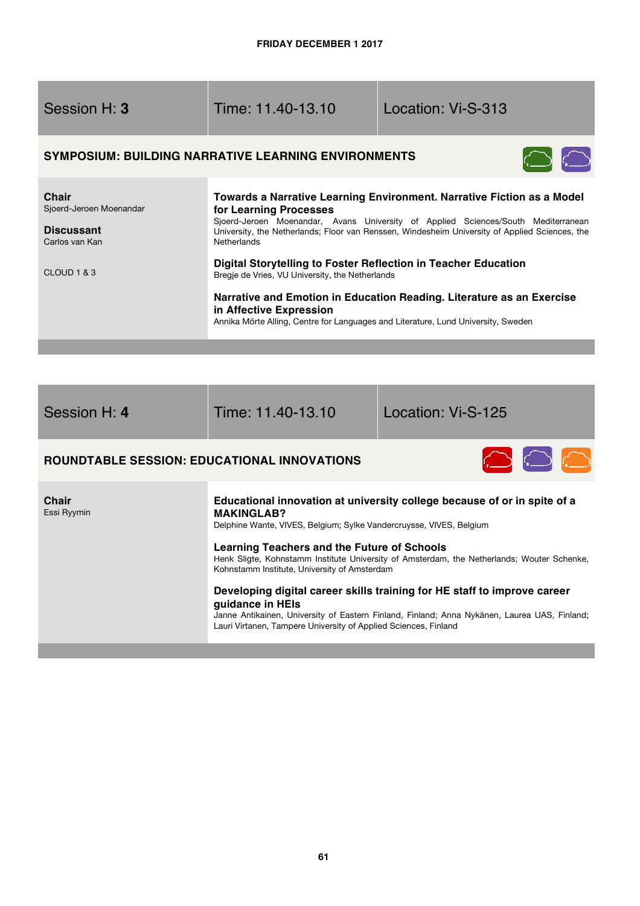FRIDAY DECEMBER 1 2017

| Session H: **3** | Time: 11.40-13.10 | Location: Vi-S-313 |
|---|---|---|

## SYMPOSIUM: BUILDING NARRATIVE LEARNING ENVIRONMENTS

**Chair**
Sjoerd-Jeroen Moenandar

**Discussant**
Carlos van Kan

CLOUD 1 & 3

**Towards a Narrative Learning Environment. Narrative Fiction as a Model for Learning Processes**
Sjoerd-Jeroen Moenandar, Avans University of Applied Sciences/South Mediterranean University, the Netherlands; Floor van Renssen, Windesheim University of Applied Sciences, the Netherlands

**Digital Storytelling to Foster Reflection in Teacher Education**
Bregje de Vries, VU University, the Netherlands

**Narrative and Emotion in Education Reading. Literature as an Exercise in Affective Expression**
Annika Mörte Alling, Centre for Languages and Literature, Lund University, Sweden

| Session H: **4** | Time: 11.40-13.10 | Location: Vi-S-125 |
|---|---|---|

## ROUNDTABLE SESSION: EDUCATIONAL INNOVATIONS

**Chair**
Essi Ryymin

**Educational innovation at university college because of or in spite of a MAKINGLAB?**
Delphine Wante, VIVES, Belgium; Sylke Vandercruysse, VIVES, Belgium

**Learning Teachers and the Future of Schools**
Henk Sligte, Kohnstamm Institute University of Amsterdam, the Netherlands; Wouter Schenke, Kohnstamm Institute, University of Amsterdam

**Developing digital career skills training for HE staff to improve career guidance in HEIs**
Janne Antikainen, University of Eastern Finland, Finland; Anna Nykänen, Laurea UAS, Finland; Lauri Virtanen, Tampere University of Applied Sciences, Finland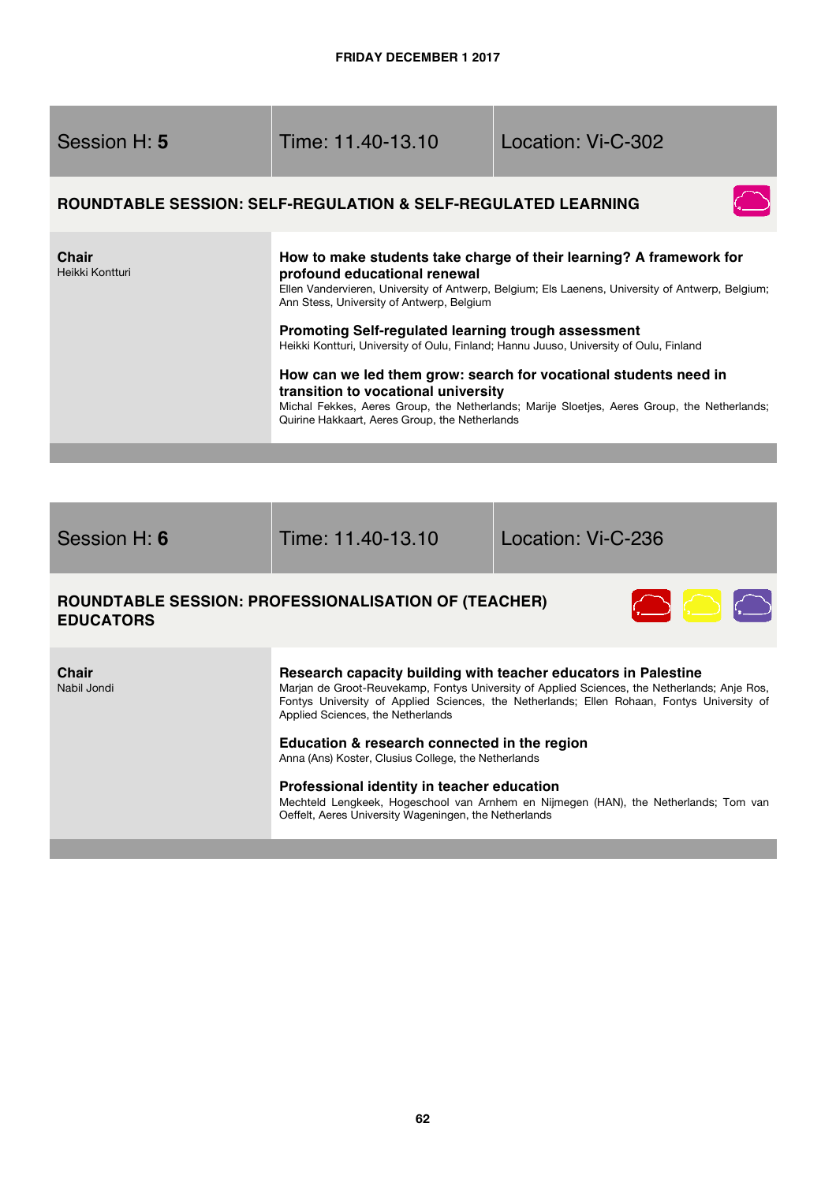FRIDAY DECEMBER 1 2017

| Session H: **5** | Time: 11.40-13.10 | Location: Vi-C-302 |
|---|---|---|

## ROUNDTABLE SESSION: SELF-REGULATION & SELF-REGULATED LEARNING

**Chair**
Heikki Kontturi

**How to make students take charge of their learning? A framework for profound educational renewal**
Ellen Vandervieren, University of Antwerp, Belgium; Els Laenens, University of Antwerp, Belgium; Ann Stess, University of Antwerp, Belgium

**Promoting Self-regulated learning trough assessment**
Heikki Kontturi, University of Oulu, Finland; Hannu Juuso, University of Oulu, Finland

**How can we led them grow: search for vocational students need in transition to vocational university**
Michal Fekkes, Aeres Group, the Netherlands; Marije Sloetjes, Aeres Group, the Netherlands; Quirine Hakkaart, Aeres Group, the Netherlands

| Session H: **6** | Time: 11.40-13.10 | Location: Vi-C-236 |
|---|---|---|

## ROUNDTABLE SESSION: PROFESSIONALISATION OF (TEACHER) EDUCATORS

**Chair**
Nabil Jondi

**Research capacity building with teacher educators in Palestine**
Marjan de Groot-Reuvekamp, Fontys University of Applied Sciences, the Netherlands; Anje Ros, Fontys University of Applied Sciences, the Netherlands; Ellen Rohaan, Fontys University of Applied Sciences, the Netherlands

**Education & research connected in the region**
Anna (Ans) Koster, Clusius College, the Netherlands

**Professional identity in teacher education**
Mechteld Lengkeek, Hogeschool van Arnhem en Nijmegen (HAN), the Netherlands; Tom van Oeffelt, Aeres University Wageningen, the Netherlands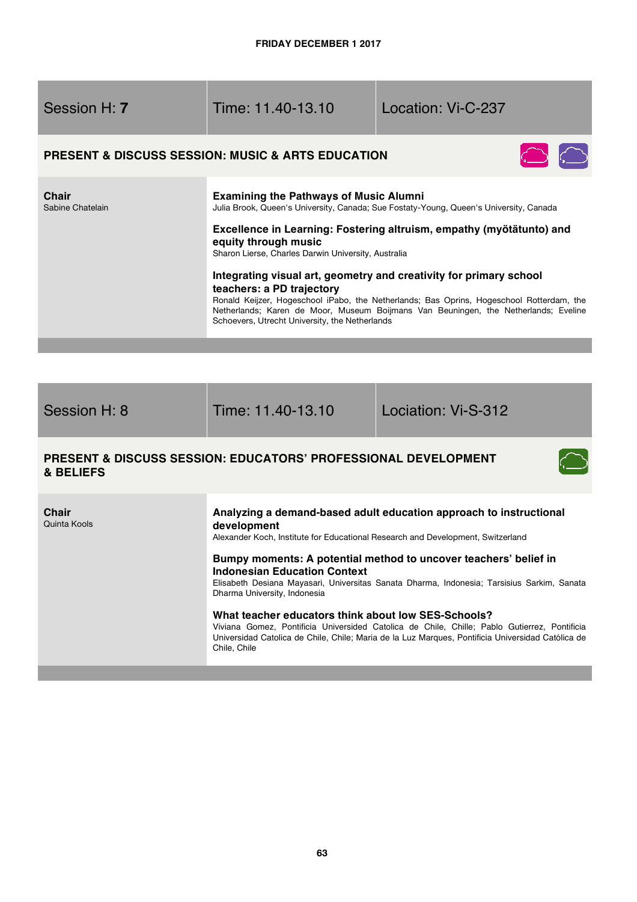FRIDAY DECEMBER 1 2017

| Session H: **7** | Time: 11.40-13.10 | Location: Vi-C-237 |
|---|---|---|

## PRESENT & DISCUSS SESSION: MUSIC & ARTS EDUCATION

**Chair**
Sabine Chatelain

**Examining the Pathways of Music Alumni**
Julia Brook, Queen's University, Canada; Sue Fostaty-Young, Queen's University, Canada

**Excellence in Learning: Fostering altruism, empathy (myötätunto) and equity through music**
Sharon Lierse, Charles Darwin University, Australia

**Integrating visual art, geometry and creativity for primary school teachers: a PD trajectory**
Ronald Keijzer, Hogeschool iPabo, the Netherlands; Bas Oprins, Hogeschool Rotterdam, the Netherlands; Karen de Moor, Museum Boijmans Van Beuningen, the Netherlands; Eveline Schoevers, Utrecht University, the Netherlands

| Session H: 8 | Time: 11.40-13.10 | Lociation: Vi-S-312 |
|---|---|---|

## PRESENT & DISCUSS SESSION: EDUCATORS' PROFESSIONAL DEVELOPMENT & BELIEFS

**Chair**
Quinta Kools

**Analyzing a demand-based adult education approach to instructional development**
Alexander Koch, Institute for Educational Research and Development, Switzerland

**Bumpy moments: A potential method to uncover teachers' belief in Indonesian Education Context**
Elisabeth Desiana Mayasari, Universitas Sanata Dharma, Indonesia; Tarsisius Sarkim, Sanata Dharma University, Indonesia

**What teacher educators think about low SES-Schools?**
Viviana Gomez, Pontificia Universided Catolica de Chile, Chille; Pablo Gutierrez, Pontificia Universidad Catolica de Chile, Chile; Maria de la Luz Marques, Pontificia Universidad Católica de Chile, Chile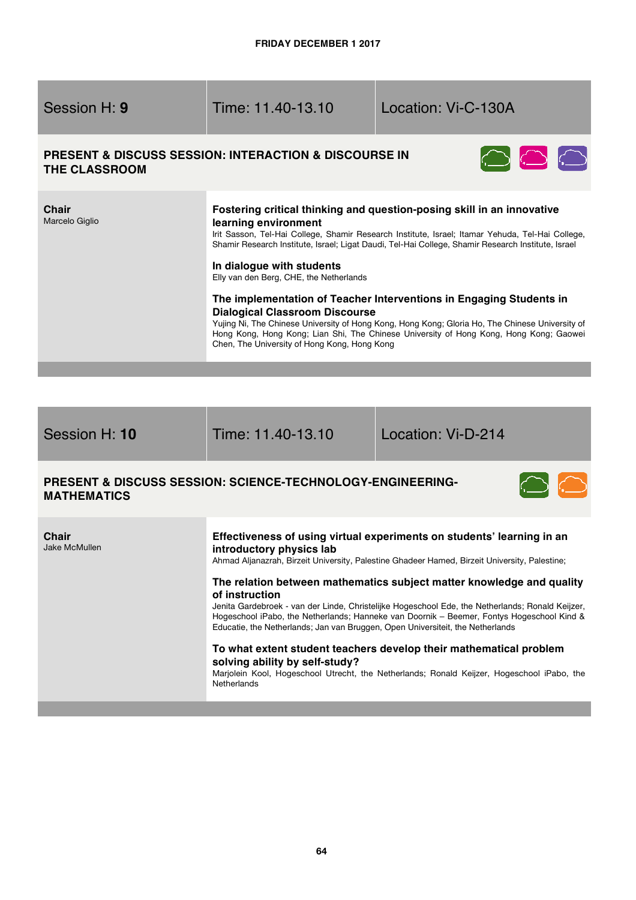**FRIDAY DECEMBER 1 2017**

## Session H: **9** | Time: 11.40-13.10 | Location: Vi-C-130A

### PRESENT & DISCUSS SESSION: INTERACTION & DISCOURSE IN THE CLASSROOM

**Chair**
Marcelo Giglio

**Fostering critical thinking and question-posing skill in an innovative learning environment**
Irit Sasson, Tel-Hai College, Shamir Research Institute, Israel; Itamar Yehuda, Tel-Hai College, Shamir Research Institute, Israel; Ligat Daudi, Tel-Hai College, Shamir Research Institute, Israel

**In dialogue with students**
Elly van den Berg, CHE, the Netherlands

**The implementation of Teacher Interventions in Engaging Students in Dialogical Classroom Discourse**
Yujing Ni, The Chinese University of Hong Kong, Hong Kong; Gloria Ho, The Chinese University of Hong Kong, Hong Kong; Lian Shi, The Chinese University of Hong Kong, Hong Kong; Gaowei Chen, The University of Hong Kong, Hong Kong

## Session H: **10** | Time: 11.40-13.10 | Location: Vi-D-214

### PRESENT & DISCUSS SESSION: SCIENCE-TECHNOLOGY-ENGINEERING-MATHEMATICS

**Chair**
Jake McMullen

**Effectiveness of using virtual experiments on students' learning in an introductory physics lab**
Ahmad Aljanazrah, Birzeit University, Palestine Ghadeer Hamed, Birzeit University, Palestine;

**The relation between mathematics subject matter knowledge and quality of instruction**
Jenita Gardebroek - van der Linde, Christelijke Hogeschool Ede, the Netherlands; Ronald Keijzer, Hogeschool iPabo, the Netherlands; Hanneke van Doornik – Beemer, Fontys Hogeschool Kind & Educatie, the Netherlands; Jan van Bruggen, Open Universiteit, the Netherlands

**To what extent student teachers develop their mathematical problem solving ability by self-study?**
Marjolein Kool, Hogeschool Utrecht, the Netherlands; Ronald Keijzer, Hogeschool iPabo, the Netherlands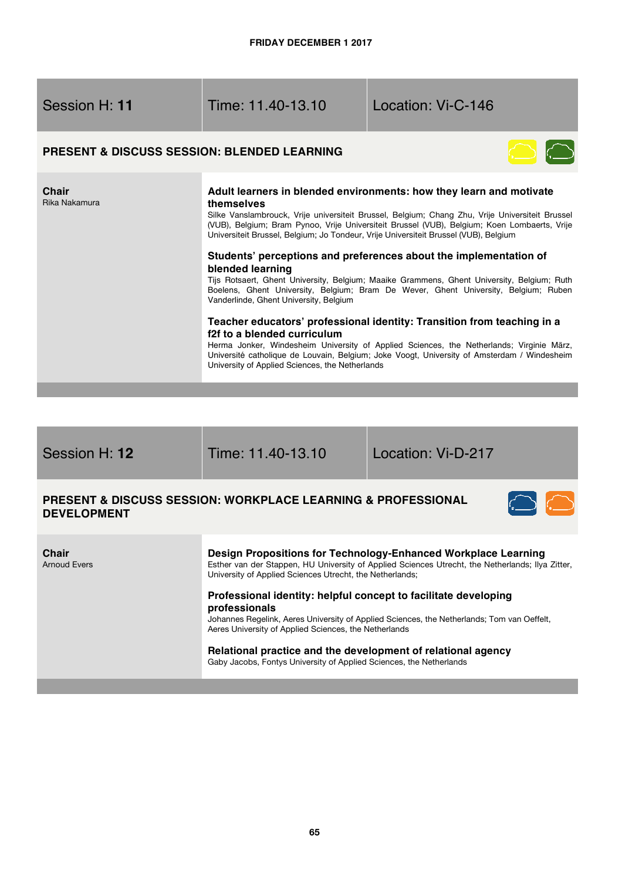**FRIDAY DECEMBER 1 2017**

## Session H: **11** | Time: 11.40-13.10 | Location: Vi-C-146

### PRESENT & DISCUSS SESSION: BLENDED LEARNING

**Chair**
Rika Nakamura

**Adult learners in blended environments: how they learn and motivate themselves**
Silke Vanslambrouck, Vrije universiteit Brussel, Belgium; Chang Zhu, Vrije Universiteit Brussel (VUB), Belgium; Bram Pynoo, Vrije Universiteit Brussel (VUB), Belgium; Koen Lombaerts, Vrije Universiteit Brussel, Belgium; Jo Tondeur, Vrije Universiteit Brussel (VUB), Belgium

**Students' perceptions and preferences about the implementation of blended learning**
Tijs Rotsaert, Ghent University, Belgium; Maaike Grammens, Ghent University, Belgium; Ruth Boelens, Ghent University, Belgium; Bram De Wever, Ghent University, Belgium; Ruben Vanderlinde, Ghent University, Belgium

**Teacher educators' professional identity: Transition from teaching in a f2f to a blended curriculum**
Herma Jonker, Windesheim University of Applied Sciences, the Netherlands; Virginie März, Université catholique de Louvain, Belgium; Joke Voogt, University of Amsterdam / Windesheim University of Applied Sciences, the Netherlands

## Session H: **12** | Time: 11.40-13.10 | Location: Vi-D-217

### PRESENT & DISCUSS SESSION: WORKPLACE LEARNING & PROFESSIONAL DEVELOPMENT

**Chair**
Arnoud Evers

**Design Propositions for Technology-Enhanced Workplace Learning**
Esther van der Stappen, HU University of Applied Sciences Utrecht, the Netherlands; Ilya Zitter, University of Applied Sciences Utrecht, the Netherlands;

**Professional identity: helpful concept to facilitate developing professionals**
Johannes Regelink, Aeres University of Applied Sciences, the Netherlands; Tom van Oeffelt, Aeres University of Applied Sciences, the Netherlands

**Relational practice and the development of relational agency**
Gaby Jacobs, Fontys University of Applied Sciences, the Netherlands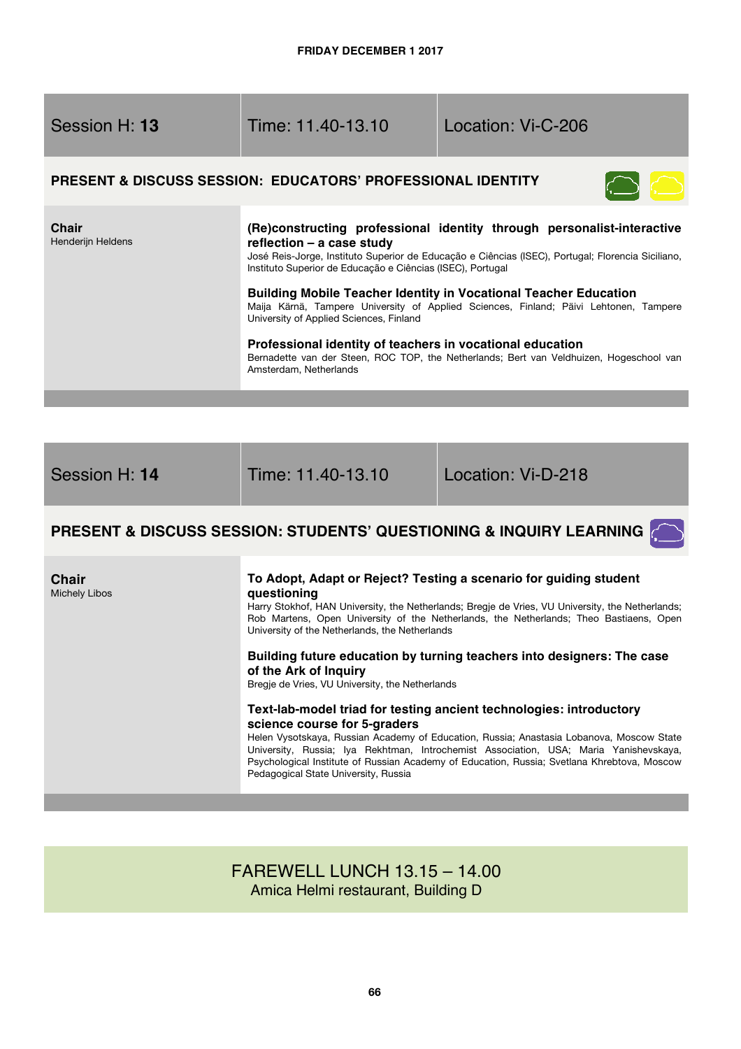**FRIDAY DECEMBER 1 2017**

| Session H: **13** | Time: 11.40-13.10 | Location: Vi-C-206 |
|---|---|---|

## PRESENT & DISCUSS SESSION: EDUCATORS' PROFESSIONAL IDENTITY

**Chair**
Henderijn Heldens

**(Re)constructing professional identity through personalist-interactive reflection – a case study**
José Reis-Jorge, Instituto Superior de Educação e Ciências (ISEC), Portugal; Florencia Siciliano, Instituto Superior de Educação e Ciências (ISEC), Portugal

**Building Mobile Teacher Identity in Vocational Teacher Education**
Maija Kärnä, Tampere University of Applied Sciences, Finland; Päivi Lehtonen, Tampere University of Applied Sciences, Finland

**Professional identity of teachers in vocational education**
Bernadette van der Steen, ROC TOP, the Netherlands; Bert van Veldhuizen, Hogeschool van Amsterdam, Netherlands

| Session H: **14** | Time: 11.40-13.10 | Location: Vi-D-218 |
|---|---|---|

## PRESENT & DISCUSS SESSION: STUDENTS' QUESTIONING & INQUIRY LEARNING

**Chair**
Michely Libos

**To Adopt, Adapt or Reject? Testing a scenario for guiding student questioning**
Harry Stokhof, HAN University, the Netherlands; Bregje de Vries, VU University, the Netherlands; Rob Martens, Open University of the Netherlands, the Netherlands; Theo Bastiaens, Open University of the Netherlands, the Netherlands

**Building future education by turning teachers into designers: The case of the Ark of Inquiry**
Bregje de Vries, VU University, the Netherlands

**Text-lab-model triad for testing ancient technologies: introductory science course for 5-graders**
Helen Vysotskaya, Russian Academy of Education, Russia; Anastasia Lobanova, Moscow State University, Russia; Iya Rekhtman, Introchemist Association, USA; Maria Yanishevskaya, Psychological Institute of Russian Academy of Education, Russia; Svetlana Khrebtova, Moscow Pedagogical State University, Russia

## FAREWELL LUNCH 13.15 – 14.00
Amica Helmi restaurant, Building D